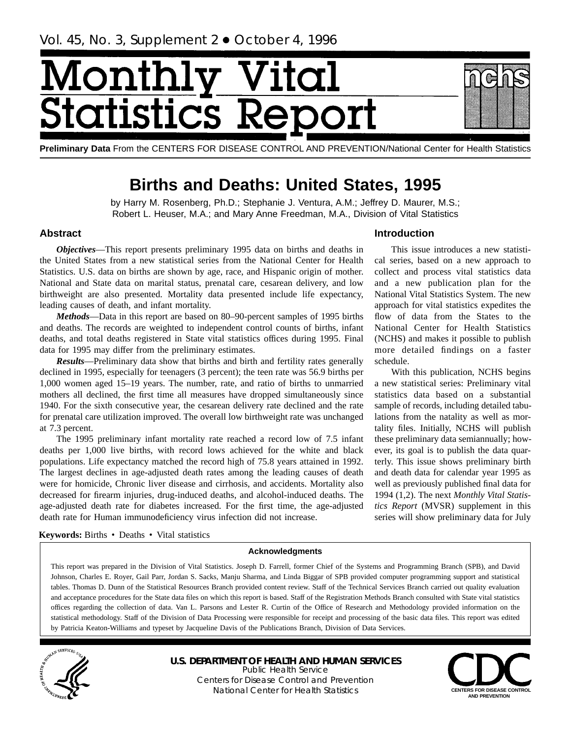Vol. 45, No. 3, Supplement 2 • October 4, 1996

# Monthly Vital Statistics Report

**Preliminary Data** From the CENTERS FOR DISEASE CONTROL AND PREVENTION/National Center for Health Statistics

## Births and Deaths: United States, 1995

by Harry M. Rosenberg, Ph.D.; Stephanie J. Ventura, A.M.; Jeffrey D. Maurer, M.S.; Robert L. Heuser, M.A.; and Mary Anne Freedman, M.A., Division of Vital Statistics

### Abstract

***Objectives***—This report presents preliminary 1995 data on births and deaths in the United States from a new statistical series from the National Center for Health Statistics. U.S. data on births are shown by age, race, and Hispanic origin of mother. National and State data on marital status, prenatal care, cesarean delivery, and low birthweight are also presented. Mortality data presented include life expectancy, leading causes of death, and infant mortality.

***Methods***—Data in this report are based on 80–90-percent samples of 1995 births and deaths. The records are weighted to independent control counts of births, infant deaths, and total deaths registered in State vital statistics offices during 1995. Final data for 1995 may differ from the preliminary estimates.

***Results***—Preliminary data show that births and birth and fertility rates generally declined in 1995, especially for teenagers (3 percent); the teen rate was 56.9 births per 1,000 women aged 15–19 years. The number, rate, and ratio of births to unmarried mothers all declined, the first time all measures have dropped simultaneously since 1940. For the sixth consecutive year, the cesarean delivery rate declined and the rate for prenatal care utilization improved. The overall low birthweight rate was unchanged at 7.3 percent.

The 1995 preliminary infant mortality rate reached a record low of 7.5 infant deaths per 1,000 live births, with record lows achieved for the white and black populations. Life expectancy matched the record high of 75.8 years attained in 1992. The largest declines in age-adjusted death rates among the leading causes of death were for homicide, Chronic liver disease and cirrhosis, and accidents. Mortality also decreased for firearm injuries, drug-induced deaths, and alcohol-induced deaths. The age-adjusted death rate for diabetes increased. For the first time, the age-adjusted death rate for Human immunodeficiency virus infection did not increase.

**Keywords:** Births • Deaths • Vital statistics

### Introduction

This issue introduces a new statistical series, based on a new approach to collect and process vital statistics data and a new publication plan for the National Vital Statistics System. The new approach for vital statistics expedites the flow of data from the States to the National Center for Health Statistics (NCHS) and makes it possible to publish more detailed findings on a faster schedule.

With this publication, NCHS begins a new statistical series: Preliminary vital statistics data based on a substantial sample of records, including detailed tabulations from the natality as well as mortality files. Initially, NCHS will publish these preliminary data semiannually; however, its goal is to publish the data quarterly. This issue shows preliminary birth and death data for calendar year 1995 as well as previously published final data for 1994 (1,2). The next *Monthly Vital Statistics Report* (MVSR) supplement in this series will show preliminary data for July

#### Acknowledgments

This report was prepared in the Division of Vital Statistics. Joseph D. Farrell, former Chief of the Systems and Programming Branch (SPB), and David Johnson, Charles E. Royer, Gail Parr, Jordan S. Sacks, Manju Sharma, and Linda Biggar of SPB provided computer programming support and statistical tables. Thomas D. Dunn of the Statistical Resources Branch provided content review. Staff of the Technical Services Branch carried out quality evaluation and acceptance procedures for the State data files on which this report is based. Staff of the Registration Methods Branch consulted with State vital statistics offices regarding the collection of data. Van L. Parsons and Lester R. Curtin of the Office of Research and Methodology provided information on the statistical methodology. Staff of the Division of Data Processing were responsible for receipt and processing of the basic data files. This report was edited by Patricia Keaton-Williams and typeset by Jacqueline Davis of the Publications Branch, Division of Data Services.

**U.S. DEPARTMENT OF HEALTH AND HUMAN SERVICES**
Public Health Service
Centers for Disease Control and Prevention
National Center for Health Statistics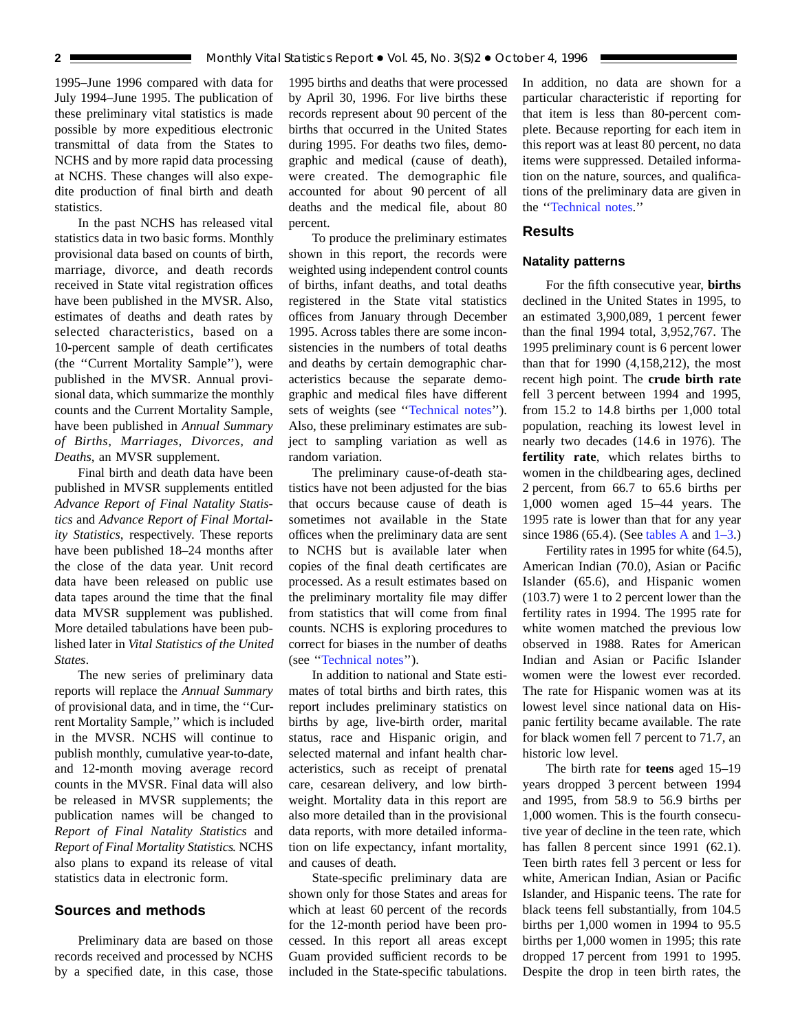1995–June 1996 compared with data for July 1994–June 1995. The publication of these preliminary vital statistics is made possible by more expeditious electronic transmittal of data from the States to NCHS and by more rapid data processing at NCHS. These changes will also expedite production of final birth and death statistics.

In the past NCHS has released vital statistics data in two basic forms. Monthly provisional data based on counts of birth, marriage, divorce, and death records received in State vital registration offices have been published in the MVSR. Also, estimates of deaths and death rates by selected characteristics, based on a 10-percent sample of death certificates (the ''Current Mortality Sample''), were published in the MVSR. Annual provisional data, which summarize the monthly counts and the Current Mortality Sample, have been published in *Annual Summary of Births, Marriages, Divorces, and Deaths*, an MVSR supplement.

Final birth and death data have been published in MVSR supplements entitled *Advance Report of Final Natality Statistics* and *Advance Report of Final Mortality Statistics*, respectively. These reports have been published 18–24 months after the close of the data year. Unit record data have been released on public use data tapes around the time that the final data MVSR supplement was published. More detailed tabulations have been published later in *Vital Statistics of the United States*.

The new series of preliminary data reports will replace the *Annual Summary* of provisional data, and in time, the ''Current Mortality Sample,'' which is included in the MVSR. NCHS will continue to publish monthly, cumulative year-to-date, and 12-month moving average record counts in the MVSR. Final data will also be released in MVSR supplements; the publication names will be changed to *Report of Final Natality Statistics* and *Report of Final Mortality Statistics*. NCHS also plans to expand its release of vital statistics data in electronic form.

## Sources and methods

Preliminary data are based on those records received and processed by NCHS by a specified date, in this case, those 1995 births and deaths that were processed by April 30, 1996. For live births these records represent about 90 percent of the births that occurred in the United States during 1995. For deaths two files, demographic and medical (cause of death), were created. The demographic file accounted for about 90 percent of all deaths and the medical file, about 80 percent.

To produce the preliminary estimates shown in this report, the records were weighted using independent control counts of births, infant deaths, and total deaths registered in the State vital statistics offices from January through December 1995. Across tables there are some inconsistencies in the numbers of total deaths and deaths by certain demographic characteristics because the separate demographic and medical files have different sets of weights (see ''Technical notes''). Also, these preliminary estimates are subject to sampling variation as well as random variation.

The preliminary cause-of-death statistics have not been adjusted for the bias that occurs because cause of death is sometimes not available in the State offices when the preliminary data are sent to NCHS but is available later when copies of the final death certificates are processed. As a result estimates based on the preliminary mortality file may differ from statistics that will come from final counts. NCHS is exploring procedures to correct for biases in the number of deaths (see ''Technical notes'').

In addition to national and State estimates of total births and birth rates, this report includes preliminary statistics on births by age, live-birth order, marital status, race and Hispanic origin, and selected maternal and infant health characteristics, such as receipt of prenatal care, cesarean delivery, and low birthweight. Mortality data in this report are also more detailed than in the provisional data reports, with more detailed information on life expectancy, infant mortality, and causes of death.

State-specific preliminary data are shown only for those States and areas for which at least 60 percent of the records for the 12-month period have been processed. In this report all areas except Guam provided sufficient records to be included in the State-specific tabulations. In addition, no data are shown for a particular characteristic if reporting for that item is less than 80-percent complete. Because reporting for each item in this report was at least 80 percent, no data items were suppressed. Detailed information on the nature, sources, and qualifications of the preliminary data are given in the ''Technical notes.''

## Results

### Natality patterns

For the fifth consecutive year, **births** declined in the United States in 1995, to an estimated 3,900,089, 1 percent fewer than the final 1994 total, 3,952,767. The 1995 preliminary count is 6 percent lower than that for 1990 (4,158,212), the most recent high point. The **crude birth rate** fell 3 percent between 1994 and 1995, from 15.2 to 14.8 births per 1,000 total population, reaching its lowest level in nearly two decades (14.6 in 1976). The **fertility rate**, which relates births to women in the childbearing ages, declined 2 percent, from 66.7 to 65.6 births per 1,000 women aged 15–44 years. The 1995 rate is lower than that for any year since 1986 (65.4). (See tables A and 1–3.)

Fertility rates in 1995 for white (64.5), American Indian (70.0), Asian or Pacific Islander (65.6), and Hispanic women (103.7) were 1 to 2 percent lower than the fertility rates in 1994. The 1995 rate for white women matched the previous low observed in 1988. Rates for American Indian and Asian or Pacific Islander women were the lowest ever recorded. The rate for Hispanic women was at its lowest level since national data on Hispanic fertility became available. The rate for black women fell 7 percent to 71.7, an historic low level.

The birth rate for **teens** aged 15–19 years dropped 3 percent between 1994 and 1995, from 58.9 to 56.9 births per 1,000 women. This is the fourth consecutive year of decline in the teen rate, which has fallen 8 percent since 1991 (62.1). Teen birth rates fell 3 percent or less for white, American Indian, Asian or Pacific Islander, and Hispanic teens. The rate for black teens fell substantially, from 104.5 births per 1,000 women in 1994 to 95.5 births per 1,000 women in 1995; this rate dropped 17 percent from 1991 to 1995. Despite the drop in teen birth rates, the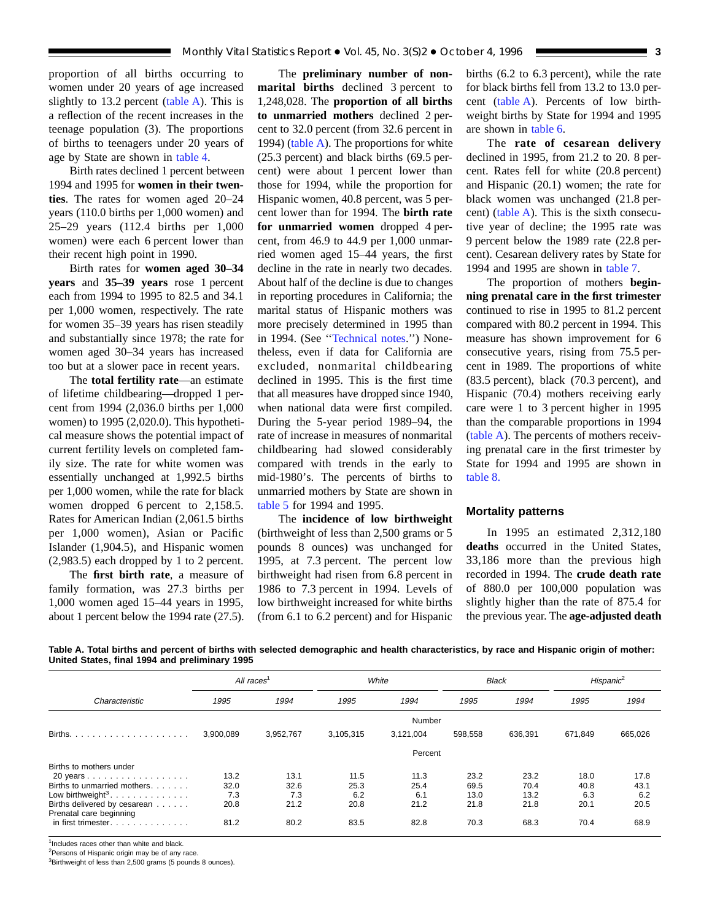proportion of all births occurring to women under 20 years of age increased slightly to 13.2 percent (table A). This is a reflection of the recent increases in the teenage population (3). The proportions of births to teenagers under 20 years of age by State are shown in table 4.

Birth rates declined 1 percent between 1994 and 1995 for **women in their twenties**. The rates for women aged 20–24 years (110.0 births per 1,000 women) and 25–29 years (112.4 births per 1,000 women) were each 6 percent lower than their recent high point in 1990.

Birth rates for **women aged 30–34 years** and **35–39 years** rose 1 percent each from 1994 to 1995 to 82.5 and 34.1 per 1,000 women, respectively. The rate for women 35–39 years has risen steadily and substantially since 1978; the rate for women aged 30–34 years has increased too but at a slower pace in recent years.

The **total fertility rate**—an estimate of lifetime childbearing—dropped 1 percent from 1994 (2,036.0 births per 1,000 women) to 1995 (2,020.0). This hypothetical measure shows the potential impact of current fertility levels on completed family size. The rate for white women was essentially unchanged at 1,992.5 births per 1,000 women, while the rate for black women dropped 6 percent to 2,158.5. Rates for American Indian (2,061.5 births per 1,000 women), Asian or Pacific Islander (1,904.5), and Hispanic women (2,983.5) each dropped by 1 to 2 percent.

The **first birth rate**, a measure of family formation, was 27.3 births per 1,000 women aged 15–44 years in 1995, about 1 percent below the 1994 rate (27.5).

The **preliminary number of nonmarital births** declined 3 percent to 1,248,028. The **proportion of all births to unmarried mothers** declined 2 percent to 32.0 percent (from 32.6 percent in 1994) (table A). The proportions for white (25.3 percent) and black births (69.5 percent) were about 1 percent lower than those for 1994, while the proportion for Hispanic women, 40.8 percent, was 5 percent lower than for 1994. The **birth rate for unmarried women** dropped 4 percent, from 46.9 to 44.9 per 1,000 unmarried women aged 15–44 years, the first decline in the rate in nearly two decades. About half of the decline is due to changes in reporting procedures in California; the marital status of Hispanic mothers was more precisely determined in 1995 than in 1994. (See "Technical notes.") Nonetheless, even if data for California are excluded, nonmarital childbearing declined in 1995. This is the first time that all measures have dropped since 1940, when national data were first compiled. During the 5-year period 1989–94, the rate of increase in measures of nonmarital childbearing had slowed considerably compared with trends in the early to mid-1980's. The percents of births to unmarried mothers by State are shown in table 5 for 1994 and 1995.

The **incidence of low birthweight** (birthweight of less than 2,500 grams or 5 pounds 8 ounces) was unchanged for 1995, at 7.3 percent. The percent low birthweight had risen from 6.8 percent in 1986 to 7.3 percent in 1994. Levels of low birthweight increased for white births (from 6.1 to 6.2 percent) and for Hispanic births (6.2 to 6.3 percent), while the rate for black births fell from 13.2 to 13.0 percent (table A). Percents of low birthweight births by State for 1994 and 1995 are shown in table 6.

The **rate of cesarean delivery** declined in 1995, from 21.2 to 20. 8 percent. Rates fell for white (20.8 percent) and Hispanic (20.1) women; the rate for black women was unchanged (21.8 percent) (table A). This is the sixth consecutive year of decline; the 1995 rate was 9 percent below the 1989 rate (22.8 percent). Cesarean delivery rates by State for 1994 and 1995 are shown in table 7.

The proportion of mothers **beginning prenatal care in the first trimester** continued to rise in 1995 to 81.2 percent compared with 80.2 percent in 1994. This measure has shown improvement for 6 consecutive years, rising from 75.5 percent in 1989. The proportions of white (83.5 percent), black (70.3 percent), and Hispanic (70.4) mothers receiving early care were 1 to 3 percent higher in 1995 than the comparable proportions in 1994 (table A). The percents of mothers receiving prenatal care in the first trimester by State for 1994 and 1995 are shown in table 8.

### Mortality patterns

In 1995 an estimated 2,312,180 **deaths** occurred in the United States, 33,186 more than the previous high recorded in 1994. The **crude death rate** of 880.0 per 100,000 population was slightly higher than the rate of 875.4 for the previous year. The **age-adjusted death**

**Table A. Total births and percent of births with selected demographic and health characteristics, by race and Hispanic origin of mother: United States, final 1994 and preliminary 1995**

| Characteristic | All races[1] | | White | | Black | | Hispanic[2] | |
|---|---|---|---|---|---|---|---|---|
| | 1995 | 1994 | 1995 | 1994 | 1995 | 1994 | 1995 | 1994 |
| | Number | | | | | | | |
| Births | 3,900,089 | 3,952,767 | 3,105,315 | 3,121,004 | 598,558 | 636,391 | 671,849 | 665,026 |
| | Percent | | | | | | | |
| Births to mothers under 20 years | 13.2 | 13.1 | 11.5 | 11.3 | 23.2 | 23.2 | 18.0 | 17.8 |
| Births to unmarried mothers | 32.0 | 32.6 | 25.3 | 25.4 | 69.5 | 70.4 | 40.8 | 43.1 |
| Low birthweight[3] | 7.3 | 7.3 | 6.2 | 6.1 | 13.0 | 13.2 | 6.3 | 6.2 |
| Births delivered by cesarean | 20.8 | 21.2 | 20.8 | 21.2 | 21.8 | 21.8 | 20.1 | 20.5 |
| Prenatal care beginning in first trimester | 81.2 | 80.2 | 83.5 | 82.8 | 70.3 | 68.3 | 70.4 | 68.9 |

[1]Includes races other than white and black.
[2]Persons of Hispanic origin may be of any race.
[3]Birthweight of less than 2,500 grams (5 pounds 8 ounces).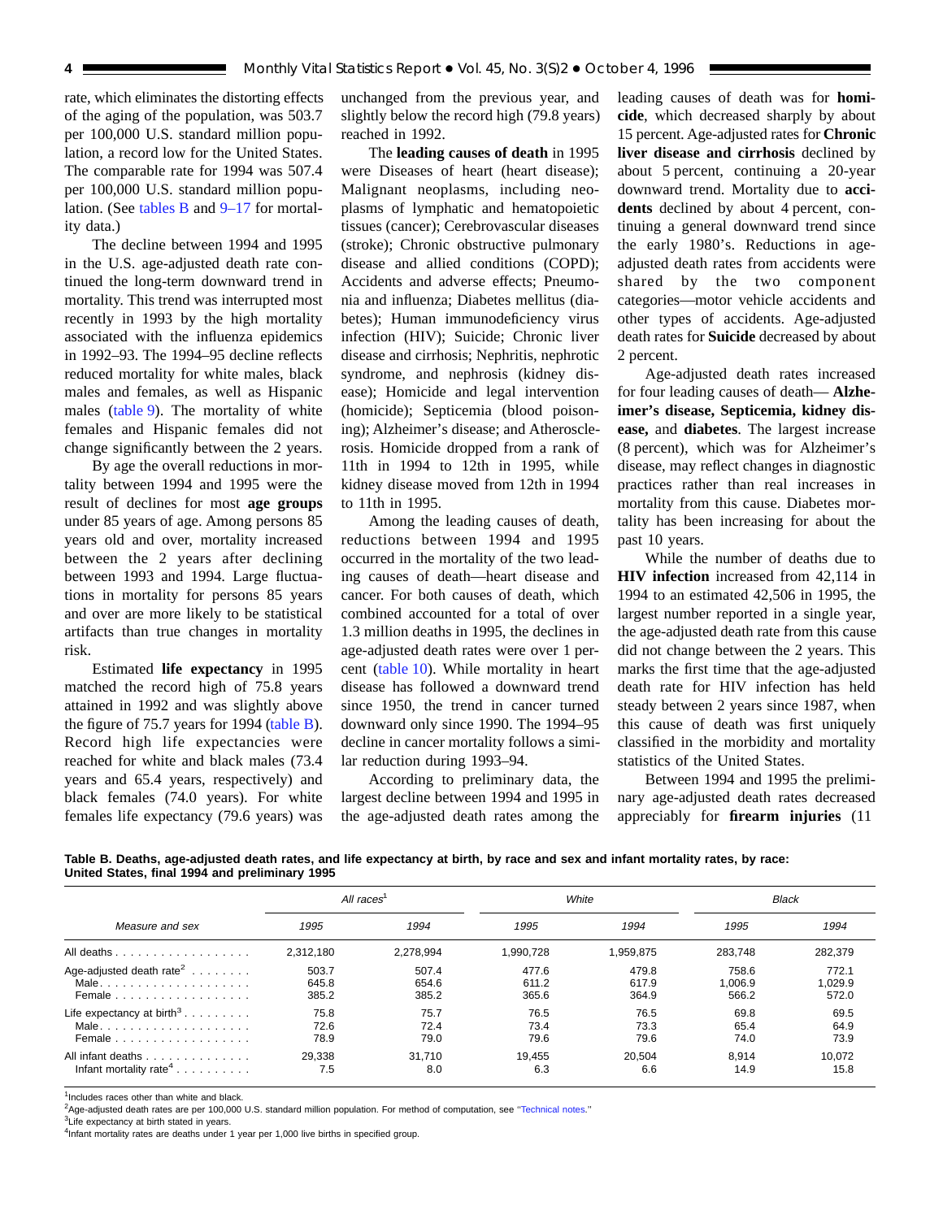rate, which eliminates the distorting effects of the aging of the population, was 503.7 per 100,000 U.S. standard million population, a record low for the United States. The comparable rate for 1994 was 507.4 per 100,000 U.S. standard million population. (See tables B and 9–17 for mortality data.)

The decline between 1994 and 1995 in the U.S. age-adjusted death rate continued the long-term downward trend in mortality. This trend was interrupted most recently in 1993 by the high mortality associated with the influenza epidemics in 1992–93. The 1994–95 decline reflects reduced mortality for white males, black males and females, as well as Hispanic males (table 9). The mortality of white females and Hispanic females did not change significantly between the 2 years.

By age the overall reductions in mortality between 1994 and 1995 were the result of declines for most **age groups** under 85 years of age. Among persons 85 years old and over, mortality increased between the 2 years after declining between 1993 and 1994. Large fluctuations in mortality for persons 85 years and over are more likely to be statistical artifacts than true changes in mortality risk.

Estimated **life expectancy** in 1995 matched the record high of 75.8 years attained in 1992 and was slightly above the figure of 75.7 years for 1994 (table B). Record high life expectancies were reached for white and black males (73.4 years and 65.4 years, respectively) and black females (74.0 years). For white females life expectancy (79.6 years) was unchanged from the previous year, and slightly below the record high (79.8 years) reached in 1992.

The **leading causes of death** in 1995 were Diseases of heart (heart disease); Malignant neoplasms, including neoplasms of lymphatic and hematopoietic tissues (cancer); Cerebrovascular diseases (stroke); Chronic obstructive pulmonary disease and allied conditions (COPD); Accidents and adverse effects; Pneumonia and influenza; Diabetes mellitus (diabetes); Human immunodeficiency virus infection (HIV); Suicide; Chronic liver disease and cirrhosis; Nephritis, nephrotic syndrome, and nephrosis (kidney disease); Homicide and legal intervention (homicide); Septicemia (blood poisoning); Alzheimer's disease; and Atherosclerosis. Homicide dropped from a rank of 11th in 1994 to 12th in 1995, while kidney disease moved from 12th in 1994 to 11th in 1995.

Among the leading causes of death, reductions between 1994 and 1995 occurred in the mortality of the two leading causes of death—heart disease and cancer. For both causes of death, which combined accounted for a total of over 1.3 million deaths in 1995, the declines in age-adjusted death rates were over 1 percent (table 10). While mortality in heart disease has followed a downward trend since 1950, the trend in cancer turned downward only since 1990. The 1994–95 decline in cancer mortality follows a similar reduction during 1993–94.

According to preliminary data, the largest decline between 1994 and 1995 in the age-adjusted death rates among the leading causes of death was for **homicide**, which decreased sharply by about 15 percent. Age-adjusted rates for **Chronic liver disease and cirrhosis** declined by about 5 percent, continuing a 20-year downward trend. Mortality due to **accidents** declined by about 4 percent, continuing a general downward trend since the early 1980's. Reductions in age-adjusted death rates from accidents were shared by the two component categories—motor vehicle accidents and other types of accidents. Age-adjusted death rates for **Suicide** decreased by about 2 percent.

Age-adjusted death rates increased for four leading causes of death— **Alzheimer's disease, Septicemia, kidney disease,** and **diabetes**. The largest increase (8 percent), which was for Alzheimer's disease, may reflect changes in diagnostic practices rather than real increases in mortality from this cause. Diabetes mortality has been increasing for about the past 10 years.

While the number of deaths due to **HIV infection** increased from 42,114 in 1994 to an estimated 42,506 in 1995, the largest number reported in a single year, the age-adjusted death rate from this cause did not change between the 2 years. This marks the first time that the age-adjusted death rate for HIV infection has held steady between 2 years since 1987, when this cause of death was first uniquely classified in the morbidity and mortality statistics of the United States.

Between 1994 and 1995 the preliminary age-adjusted death rates decreased appreciably for **firearm injuries** (11

**Table B. Deaths, age-adjusted death rates, and life expectancy at birth, by race and sex and infant mortality rates, by race: United States, final 1994 and preliminary 1995**

| Measure and sex | All races[1] | | White | | Black | |
|---|---|---|---|---|---|---|
| | 1995 | 1994 | 1995 | 1994 | 1995 | 1994 |
| All deaths | 2,312,180 | 2,278,994 | 1,990,728 | 1,959,875 | 283,748 | 282,379 |
| Age-adjusted death rate[2] | 503.7 | 507.4 | 477.6 | 479.8 | 758.6 | 772.1 |
| Male | 645.8 | 654.6 | 611.2 | 617.9 | 1,006.9 | 1,029.9 |
| Female | 385.2 | 385.2 | 365.6 | 364.9 | 566.2 | 572.0 |
| Life expectancy at birth[3] | 75.8 | 75.7 | 76.5 | 76.5 | 69.8 | 69.5 |
| Male | 72.6 | 72.4 | 73.4 | 73.3 | 65.4 | 64.9 |
| Female | 78.9 | 79.0 | 79.6 | 79.6 | 74.0 | 73.9 |
| All infant deaths | 29,338 | 31,710 | 19,455 | 20,504 | 8,914 | 10,072 |
| Infant mortality rate[4] | 7.5 | 8.0 | 6.3 | 6.6 | 14.9 | 15.8 |

[1]Includes races other than white and black.
[2]Age-adjusted death rates are per 100,000 U.S. standard million population. For method of computation, see "Technical notes."
[3]Life expectancy at birth stated in years.
[4]Infant mortality rates are deaths under 1 year per 1,000 live births in specified group.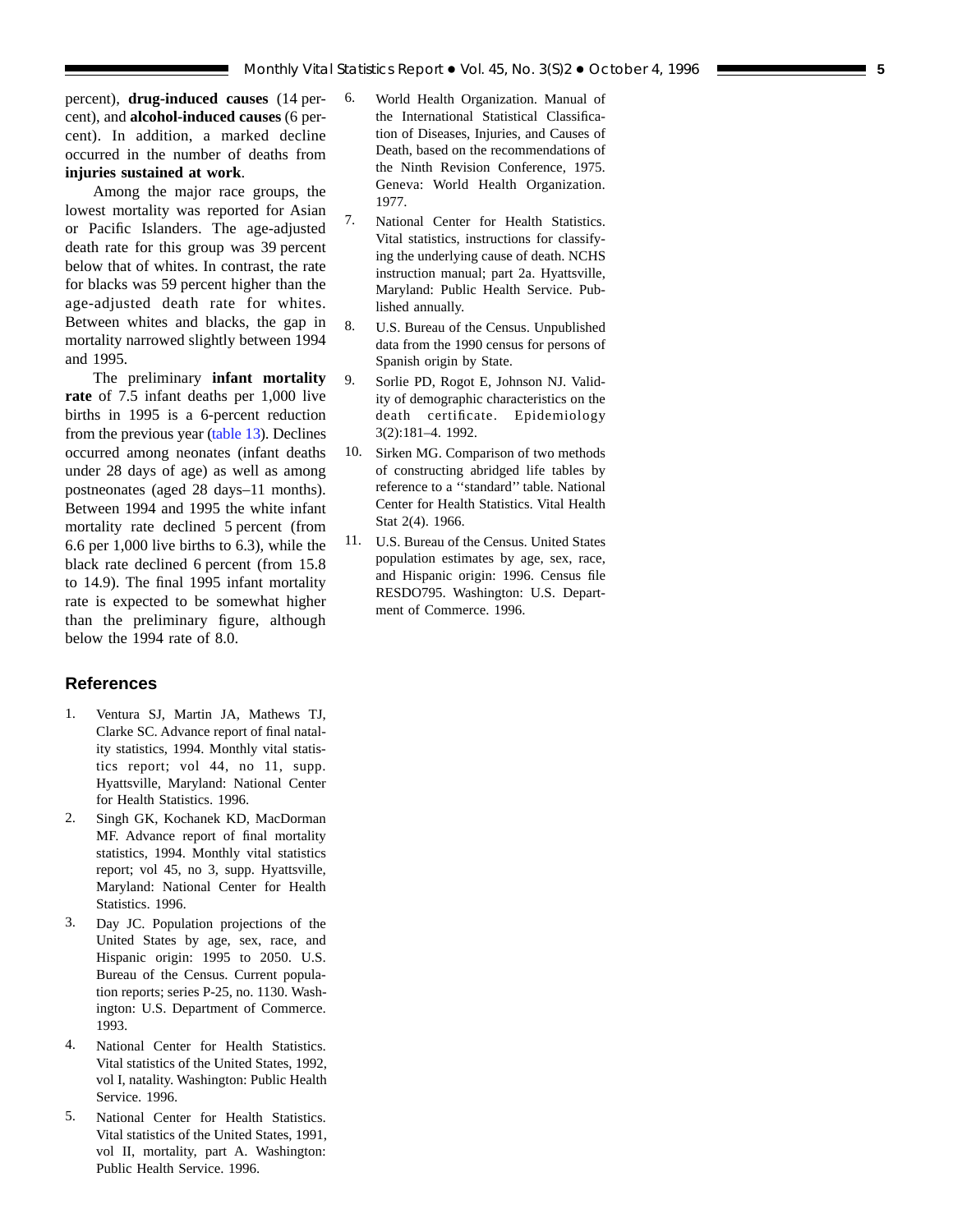percent), **drug-induced causes** (14 percent), and **alcohol-induced causes** (6 percent). In addition, a marked decline occurred in the number of deaths from **injuries sustained at work**.

Among the major race groups, the lowest mortality was reported for Asian or Pacific Islanders. The age-adjusted death rate for this group was 39 percent below that of whites. In contrast, the rate for blacks was 59 percent higher than the age-adjusted death rate for whites. Between whites and blacks, the gap in mortality narrowed slightly between 1994 and 1995.

The preliminary **infant mortality rate** of 7.5 infant deaths per 1,000 live births in 1995 is a 6-percent reduction from the previous year (table 13). Declines occurred among neonates (infant deaths under 28 days of age) as well as among postneonates (aged 28 days–11 months). Between 1994 and 1995 the white infant mortality rate declined 5 percent (from 6.6 per 1,000 live births to 6.3), while the black rate declined 6 percent (from 15.8 to 14.9). The final 1995 infant mortality rate is expected to be somewhat higher than the preliminary figure, although below the 1994 rate of 8.0.

## References

1. Ventura SJ, Martin JA, Mathews TJ, Clarke SC. Advance report of final natality statistics, 1994. Monthly vital statistics report; vol 44, no 11, supp. Hyattsville, Maryland: National Center for Health Statistics. 1996.
2. Singh GK, Kochanek KD, MacDorman MF. Advance report of final mortality statistics, 1994. Monthly vital statistics report; vol 45, no 3, supp. Hyattsville, Maryland: National Center for Health Statistics. 1996.
3. Day JC. Population projections of the United States by age, sex, race, and Hispanic origin: 1995 to 2050. U.S. Bureau of the Census. Current population reports; series P-25, no. 1130. Washington: U.S. Department of Commerce. 1993.
4. National Center for Health Statistics. Vital statistics of the United States, 1992, vol I, natality. Washington: Public Health Service. 1996.
5. National Center for Health Statistics. Vital statistics of the United States, 1991, vol II, mortality, part A. Washington: Public Health Service. 1996.
6. World Health Organization. Manual of the International Statistical Classification of Diseases, Injuries, and Causes of Death, based on the recommendations of the Ninth Revision Conference, 1975. Geneva: World Health Organization. 1977.
7. National Center for Health Statistics. Vital statistics, instructions for classifying the underlying cause of death. NCHS instruction manual; part 2a. Hyattsville, Maryland: Public Health Service. Published annually.
8. U.S. Bureau of the Census. Unpublished data from the 1990 census for persons of Spanish origin by State.
9. Sorlie PD, Rogot E, Johnson NJ. Validity of demographic characteristics on the death certificate. Epidemiology 3(2):181–4. 1992.
10. Sirken MG. Comparison of two methods of constructing abridged life tables by reference to a ''standard'' table. National Center for Health Statistics. Vital Health Stat 2(4). 1966.
11. U.S. Bureau of the Census. United States population estimates by age, sex, race, and Hispanic origin: 1996. Census file RESDO795. Washington: U.S. Department of Commerce. 1996.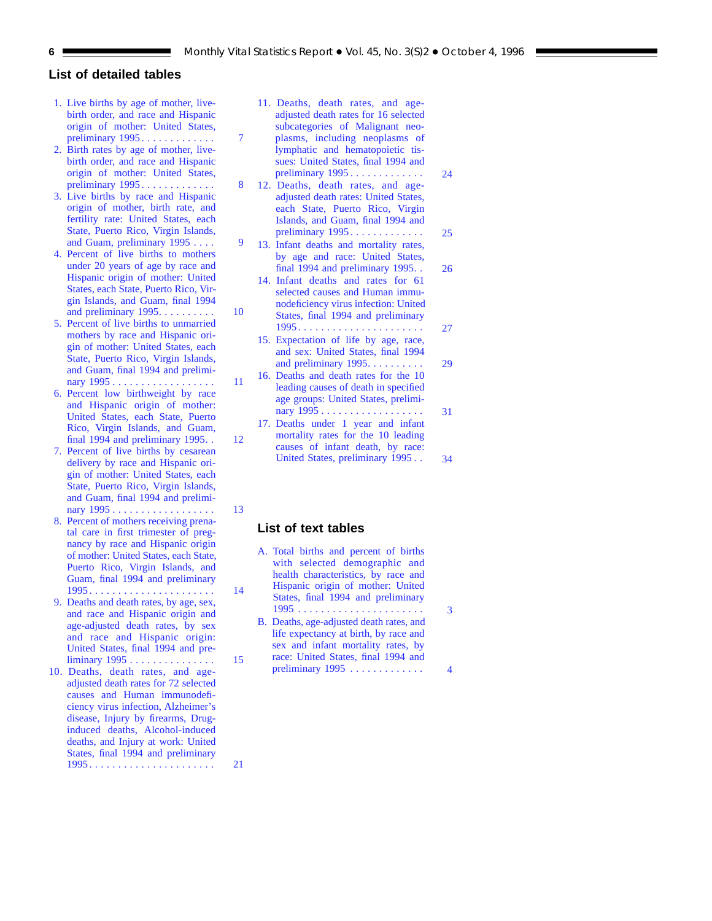## List of detailed tables

1. Live births by age of mother, live-birth order, and race and Hispanic origin of mother: United States, preliminary 1995 . . . . . . . . . . . . . 7
2. Birth rates by age of mother, live-birth order, and race and Hispanic origin of mother: United States, preliminary 1995 . . . . . . . . . . . . . 8
3. Live births by race and Hispanic origin of mother, birth rate, and fertility rate: United States, each State, Puerto Rico, Virgin Islands, and Guam, preliminary 1995 . . . . 9
4. Percent of live births to mothers under 20 years of age by race and Hispanic origin of mother: United States, each State, Puerto Rico, Virgin Islands, and Guam, final 1994 and preliminary 1995. . . . . . . . . . 10
5. Percent of live births to unmarried mothers by race and Hispanic origin of mother: United States, each State, Puerto Rico, Virgin Islands, and Guam, final 1994 and preliminary 1995 . . . . . . . . . . . . . . . . . . 11
6. Percent low birthweight by race and Hispanic origin of mother: United States, each State, Puerto Rico, Virgin Islands, and Guam, final 1994 and preliminary 1995. . 12
7. Percent of live births by cesarean delivery by race and Hispanic origin of mother: United States, each State, Puerto Rico, Virgin Islands, and Guam, final 1994 and preliminary 1995 . . . . . . . . . . . . . . . . . . 13
8. Percent of mothers receiving prenatal care in first trimester of pregnancy by race and Hispanic origin of mother: United States, each State, Puerto Rico, Virgin Islands, and Guam, final 1994 and preliminary 1995. . . . . . . . . . . . . . . . . . . . . . 14
9. Deaths and death rates, by age, sex, and race and Hispanic origin and age-adjusted death rates, by sex and race and Hispanic origin: United States, final 1994 and preliminary 1995 . . . . . . . . . . . . . . . 15
10. Deaths, death rates, and age-adjusted death rates for 72 selected causes and Human immunodeficiency virus infection, Alzheimer's disease, Injury by firearms, Drug-induced deaths, Alcohol-induced deaths, and Injury at work: United States, final 1994 and preliminary 1995. . . . . . . . . . . . . . . . . . . . . . 21
11. Deaths, death rates, and age-adjusted death rates for 16 selected subcategories of Malignant neoplasms, including neoplasms of lymphatic and hematopoietic tissues: United States, final 1994 and preliminary 1995 . . . . . . . . . . . . . 24
12. Deaths, death rates, and age-adjusted death rates: United States, each State, Puerto Rico, Virgin Islands, and Guam, final 1994 and preliminary 1995. . . . . . . . . . . . . 25
13. Infant deaths and mortality rates, by age and race: United States, final 1994 and preliminary 1995. . 26
14. Infant deaths and rates for 61 selected causes and Human immunodeficiency virus infection: United States, final 1994 and preliminary 1995. . . . . . . . . . . . . . . . . . . . . . 27
15. Expectation of life by age, race, and sex: United States, final 1994 and preliminary 1995. . . . . . . . . . 29
16. Deaths and death rates for the 10 leading causes of death in specified age groups: United States, preliminary 1995 . . . . . . . . . . . . . . . . . . 31
17. Deaths under 1 year and infant mortality rates for the 10 leading causes of infant death, by race: United States, preliminary 1995 . . 34

## List of text tables

A. Total births and percent of births with selected demographic and health characteristics, by race and Hispanic origin of mother: United States, final 1994 and preliminary 1995 . . . . . . . . . . . . . . . . . . . . . . 3

B. Deaths, age-adjusted death rates, and life expectancy at birth, by race and sex and infant mortality rates, by race: United States, final 1994 and preliminary 1995 . . . . . . . . . . . . . 4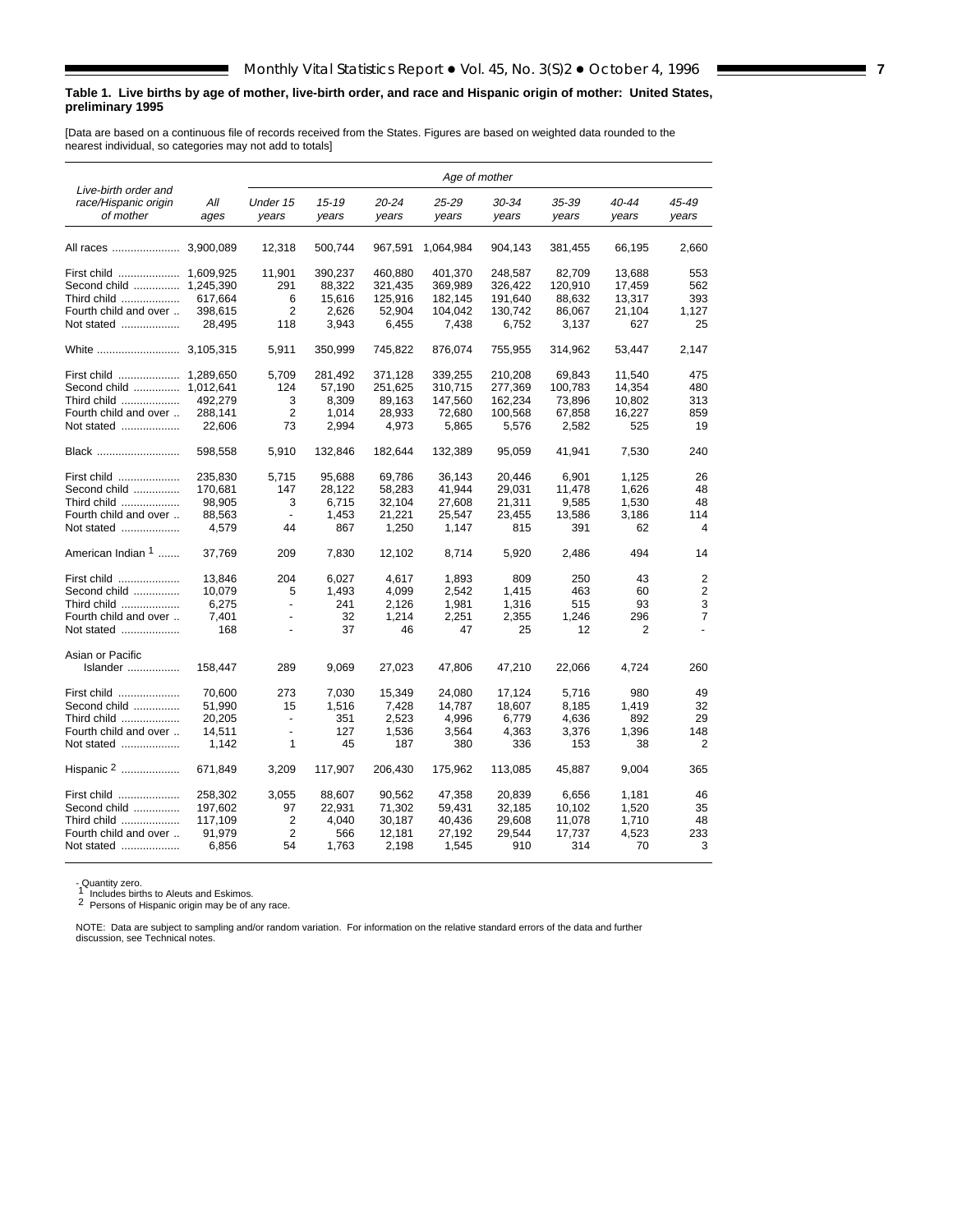**Table 1. Live births by age of mother, live-birth order, and race and Hispanic origin of mother: United States, preliminary 1995**

[Data are based on a continuous file of records received from the States. Figures are based on weighted data rounded to the nearest individual, so categories may not add to totals]

| Live-birth order and race/Hispanic origin of mother | All ages | Age of mother | | | | | | | |
|---|---|---|---|---|---|---|---|---|---|
| | | Under 15 years | 15-19 years | 20-24 years | 25-29 years | 30-34 years | 35-39 years | 40-44 years | 45-49 years |
| All races | 3,900,089 | 12,318 | 500,744 | 967,591 | 1,064,984 | 904,143 | 381,455 | 66,195 | 2,660 |
| First child | 1,609,925 | 11,901 | 390,237 | 460,880 | 401,370 | 248,587 | 82,709 | 13,688 | 553 |
| Second child | 1,245,390 | 291 | 88,322 | 321,435 | 369,989 | 326,422 | 120,910 | 17,459 | 562 |
| Third child | 617,664 | 6 | 15,616 | 125,916 | 182,145 | 191,640 | 88,632 | 13,317 | 393 |
| Fourth child and over | 398,615 | 2 | 2,626 | 52,904 | 104,042 | 130,742 | 86,067 | 21,104 | 1,127 |
| Not stated | 28,495 | 118 | 3,943 | 6,455 | 7,438 | 6,752 | 3,137 | 627 | 25 |
| White | 3,105,315 | 5,911 | 350,999 | 745,822 | 876,074 | 755,955 | 314,962 | 53,447 | 2,147 |
| First child | 1,289,650 | 5,709 | 281,492 | 371,128 | 339,255 | 210,208 | 69,843 | 11,540 | 475 |
| Second child | 1,012,641 | 124 | 57,190 | 251,625 | 310,715 | 277,369 | 100,783 | 14,354 | 480 |
| Third child | 492,279 | 3 | 8,309 | 89,163 | 147,560 | 162,234 | 73,896 | 10,802 | 313 |
| Fourth child and over | 288,141 | 2 | 1,014 | 28,933 | 72,680 | 100,568 | 67,858 | 16,227 | 859 |
| Not stated | 22,606 | 73 | 2,994 | 4,973 | 5,865 | 5,576 | 2,582 | 525 | 19 |
| Black | 598,558 | 5,910 | 132,846 | 182,644 | 132,389 | 95,059 | 41,941 | 7,530 | 240 |
| First child | 235,830 | 5,715 | 95,688 | 69,786 | 36,143 | 20,446 | 6,901 | 1,125 | 26 |
| Second child | 170,681 | 147 | 28,122 | 58,283 | 41,944 | 29,031 | 11,478 | 1,626 | 48 |
| Third child | 98,905 | 3 | 6,715 | 32,104 | 27,608 | 21,311 | 9,585 | 1,530 | 48 |
| Fourth child and over | 88,563 | - | 1,453 | 21,221 | 25,547 | 23,455 | 13,586 | 3,186 | 114 |
| Not stated | 4,579 | 44 | 867 | 1,250 | 1,147 | 815 | 391 | 62 | 4 |
| American Indian [1] | 37,769 | 209 | 7,830 | 12,102 | 8,714 | 5,920 | 2,486 | 494 | 14 |
| First child | 13,846 | 204 | 6,027 | 4,617 | 1,893 | 809 | 250 | 43 | 2 |
| Second child | 10,079 | 5 | 1,493 | 4,099 | 2,542 | 1,415 | 463 | 60 | 2 |
| Third child | 6,275 | - | 241 | 2,126 | 1,981 | 1,316 | 515 | 93 | 3 |
| Fourth child and over | 7,401 | - | 32 | 1,214 | 2,251 | 2,355 | 1,246 | 296 | 7 |
| Not stated | 168 | - | 37 | 46 | 47 | 25 | 12 | 2 | - |
| Asian or Pacific Islander | 158,447 | 289 | 9,069 | 27,023 | 47,806 | 47,210 | 22,066 | 4,724 | 260 |
| First child | 70,600 | 273 | 7,030 | 15,349 | 24,080 | 17,124 | 5,716 | 980 | 49 |
| Second child | 51,990 | 15 | 1,516 | 7,428 | 14,787 | 18,607 | 8,185 | 1,419 | 32 |
| Third child | 20,205 | - | 351 | 2,523 | 4,996 | 6,779 | 4,636 | 892 | 29 |
| Fourth child and over | 14,511 | - | 127 | 1,536 | 3,564 | 4,363 | 3,376 | 1,396 | 148 |
| Not stated | 1,142 | 1 | 45 | 187 | 380 | 336 | 153 | 38 | 2 |
| Hispanic [2] | 671,849 | 3,209 | 117,907 | 206,430 | 175,962 | 113,085 | 45,887 | 9,004 | 365 |
| First child | 258,302 | 3,055 | 88,607 | 90,562 | 47,358 | 20,839 | 6,656 | 1,181 | 46 |
| Second child | 197,602 | 97 | 22,931 | 71,302 | 59,431 | 32,185 | 10,102 | 1,520 | 35 |
| Third child | 117,109 | 2 | 4,040 | 30,187 | 40,436 | 29,608 | 11,078 | 1,710 | 48 |
| Fourth child and over | 91,979 | 2 | 566 | 12,181 | 27,192 | 29,544 | 17,737 | 4,523 | 233 |
| Not stated | 6,856 | 54 | 1,763 | 2,198 | 1,545 | 910 | 314 | 70 | 3 |

- Quantity zero.
[1] Includes births to Aleuts and Eskimos.
[2] Persons of Hispanic origin may be of any race.

NOTE: Data are subject to sampling and/or random variation. For information on the relative standard errors of the data and further discussion, see Technical notes.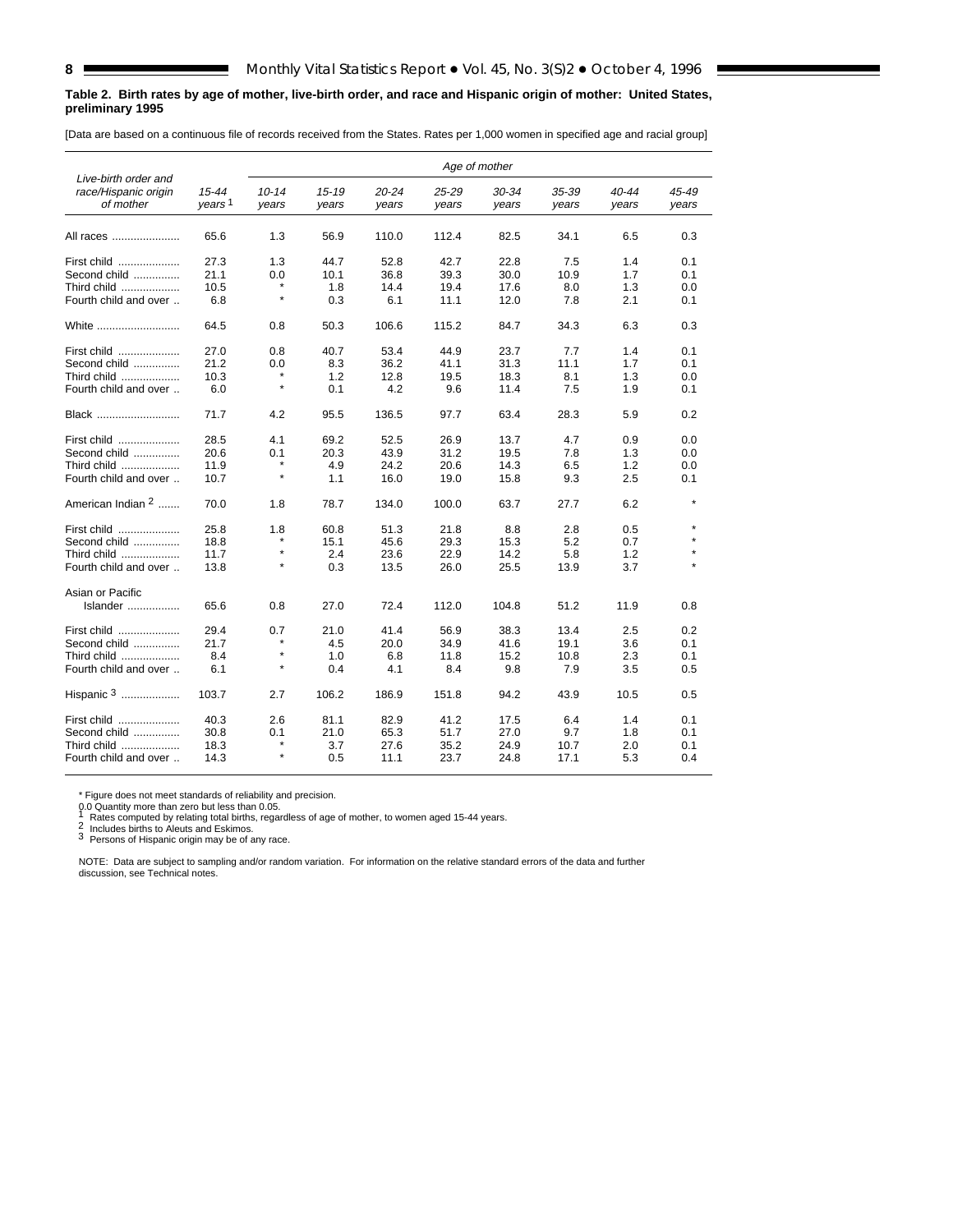**Table 2. Birth rates by age of mother, live-birth order, and race and Hispanic origin of mother: United States, preliminary 1995**

[Data are based on a continuous file of records received from the States. Rates per 1,000 women in specified age and racial group]

| Live-birth order and race/Hispanic origin of mother | 15-44 years [1] | Age of mother | | | | | | | |
|---|---|---|---|---|---|---|---|---|---|
| | | 10-14 years | 15-19 years | 20-24 years | 25-29 years | 30-34 years | 35-39 years | 40-44 years | 45-49 years |
| All races | 65.6 | 1.3 | 56.9 | 110.0 | 112.4 | 82.5 | 34.1 | 6.5 | 0.3 |
| First child | 27.3 | 1.3 | 44.7 | 52.8 | 42.7 | 22.8 | 7.5 | 1.4 | 0.1 |
| Second child | 21.1 | 0.0 | 10.1 | 36.8 | 39.3 | 30.0 | 10.9 | 1.7 | 0.1 |
| Third child | 10.5 | * | 1.8 | 14.4 | 19.4 | 17.6 | 8.0 | 1.3 | 0.0 |
| Fourth child and over | 6.8 | * | 0.3 | 6.1 | 11.1 | 12.0 | 7.8 | 2.1 | 0.1 |
| White | 64.5 | 0.8 | 50.3 | 106.6 | 115.2 | 84.7 | 34.3 | 6.3 | 0.3 |
| First child | 27.0 | 0.8 | 40.7 | 53.4 | 44.9 | 23.7 | 7.7 | 1.4 | 0.1 |
| Second child | 21.2 | 0.0 | 8.3 | 36.2 | 41.1 | 31.3 | 11.1 | 1.7 | 0.1 |
| Third child | 10.3 | * | 1.2 | 12.8 | 19.5 | 18.3 | 8.1 | 1.3 | 0.0 |
| Fourth child and over | 6.0 | * | 0.1 | 4.2 | 9.6 | 11.4 | 7.5 | 1.9 | 0.1 |
| Black | 71.7 | 4.2 | 95.5 | 136.5 | 97.7 | 63.4 | 28.3 | 5.9 | 0.2 |
| First child | 28.5 | 4.1 | 69.2 | 52.5 | 26.9 | 13.7 | 4.7 | 0.9 | 0.0 |
| Second child | 20.6 | 0.1 | 20.3 | 43.9 | 31.2 | 19.5 | 7.8 | 1.3 | 0.0 |
| Third child | 11.9 | * | 4.9 | 24.2 | 20.6 | 14.3 | 6.5 | 1.2 | 0.0 |
| Fourth child and over | 10.7 | * | 1.1 | 16.0 | 19.0 | 15.8 | 9.3 | 2.5 | 0.1 |
| American Indian [2] | 70.0 | 1.8 | 78.7 | 134.0 | 100.0 | 63.7 | 27.7 | 6.2 | * |
| First child | 25.8 | 1.8 | 60.8 | 51.3 | 21.8 | 8.8 | 2.8 | 0.5 | * |
| Second child | 18.8 | * | 15.1 | 45.6 | 29.3 | 15.3 | 5.2 | 0.7 | * |
| Third child | 11.7 | * | 2.4 | 23.6 | 22.9 | 14.2 | 5.8 | 1.2 | * |
| Fourth child and over | 13.8 | * | 0.3 | 13.5 | 26.0 | 25.5 | 13.9 | 3.7 | * |
| Asian or Pacific Islander | 65.6 | 0.8 | 27.0 | 72.4 | 112.0 | 104.8 | 51.2 | 11.9 | 0.8 |
| First child | 29.4 | 0.7 | 21.0 | 41.4 | 56.9 | 38.3 | 13.4 | 2.5 | 0.2 |
| Second child | 21.7 | * | 4.5 | 20.0 | 34.9 | 41.6 | 19.1 | 3.6 | 0.1 |
| Third child | 8.4 | * | 1.0 | 6.8 | 11.8 | 15.2 | 10.8 | 2.3 | 0.1 |
| Fourth child and over | 6.1 | * | 0.4 | 4.1 | 8.4 | 9.8 | 7.9 | 3.5 | 0.5 |
| Hispanic [3] | 103.7 | 2.7 | 106.2 | 186.9 | 151.8 | 94.2 | 43.9 | 10.5 | 0.5 |
| First child | 40.3 | 2.6 | 81.1 | 82.9 | 41.2 | 17.5 | 6.4 | 1.4 | 0.1 |
| Second child | 30.8 | 0.1 | 21.0 | 65.3 | 51.7 | 27.0 | 9.7 | 1.8 | 0.1 |
| Third child | 18.3 | * | 3.7 | 27.6 | 35.2 | 24.9 | 10.7 | 2.0 | 0.1 |
| Fourth child and over | 14.3 | * | 0.5 | 11.1 | 23.7 | 24.8 | 17.1 | 5.3 | 0.4 |

* Figure does not meet standards of reliability and precision.
0.0 Quantity more than zero but less than 0.05.
[1] Rates computed by relating total births, regardless of age of mother, to women aged 15-44 years.
[2] Includes births to Aleuts and Eskimos.
[3] Persons of Hispanic origin may be of any race.

NOTE: Data are subject to sampling and/or random variation. For information on the relative standard errors of the data and further discussion, see Technical notes.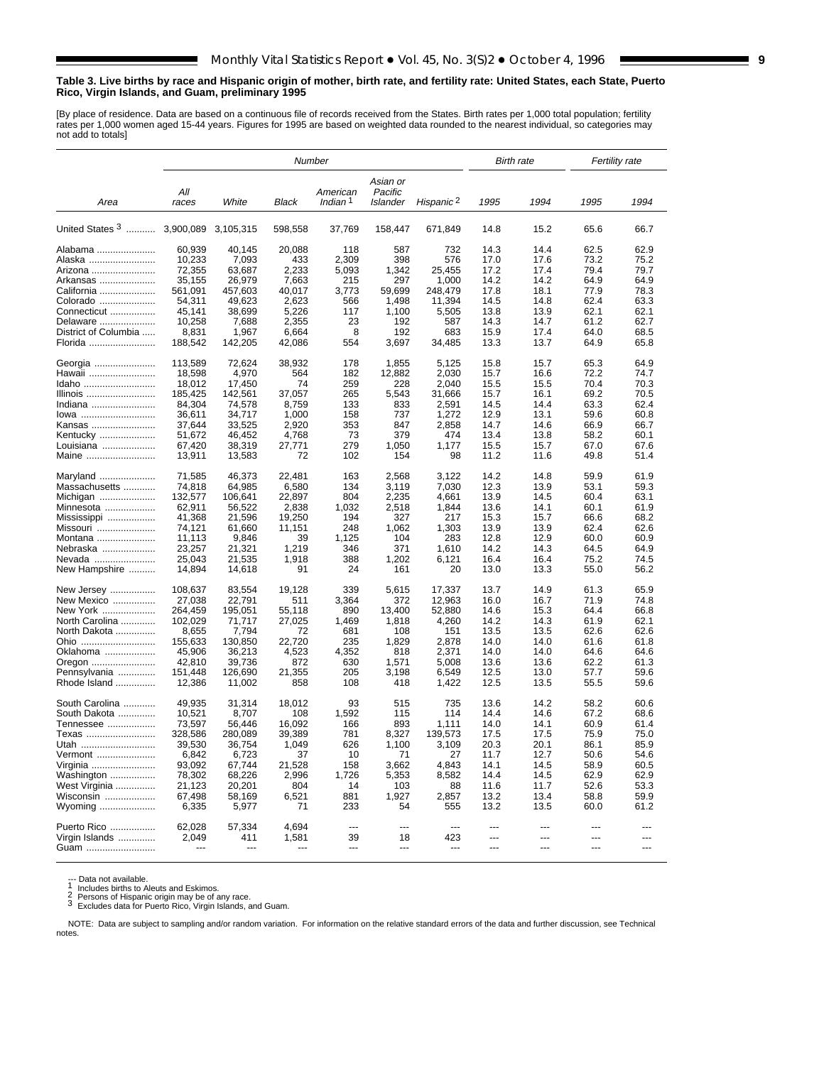**Table 3. Live births by race and Hispanic origin of mother, birth rate, and fertility rate: United States, each State, Puerto Rico, Virgin Islands, and Guam, preliminary 1995**

[By place of residence. Data are based on a continuous file of records received from the States. Birth rates per 1,000 total population; fertility rates per 1,000 women aged 15-44 years. Figures for 1995 are based on weighted data rounded to the nearest individual, so categories may not add to totals]

| Area | Number | | | | | | Birth rate | | Fertility rate | |
|---|---|---|---|---|---|---|---|---|---|---|
| | All races | White | Black | American Indian [1] | Asian or Pacific Islander | Hispanic [2] | 1995 | 1994 | 1995 | 1994 |
| United States [3] | 3,900,089 | 3,105,315 | 598,558 | 37,769 | 158,447 | 671,849 | 14.8 | 15.2 | 65.6 | 66.7 |
| Alabama | 60,939 | 40,145 | 20,088 | 118 | 587 | 732 | 14.3 | 14.4 | 62.5 | 62.9 |
| Alaska | 10,233 | 7,093 | 433 | 2,309 | 398 | 576 | 17.0 | 17.6 | 73.2 | 75.2 |
| Arizona | 72,355 | 63,687 | 2,233 | 5,093 | 1,342 | 25,455 | 17.2 | 17.4 | 79.4 | 79.7 |
| Arkansas | 35,155 | 26,979 | 7,663 | 215 | 297 | 1,000 | 14.2 | 14.2 | 64.9 | 64.9 |
| California | 561,091 | 457,603 | 40,017 | 3,773 | 59,699 | 248,479 | 17.8 | 18.1 | 77.9 | 78.3 |
| Colorado | 54,311 | 49,623 | 2,623 | 566 | 1,498 | 11,394 | 14.5 | 14.8 | 62.4 | 63.3 |
| Connecticut | 45,141 | 38,699 | 5,226 | 117 | 1,100 | 5,505 | 13.8 | 13.9 | 62.1 | 62.1 |
| Delaware | 10,258 | 7,688 | 2,355 | 23 | 192 | 587 | 14.3 | 14.7 | 61.2 | 62.7 |
| District of Columbia | 8,831 | 1,967 | 6,664 | 8 | 192 | 683 | 15.9 | 17.4 | 64.0 | 68.5 |
| Florida | 188,542 | 142,205 | 42,086 | 554 | 3,697 | 34,485 | 13.3 | 13.7 | 64.9 | 65.8 |
| Georgia | 113,589 | 72,624 | 38,932 | 178 | 1,855 | 5,125 | 15.8 | 15.7 | 65.3 | 64.9 |
| Hawaii | 18,598 | 4,970 | 564 | 182 | 12,882 | 2,030 | 15.7 | 16.6 | 72.2 | 74.7 |
| Idaho | 18,012 | 17,450 | 74 | 259 | 228 | 2,040 | 15.5 | 15.5 | 70.4 | 70.3 |
| Illinois | 185,425 | 142,561 | 37,057 | 265 | 5,543 | 31,666 | 15.7 | 16.1 | 69.2 | 70.5 |
| Indiana | 84,304 | 74,578 | 8,759 | 133 | 833 | 2,591 | 14.5 | 14.4 | 63.3 | 62.4 |
| Iowa | 36,611 | 34,717 | 1,000 | 158 | 737 | 1,272 | 12.9 | 13.1 | 59.6 | 60.8 |
| Kansas | 37,644 | 33,525 | 2,920 | 353 | 847 | 2,858 | 14.7 | 14.6 | 66.9 | 66.7 |
| Kentucky | 51,672 | 46,452 | 4,768 | 73 | 379 | 474 | 13.4 | 13.8 | 58.2 | 60.1 |
| Louisiana | 67,420 | 38,319 | 27,771 | 279 | 1,050 | 1,177 | 15.5 | 15.7 | 67.0 | 67.6 |
| Maine | 13,911 | 13,583 | 72 | 102 | 154 | 98 | 11.2 | 11.6 | 49.8 | 51.4 |
| Maryland | 71,585 | 46,373 | 22,481 | 163 | 2,568 | 3,122 | 14.2 | 14.8 | 59.9 | 61.9 |
| Massachusetts | 74,818 | 64,985 | 6,580 | 134 | 3,119 | 7,030 | 12.3 | 13.9 | 53.1 | 59.3 |
| Michigan | 132,577 | 106,641 | 22,897 | 804 | 2,235 | 4,661 | 13.9 | 14.5 | 60.4 | 63.1 |
| Minnesota | 62,911 | 56,522 | 2,838 | 1,032 | 2,518 | 1,844 | 13.6 | 14.1 | 60.1 | 61.9 |
| Mississippi | 41,368 | 21,596 | 19,250 | 194 | 327 | 217 | 15.3 | 15.7 | 66.6 | 68.2 |
| Missouri | 74,121 | 61,660 | 11,151 | 248 | 1,062 | 1,303 | 13.9 | 13.9 | 62.4 | 62.6 |
| Montana | 11,113 | 9,846 | 39 | 1,125 | 104 | 283 | 12.8 | 12.9 | 60.0 | 60.9 |
| Nebraska | 23,257 | 21,321 | 1,219 | 346 | 371 | 1,610 | 14.2 | 14.3 | 64.5 | 64.9 |
| Nevada | 25,043 | 21,535 | 1,918 | 388 | 1,202 | 6,121 | 16.4 | 16.4 | 75.2 | 74.5 |
| New Hampshire | 14,894 | 14,618 | 91 | 24 | 161 | 20 | 13.0 | 13.3 | 55.0 | 56.2 |
| New Jersey | 108,637 | 83,554 | 19,128 | 339 | 5,615 | 17,337 | 13.7 | 14.9 | 61.3 | 65.9 |
| New Mexico | 27,038 | 22,791 | 511 | 3,364 | 372 | 12,963 | 16.0 | 16.7 | 71.9 | 74.8 |
| New York | 264,459 | 195,051 | 55,118 | 890 | 13,400 | 52,880 | 14.6 | 15.3 | 64.4 | 66.8 |
| North Carolina | 102,029 | 71,717 | 27,025 | 1,469 | 1,818 | 4,260 | 14.2 | 14.3 | 61.9 | 62.1 |
| North Dakota | 8,655 | 7,794 | 72 | 681 | 108 | 151 | 13.5 | 13.5 | 62.6 | 62.6 |
| Ohio | 155,633 | 130,850 | 22,720 | 235 | 1,829 | 2,878 | 14.0 | 14.0 | 61.6 | 61.8 |
| Oklahoma | 45,906 | 36,213 | 4,523 | 4,352 | 818 | 2,371 | 14.0 | 14.0 | 64.6 | 64.6 |
| Oregon | 42,810 | 39,736 | 872 | 630 | 1,571 | 5,008 | 13.6 | 13.6 | 62.2 | 61.3 |
| Pennsylvania | 151,448 | 126,690 | 21,355 | 205 | 3,198 | 6,549 | 12.5 | 13.0 | 57.7 | 59.6 |
| Rhode Island | 12,386 | 11,002 | 858 | 108 | 418 | 1,422 | 12.5 | 13.5 | 55.5 | 59.6 |
| South Carolina | 49,935 | 31,314 | 18,012 | 93 | 515 | 735 | 13.6 | 14.2 | 58.2 | 60.6 |
| South Dakota | 10,521 | 8,707 | 108 | 1,592 | 115 | 114 | 14.4 | 14.6 | 67.2 | 68.6 |
| Tennessee | 73,597 | 56,446 | 16,092 | 166 | 893 | 1,111 | 14.0 | 14.1 | 60.9 | 61.4 |
| Texas | 328,586 | 280,089 | 39,389 | 781 | 8,327 | 139,573 | 17.5 | 17.5 | 75.9 | 75.0 |
| Utah | 39,530 | 36,754 | 1,049 | 626 | 1,100 | 3,109 | 20.3 | 20.1 | 86.1 | 85.9 |
| Vermont | 6,842 | 6,723 | 37 | 10 | 71 | 27 | 11.7 | 12.7 | 50.6 | 54.6 |
| Virginia | 93,092 | 67,744 | 21,528 | 158 | 3,662 | 4,843 | 14.1 | 14.5 | 58.9 | 60.5 |
| Washington | 78,302 | 68,226 | 2,996 | 1,726 | 5,353 | 8,582 | 14.4 | 14.5 | 62.9 | 62.9 |
| West Virginia | 21,123 | 20,201 | 804 | 14 | 103 | 88 | 11.6 | 11.7 | 52.6 | 53.3 |
| Wisconsin | 67,498 | 58,169 | 6,521 | 881 | 1,927 | 2,857 | 13.2 | 13.4 | 58.8 | 59.9 |
| Wyoming | 6,335 | 5,977 | 71 | 233 | 54 | 555 | 13.2 | 13.5 | 60.0 | 61.2 |
| Puerto Rico | 62,028 | 57,334 | 4,694 | --- | --- | --- | --- | --- | --- | --- |
| Virgin Islands | 2,049 | 411 | 1,581 | 39 | 18 | 423 | --- | --- | --- | --- |
| Guam | --- | --- | --- | --- | --- | --- | --- | --- | --- | --- |

--- Data not available.
[1] Includes births to Aleuts and Eskimos.
[2] Persons of Hispanic origin may be of any race.
[3] Excludes data for Puerto Rico, Virgin Islands, and Guam.

NOTE: Data are subject to sampling and/or random variation. For information on the relative standard errors of the data and further discussion, see Technical notes.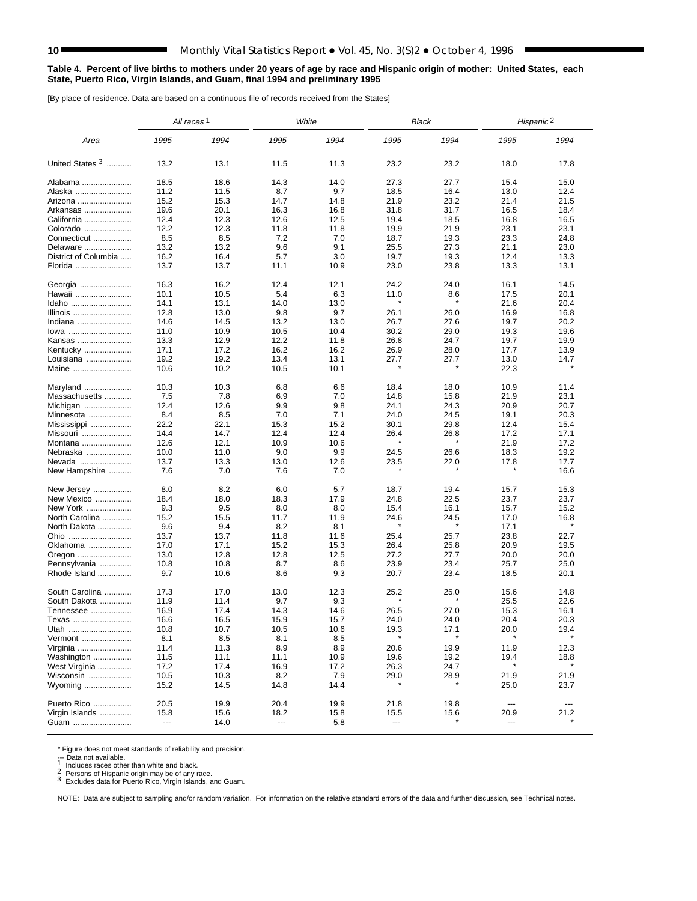**Table 4. Percent of live births to mothers under 20 years of age by race and Hispanic origin of mother: United States, each State, Puerto Rico, Virgin Islands, and Guam, final 1994 and preliminary 1995**

[By place of residence. Data are based on a continuous file of records received from the States]

| Area | All races [1] | | White | | Black | | Hispanic [2] | |
|---|---|---|---|---|---|---|---|---|
| | 1995 | 1994 | 1995 | 1994 | 1995 | 1994 | 1995 | 1994 |
| United States [3] | 13.2 | 13.1 | 11.5 | 11.3 | 23.2 | 23.2 | 18.0 | 17.8 |
| Alabama | 18.5 | 18.6 | 14.3 | 14.0 | 27.3 | 27.7 | 15.4 | 15.0 |
| Alaska | 11.2 | 11.5 | 8.7 | 9.7 | 18.5 | 16.4 | 13.0 | 12.4 |
| Arizona | 15.2 | 15.3 | 14.7 | 14.8 | 21.9 | 23.2 | 21.4 | 21.5 |
| Arkansas | 19.6 | 20.1 | 16.3 | 16.8 | 31.8 | 31.7 | 16.5 | 18.4 |
| California | 12.4 | 12.3 | 12.6 | 12.5 | 19.4 | 18.5 | 16.8 | 16.5 |
| Colorado | 12.2 | 12.3 | 11.8 | 11.8 | 19.9 | 21.9 | 23.1 | 23.1 |
| Connecticut | 8.5 | 8.5 | 7.2 | 7.0 | 18.7 | 19.3 | 23.3 | 24.8 |
| Delaware | 13.2 | 13.2 | 9.6 | 9.1 | 25.5 | 27.3 | 21.1 | 23.0 |
| District of Columbia | 16.2 | 16.4 | 5.7 | 3.0 | 19.7 | 19.3 | 12.4 | 13.3 |
| Florida | 13.7 | 13.7 | 11.1 | 10.9 | 23.0 | 23.8 | 13.3 | 13.1 |
| Georgia | 16.3 | 16.2 | 12.4 | 12.1 | 24.2 | 24.0 | 16.1 | 14.5 |
| Hawaii | 10.1 | 10.5 | 5.4 | 6.3 | 11.0 | 8.6 | 17.5 | 20.1 |
| Idaho | 14.1 | 13.1 | 14.0 | 13.0 | * | * | 21.6 | 20.4 |
| Illinois | 12.8 | 13.0 | 9.8 | 9.7 | 26.1 | 26.0 | 16.9 | 16.8 |
| Indiana | 14.6 | 14.5 | 13.2 | 13.0 | 26.7 | 27.6 | 19.7 | 20.2 |
| Iowa | 11.0 | 10.9 | 10.5 | 10.4 | 30.2 | 29.0 | 19.3 | 19.6 |
| Kansas | 13.3 | 12.9 | 12.2 | 11.8 | 26.8 | 24.7 | 19.7 | 19.9 |
| Kentucky | 17.1 | 17.2 | 16.2 | 16.2 | 26.9 | 28.0 | 17.7 | 13.9 |
| Louisiana | 19.2 | 19.2 | 13.4 | 13.1 | 27.7 | 27.7 | 13.0 | 14.7 |
| Maine | 10.6 | 10.2 | 10.5 | 10.1 | * | * | 22.3 | * |
| Maryland | 10.3 | 10.3 | 6.8 | 6.6 | 18.4 | 18.0 | 10.9 | 11.4 |
| Massachusetts | 7.5 | 7.8 | 6.9 | 7.0 | 14.8 | 15.8 | 21.9 | 23.1 |
| Michigan | 12.4 | 12.6 | 9.9 | 9.8 | 24.1 | 24.3 | 20.9 | 20.7 |
| Minnesota | 8.4 | 8.5 | 7.0 | 7.1 | 24.0 | 24.5 | 19.1 | 20.3 |
| Mississippi | 22.2 | 22.1 | 15.3 | 15.2 | 30.1 | 29.8 | 12.4 | 15.4 |
| Missouri | 14.4 | 14.7 | 12.4 | 12.4 | 26.4 | 26.8 | 17.2 | 17.1 |
| Montana | 12.6 | 12.1 | 10.9 | 10.6 | * | * | 21.9 | 17.2 |
| Nebraska | 10.0 | 11.0 | 9.0 | 9.9 | 24.5 | 26.6 | 18.3 | 19.2 |
| Nevada | 13.7 | 13.3 | 13.0 | 12.6 | 23.5 | 22.0 | 17.8 | 17.7 |
| New Hampshire | 7.6 | 7.0 | 7.6 | 7.0 | * | * | * | 16.6 |
| New Jersey | 8.0 | 8.2 | 6.0 | 5.7 | 18.7 | 19.4 | 15.7 | 15.3 |
| New Mexico | 18.4 | 18.0 | 18.3 | 17.9 | 24.8 | 22.5 | 23.7 | 23.7 |
| New York | 9.3 | 9.5 | 8.0 | 8.0 | 15.4 | 16.1 | 15.7 | 15.2 |
| North Carolina | 15.2 | 15.5 | 11.7 | 11.9 | 24.6 | 24.5 | 17.0 | 16.8 |
| North Dakota | 9.6 | 9.4 | 8.2 | 8.1 | * | * | 17.1 | * |
| Ohio | 13.7 | 13.7 | 11.8 | 11.6 | 25.4 | 25.7 | 23.8 | 22.7 |
| Oklahoma | 17.0 | 17.1 | 15.2 | 15.3 | 26.4 | 25.8 | 20.9 | 19.5 |
| Oregon | 13.0 | 12.8 | 12.8 | 12.5 | 27.2 | 27.7 | 20.0 | 20.0 |
| Pennsylvania | 10.8 | 10.8 | 8.7 | 8.6 | 23.9 | 23.4 | 25.7 | 25.0 |
| Rhode Island | 9.7 | 10.6 | 8.6 | 9.3 | 20.7 | 23.4 | 18.5 | 20.1 |
| South Carolina | 17.3 | 17.0 | 13.0 | 12.3 | 25.2 | 25.0 | 15.6 | 14.8 |
| South Dakota | 11.9 | 11.4 | 9.7 | 9.3 | * | * | 25.5 | 22.6 |
| Tennessee | 16.9 | 17.4 | 14.3 | 14.6 | 26.5 | 27.0 | 15.3 | 16.1 |
| Texas | 16.6 | 16.5 | 15.9 | 15.7 | 24.0 | 24.0 | 20.4 | 20.3 |
| Utah | 10.8 | 10.7 | 10.5 | 10.6 | 19.3 | 17.1 | 20.0 | 19.4 |
| Vermont | 8.1 | 8.5 | 8.1 | 8.5 | * | * | * | * |
| Virginia | 11.4 | 11.3 | 8.9 | 8.9 | 20.6 | 19.9 | 11.9 | 12.3 |
| Washington | 11.5 | 11.1 | 11.1 | 10.9 | 19.6 | 19.2 | 19.4 | 18.8 |
| West Virginia | 17.2 | 17.4 | 16.9 | 17.2 | 26.3 | 24.7 | * | * |
| Wisconsin | 10.5 | 10.3 | 8.2 | 7.9 | 29.0 | 28.9 | 21.9 | 21.9 |
| Wyoming | 15.2 | 14.5 | 14.8 | 14.4 | * | * | 25.0 | 23.7 |
| Puerto Rico | 20.5 | 19.9 | 20.4 | 19.9 | 21.8 | 19.8 | --- | --- |
| Virgin Islands | 15.8 | 15.6 | 18.2 | 15.8 | 15.5 | 15.6 | 20.9 | 21.2 |
| Guam | --- | 14.0 | --- | 5.8 | --- | * | --- | * |

\* Figure does not meet standards of reliability and precision.
--- Data not available.
[1] Includes races other than white and black.
[2] Persons of Hispanic origin may be of any race.
[3] Excludes data for Puerto Rico, Virgin Islands, and Guam.

NOTE: Data are subject to sampling and/or random variation. For information on the relative standard errors of the data and further discussion, see Technical notes.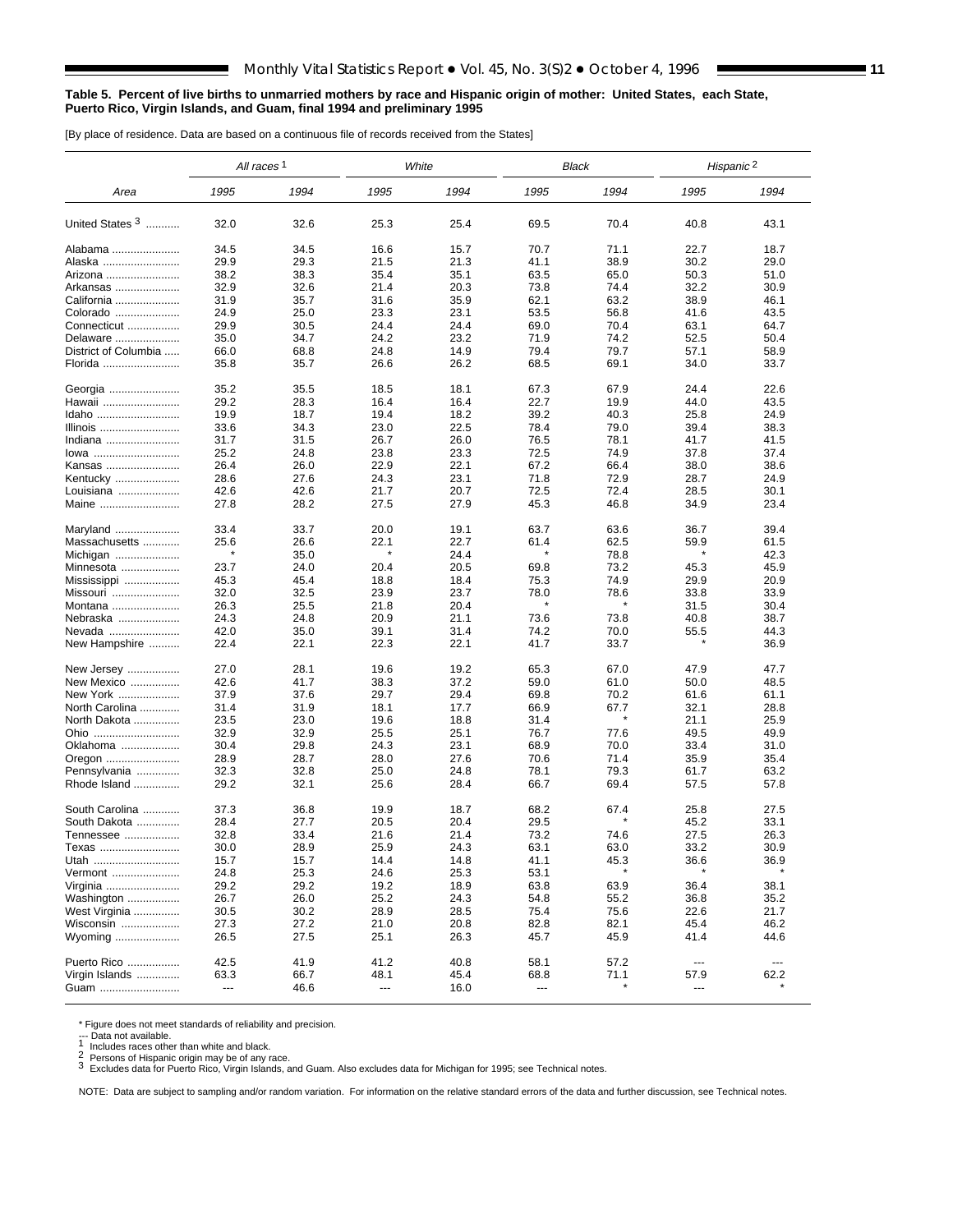**Table 5. Percent of live births to unmarried mothers by race and Hispanic origin of mother: United States, each State, Puerto Rico, Virgin Islands, and Guam, final 1994 and preliminary 1995**

[By place of residence. Data are based on a continuous file of records received from the States]

| Area | *All races* [1] | | *White* | | *Black* | | *Hispanic* [2] | |
|---|---|---|---|---|---|---|---|---|
| | 1995 | 1994 | 1995 | 1994 | 1995 | 1994 | 1995 | 1994 |
| United States [3] | 32.0 | 32.6 | 25.3 | 25.4 | 69.5 | 70.4 | 40.8 | 43.1 |
| Alabama | 34.5 | 34.5 | 16.6 | 15.7 | 70.7 | 71.1 | 22.7 | 18.7 |
| Alaska | 29.9 | 29.3 | 21.5 | 21.3 | 41.1 | 38.9 | 30.2 | 29.0 |
| Arizona | 38.2 | 38.3 | 35.4 | 35.1 | 63.5 | 65.0 | 50.3 | 51.0 |
| Arkansas | 32.9 | 32.6 | 21.4 | 20.3 | 73.8 | 74.4 | 32.2 | 30.9 |
| California | 31.9 | 35.7 | 31.6 | 35.9 | 62.1 | 63.2 | 38.9 | 46.1 |
| Colorado | 24.9 | 25.0 | 23.3 | 23.1 | 53.5 | 56.8 | 41.6 | 43.5 |
| Connecticut | 29.9 | 30.5 | 24.4 | 24.4 | 69.0 | 70.4 | 63.1 | 64.7 |
| Delaware | 35.0 | 34.7 | 24.2 | 23.2 | 71.9 | 74.2 | 52.5 | 50.4 |
| District of Columbia | 66.0 | 68.8 | 24.8 | 14.9 | 79.4 | 79.7 | 57.1 | 58.9 |
| Florida | 35.8 | 35.7 | 26.6 | 26.2 | 68.5 | 69.1 | 34.0 | 33.7 |
| Georgia | 35.2 | 35.5 | 18.5 | 18.1 | 67.3 | 67.9 | 24.4 | 22.6 |
| Hawaii | 29.2 | 28.3 | 16.4 | 16.4 | 22.7 | 19.9 | 44.0 | 43.5 |
| Idaho | 19.9 | 18.7 | 19.4 | 18.2 | 39.2 | 40.3 | 25.8 | 24.9 |
| Illinois | 33.6 | 34.3 | 23.0 | 22.5 | 78.4 | 79.0 | 39.4 | 38.3 |
| Indiana | 31.7 | 31.5 | 26.7 | 26.0 | 76.5 | 78.1 | 41.7 | 41.5 |
| Iowa | 25.2 | 24.8 | 23.8 | 23.3 | 72.5 | 74.9 | 37.8 | 37.4 |
| Kansas | 26.4 | 26.0 | 22.9 | 22.1 | 67.2 | 66.4 | 38.0 | 38.6 |
| Kentucky | 28.6 | 27.6 | 24.3 | 23.1 | 71.8 | 72.9 | 28.7 | 24.9 |
| Louisiana | 42.6 | 42.6 | 21.7 | 20.7 | 72.5 | 72.4 | 28.5 | 30.1 |
| Maine | 27.8 | 28.2 | 27.5 | 27.9 | 45.3 | 46.8 | 34.9 | 23.4 |
| Maryland | 33.4 | 33.7 | 20.0 | 19.1 | 63.7 | 63.6 | 36.7 | 39.4 |
| Massachusetts | 25.6 | 26.6 | 22.1 | 22.7 | 61.4 | 62.5 | 59.9 | 61.5 |
| Michigan | * | 35.0 | * | 24.4 | * | 78.8 | * | 42.3 |
| Minnesota | 23.7 | 24.0 | 20.4 | 20.5 | 69.8 | 73.2 | 45.3 | 45.9 |
| Mississippi | 45.3 | 45.4 | 18.8 | 18.4 | 75.3 | 74.9 | 29.9 | 20.9 |
| Missouri | 32.0 | 32.5 | 23.9 | 23.7 | 78.0 | 78.6 | 33.8 | 33.9 |
| Montana | 26.3 | 25.5 | 21.8 | 20.4 | * | * | 31.5 | 30.4 |
| Nebraska | 24.3 | 24.8 | 20.9 | 21.1 | 73.6 | 73.8 | 40.8 | 38.7 |
| Nevada | 42.0 | 35.0 | 39.1 | 31.4 | 74.2 | 70.0 | 55.5 | 44.3 |
| New Hampshire | 22.4 | 22.1 | 22.3 | 22.1 | 41.7 | 33.7 | * | 36.9 |
| New Jersey | 27.0 | 28.1 | 19.6 | 19.2 | 65.3 | 67.0 | 47.9 | 47.7 |
| New Mexico | 42.6 | 41.7 | 38.3 | 37.2 | 59.0 | 61.0 | 50.0 | 48.5 |
| New York | 37.9 | 37.6 | 29.7 | 29.4 | 69.8 | 70.2 | 61.6 | 61.1 |
| North Carolina | 31.4 | 31.9 | 18.1 | 17.7 | 66.9 | 67.7 | 32.1 | 28.8 |
| North Dakota | 23.5 | 23.0 | 19.6 | 18.8 | 31.4 | * | 21.1 | 25.9 |
| Ohio | 32.9 | 32.9 | 25.5 | 25.1 | 76.7 | 77.6 | 49.5 | 49.9 |
| Oklahoma | 30.4 | 29.8 | 24.3 | 23.1 | 68.9 | 70.0 | 33.4 | 31.0 |
| Oregon | 28.9 | 28.7 | 28.0 | 27.6 | 70.6 | 71.4 | 35.9 | 35.4 |
| Pennsylvania | 32.3 | 32.8 | 25.0 | 24.8 | 78.1 | 79.3 | 61.7 | 63.2 |
| Rhode Island | 29.2 | 32.1 | 25.6 | 28.4 | 66.7 | 69.4 | 57.5 | 57.8 |
| South Carolina | 37.3 | 36.8 | 19.9 | 18.7 | 68.2 | 67.4 | 25.8 | 27.5 |
| South Dakota | 28.4 | 27.7 | 20.5 | 20.4 | 29.5 | * | 45.2 | 33.1 |
| Tennessee | 32.8 | 33.4 | 21.6 | 21.4 | 73.2 | 74.6 | 27.5 | 26.3 |
| Texas | 30.0 | 28.9 | 25.9 | 24.3 | 63.1 | 63.0 | 33.2 | 30.9 |
| Utah | 15.7 | 15.7 | 14.4 | 14.8 | 41.1 | 45.3 | 36.6 | 36.9 |
| Vermont | 24.8 | 25.3 | 24.6 | 25.3 | 53.1 | * | * | * |
| Virginia | 29.2 | 29.2 | 19.2 | 18.9 | 63.8 | 63.9 | 36.4 | 38.1 |
| Washington | 26.7 | 26.0 | 25.2 | 24.3 | 54.8 | 55.2 | 36.8 | 35.2 |
| West Virginia | 30.5 | 30.2 | 28.9 | 28.5 | 75.4 | 75.6 | 22.6 | 21.7 |
| Wisconsin | 27.3 | 27.2 | 21.0 | 20.8 | 82.8 | 82.1 | 45.4 | 46.2 |
| Wyoming | 26.5 | 27.5 | 25.1 | 26.3 | 45.7 | 45.9 | 41.4 | 44.6 |
| Puerto Rico | 42.5 | 41.9 | 41.2 | 40.8 | 58.1 | 57.2 | --- | --- |
| Virgin Islands | 63.3 | 66.7 | 48.1 | 45.4 | 68.8 | 71.1 | 57.9 | 62.2 |
| Guam | --- | 46.6 | --- | 16.0 | --- | * | --- | * |

\* Figure does not meet standards of reliability and precision.
--- Data not available.
[1] Includes races other than white and black.
[2] Persons of Hispanic origin may be of any race.
[3] Excludes data for Puerto Rico, Virgin Islands, and Guam. Also excludes data for Michigan for 1995; see Technical notes.

NOTE: Data are subject to sampling and/or random variation. For information on the relative standard errors of the data and further discussion, see Technical notes.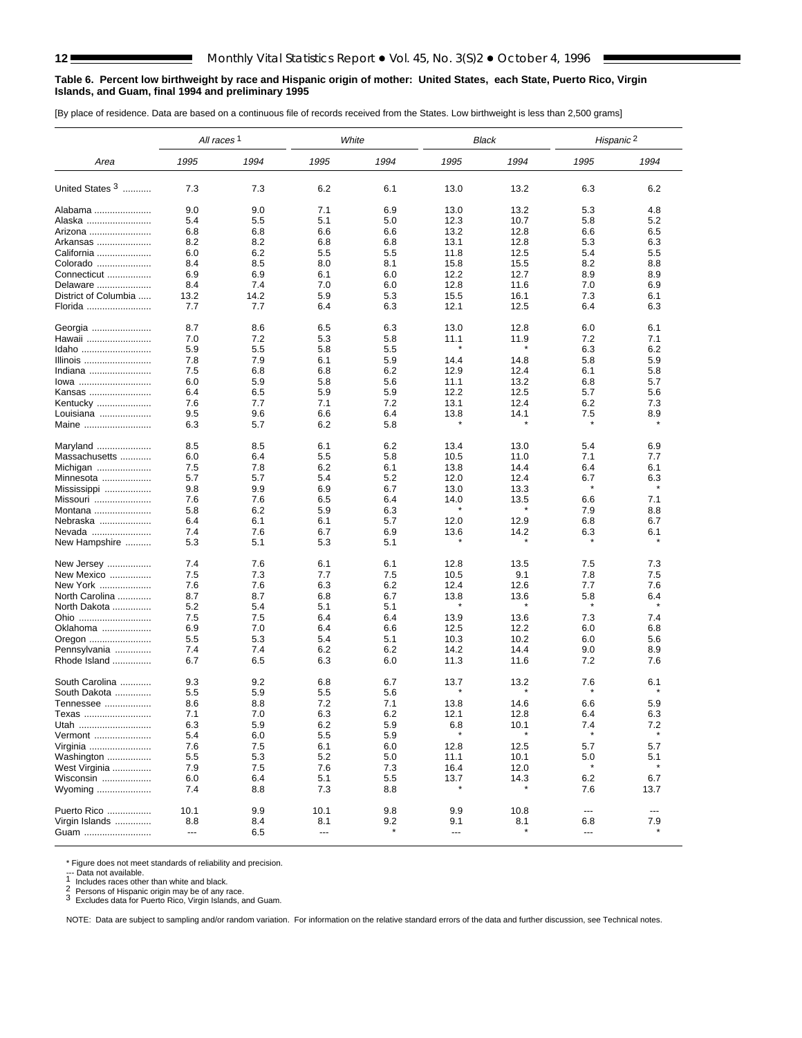**Table 6. Percent low birthweight by race and Hispanic origin of mother: United States, each State, Puerto Rico, Virgin Islands, and Guam, final 1994 and preliminary 1995**

[By place of residence. Data are based on a continuous file of records received from the States. Low birthweight is less than 2,500 grams]

| | All races [1] | | White | | Black | | Hispanic [2] | |
|---|---|---|---|---|---|---|---|---|
| Area | 1995 | 1994 | 1995 | 1994 | 1995 | 1994 | 1995 | 1994 |
| United States [3] | 7.3 | 7.3 | 6.2 | 6.1 | 13.0 | 13.2 | 6.3 | 6.2 |
| Alabama | 9.0 | 9.0 | 7.1 | 6.9 | 13.0 | 13.2 | 5.3 | 4.8 |
| Alaska | 5.4 | 5.5 | 5.1 | 5.0 | 12.3 | 10.7 | 5.8 | 5.2 |
| Arizona | 6.8 | 6.8 | 6.6 | 6.6 | 13.2 | 12.8 | 6.6 | 6.5 |
| Arkansas | 8.2 | 8.2 | 6.8 | 6.8 | 13.1 | 12.8 | 5.3 | 6.3 |
| California | 6.0 | 6.2 | 5.5 | 5.5 | 11.8 | 12.5 | 5.4 | 5.5 |
| Colorado | 8.4 | 8.5 | 8.0 | 8.1 | 15.8 | 15.5 | 8.2 | 8.8 |
| Connecticut | 6.9 | 6.9 | 6.1 | 6.0 | 12.2 | 12.7 | 8.9 | 8.9 |
| Delaware | 8.4 | 7.4 | 7.0 | 6.0 | 12.8 | 11.6 | 7.0 | 6.9 |
| District of Columbia | 13.2 | 14.2 | 5.9 | 5.3 | 15.5 | 16.1 | 7.3 | 6.1 |
| Florida | 7.7 | 7.7 | 6.4 | 6.3 | 12.1 | 12.5 | 6.4 | 6.3 |
| Georgia | 8.7 | 8.6 | 6.5 | 6.3 | 13.0 | 12.8 | 6.0 | 6.1 |
| Hawaii | 7.0 | 7.2 | 5.3 | 5.8 | 11.1 | 11.9 | 7.2 | 7.1 |
| Idaho | 5.9 | 5.5 | 5.8 | 5.5 | * | * | 6.3 | 6.2 |
| Illinois | 7.8 | 7.9 | 6.1 | 5.9 | 14.4 | 14.8 | 5.8 | 5.9 |
| Indiana | 7.5 | 6.8 | 6.8 | 6.2 | 12.9 | 12.4 | 6.1 | 5.8 |
| Iowa | 6.0 | 5.9 | 5.8 | 5.6 | 11.1 | 13.2 | 6.8 | 5.7 |
| Kansas | 6.4 | 6.5 | 5.9 | 5.9 | 12.2 | 12.5 | 5.7 | 5.6 |
| Kentucky | 7.6 | 7.7 | 7.1 | 7.2 | 13.1 | 12.4 | 6.2 | 7.3 |
| Louisiana | 9.5 | 9.6 | 6.6 | 6.4 | 13.8 | 14.1 | 7.5 | 8.9 |
| Maine | 6.3 | 5.7 | 6.2 | 5.8 | * | * | * | * |
| Maryland | 8.5 | 8.5 | 6.1 | 6.2 | 13.4 | 13.0 | 5.4 | 6.9 |
| Massachusetts | 6.0 | 6.4 | 5.5 | 5.8 | 10.5 | 11.0 | 7.1 | 7.7 |
| Michigan | 7.5 | 7.8 | 6.2 | 6.1 | 13.8 | 14.4 | 6.4 | 6.1 |
| Minnesota | 5.7 | 5.7 | 5.4 | 5.2 | 12.0 | 12.4 | 6.7 | 6.3 |
| Mississippi | 9.8 | 9.9 | 6.9 | 6.7 | 13.0 | 13.3 | * | * |
| Missouri | 7.6 | 7.6 | 6.5 | 6.4 | 14.0 | 13.5 | 6.6 | 7.1 |
| Montana | 5.8 | 6.2 | 5.9 | 6.3 | * | * | 7.9 | 8.8 |
| Nebraska | 6.4 | 6.1 | 6.1 | 5.7 | 12.0 | 12.9 | 6.8 | 6.7 |
| Nevada | 7.4 | 7.6 | 6.7 | 6.9 | 13.6 | 14.2 | 6.3 | 6.1 |
| New Hampshire | 5.3 | 5.1 | 5.3 | 5.1 | * | * | * | * |
| New Jersey | 7.4 | 7.6 | 6.1 | 6.1 | 12.8 | 13.5 | 7.5 | 7.3 |
| New Mexico | 7.5 | 7.3 | 7.7 | 7.5 | 10.5 | 9.1 | 7.8 | 7.5 |
| New York | 7.6 | 7.6 | 6.3 | 6.2 | 12.4 | 12.6 | 7.7 | 7.6 |
| North Carolina | 8.7 | 8.7 | 6.8 | 6.7 | 13.8 | 13.6 | 5.8 | 6.4 |
| North Dakota | 5.2 | 5.4 | 5.1 | 5.1 | * | * | * | * |
| Ohio | 7.5 | 7.5 | 6.4 | 6.4 | 13.9 | 13.6 | 7.3 | 7.4 |
| Oklahoma | 6.9 | 7.0 | 6.4 | 6.6 | 12.5 | 12.2 | 6.0 | 6.8 |
| Oregon | 5.5 | 5.3 | 5.4 | 5.1 | 10.3 | 10.2 | 6.0 | 5.6 |
| Pennsylvania | 7.4 | 7.4 | 6.2 | 6.2 | 14.2 | 14.4 | 9.0 | 8.9 |
| Rhode Island | 6.7 | 6.5 | 6.3 | 6.0 | 11.3 | 11.6 | 7.2 | 7.6 |
| South Carolina | 9.3 | 9.2 | 6.8 | 6.7 | 13.7 | 13.2 | 7.6 | 6.1 |
| South Dakota | 5.5 | 5.9 | 5.5 | 5.6 | * | * | * | * |
| Tennessee | 8.6 | 8.8 | 7.2 | 7.1 | 13.8 | 14.6 | 6.6 | 5.9 |
| Texas | 7.1 | 7.0 | 6.3 | 6.2 | 12.1 | 12.8 | 6.4 | 6.3 |
| Utah | 6.3 | 5.9 | 6.2 | 5.9 | 6.8 | 10.1 | 7.4 | 7.2 |
| Vermont | 5.4 | 6.0 | 5.5 | 5.9 | * | * | * | * |
| Virginia | 7.6 | 7.5 | 6.1 | 6.0 | 12.8 | 12.5 | 5.7 | 5.7 |
| Washington | 5.5 | 5.3 | 5.2 | 5.0 | 11.1 | 10.1 | 5.0 | 5.1 |
| West Virginia | 7.9 | 7.5 | 7.6 | 7.3 | 16.4 | 12.0 | * | * |
| Wisconsin | 6.0 | 6.4 | 5.1 | 5.5 | 13.7 | 14.3 | 6.2 | 6.7 |
| Wyoming | 7.4 | 8.8 | 7.3 | 8.8 | * | * | 7.6 | 13.7 |
| Puerto Rico | 10.1 | 9.9 | 10.1 | 9.8 | 9.9 | 10.8 | --- | --- |
| Virgin Islands | 8.8 | 8.4 | 8.1 | 9.2 | 9.1 | 8.1 | 6.8 | 7.9 |
| Guam | --- | 6.5 | --- | * | --- | * | --- | * |

\* Figure does not meet standards of reliability and precision.
--- Data not available.
[1] Includes races other than white and black.
[2] Persons of Hispanic origin may be of any race.
[3] Excludes data for Puerto Rico, Virgin Islands, and Guam.

NOTE: Data are subject to sampling and/or random variation. For information on the relative standard errors of the data and further discussion, see Technical notes.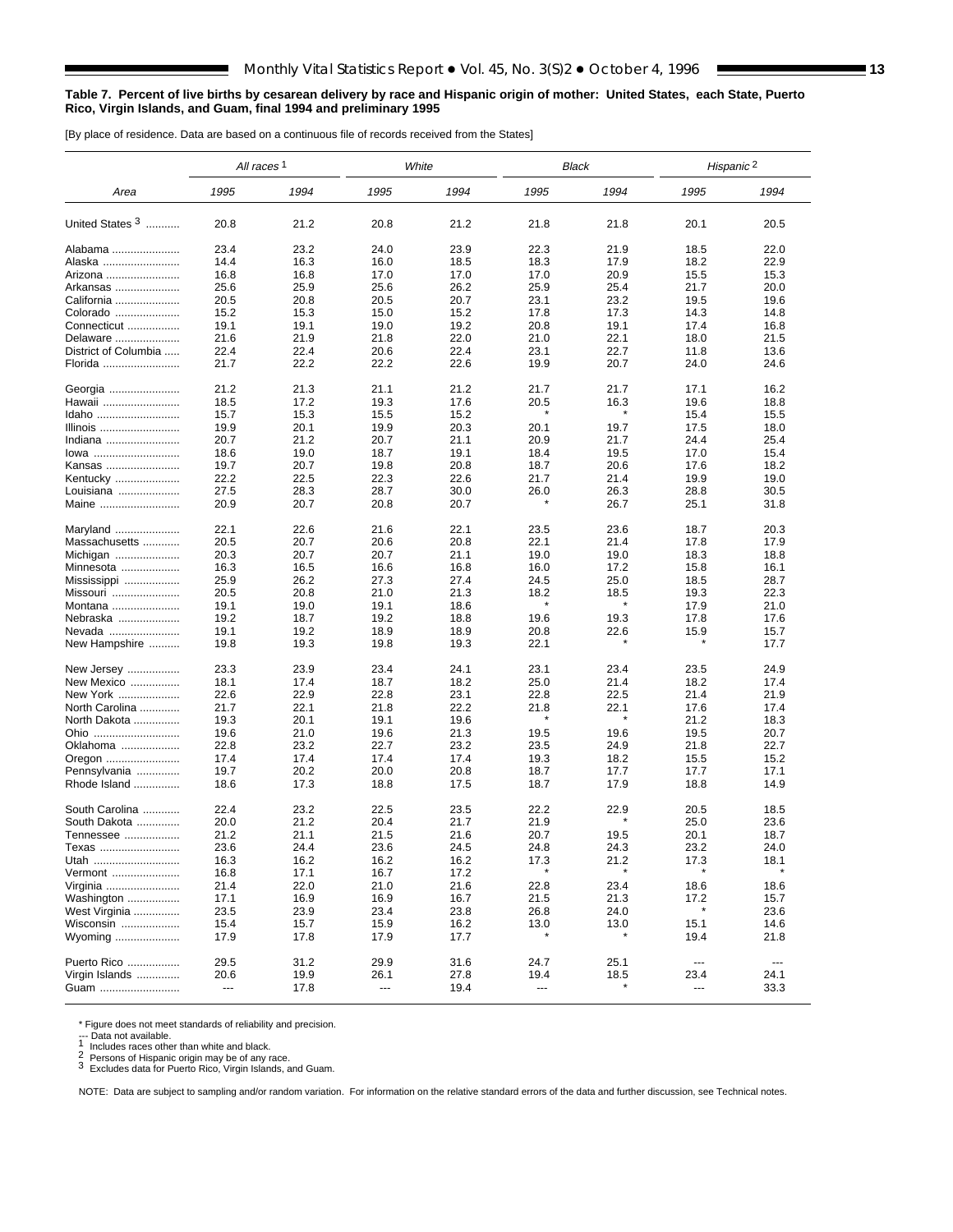**Table 7. Percent of live births by cesarean delivery by race and Hispanic origin of mother: United States, each State, Puerto Rico, Virgin Islands, and Guam, final 1994 and preliminary 1995**

[By place of residence. Data are based on a continuous file of records received from the States]

| Area | All races [1] | | White | | Black | | Hispanic [2] | |
|---|---|---|---|---|---|---|---|---|
| | 1995 | 1994 | 1995 | 1994 | 1995 | 1994 | 1995 | 1994 |
| United States [3] | 20.8 | 21.2 | 20.8 | 21.2 | 21.8 | 21.8 | 20.1 | 20.5 |
| Alabama | 23.4 | 23.2 | 24.0 | 23.9 | 22.3 | 21.9 | 18.5 | 22.0 |
| Alaska | 14.4 | 16.3 | 16.0 | 18.5 | 18.3 | 17.9 | 18.2 | 22.9 |
| Arizona | 16.8 | 16.8 | 17.0 | 17.0 | 17.0 | 20.9 | 15.5 | 15.3 |
| Arkansas | 25.6 | 25.9 | 25.6 | 26.2 | 25.9 | 25.4 | 21.7 | 20.0 |
| California | 20.5 | 20.8 | 20.5 | 20.7 | 23.1 | 23.2 | 19.5 | 19.6 |
| Colorado | 15.2 | 15.3 | 15.0 | 15.2 | 17.8 | 17.3 | 14.3 | 14.8 |
| Connecticut | 19.1 | 19.1 | 19.0 | 19.2 | 20.8 | 19.1 | 17.4 | 16.8 |
| Delaware | 21.6 | 21.9 | 21.8 | 22.0 | 21.0 | 22.1 | 18.0 | 21.5 |
| District of Columbia | 22.4 | 22.4 | 20.6 | 22.4 | 23.1 | 22.7 | 11.8 | 13.6 |
| Florida | 21.7 | 22.2 | 22.2 | 22.6 | 19.9 | 20.7 | 24.0 | 24.6 |
| Georgia | 21.2 | 21.3 | 21.1 | 21.2 | 21.7 | 21.7 | 17.1 | 16.2 |
| Hawaii | 18.5 | 17.2 | 19.3 | 17.6 | 20.5 | 16.3 | 19.6 | 18.8 |
| Idaho | 15.7 | 15.3 | 15.5 | 15.2 | * | * | 15.4 | 15.5 |
| Illinois | 19.9 | 20.1 | 19.9 | 20.3 | 20.1 | 19.7 | 17.5 | 18.0 |
| Indiana | 20.7 | 21.2 | 20.7 | 21.1 | 20.9 | 21.7 | 24.4 | 25.4 |
| Iowa | 18.6 | 19.0 | 18.7 | 19.1 | 18.4 | 19.5 | 17.0 | 15.4 |
| Kansas | 19.7 | 20.7 | 19.8 | 20.8 | 18.7 | 20.6 | 17.6 | 18.2 |
| Kentucky | 22.2 | 22.5 | 22.3 | 22.6 | 21.7 | 21.4 | 19.9 | 19.0 |
| Louisiana | 27.5 | 28.3 | 28.7 | 30.0 | 26.0 | 26.3 | 28.8 | 30.5 |
| Maine | 20.9 | 20.7 | 20.8 | 20.7 | * | 26.7 | 25.1 | 31.8 |
| Maryland | 22.1 | 22.6 | 21.6 | 22.1 | 23.5 | 23.6 | 18.7 | 20.3 |
| Massachusetts | 20.5 | 20.7 | 20.6 | 20.8 | 22.1 | 21.4 | 17.8 | 17.9 |
| Michigan | 20.3 | 20.7 | 20.7 | 21.1 | 19.0 | 19.0 | 18.3 | 18.8 |
| Minnesota | 16.3 | 16.5 | 16.6 | 16.8 | 16.0 | 17.2 | 15.8 | 16.1 |
| Mississippi | 25.9 | 26.2 | 27.3 | 27.4 | 24.5 | 25.0 | 18.5 | 28.7 |
| Missouri | 20.5 | 20.8 | 21.0 | 21.3 | 18.2 | 18.5 | 19.3 | 22.3 |
| Montana | 19.1 | 19.0 | 19.1 | 18.6 | * | * | 17.9 | 21.0 |
| Nebraska | 19.2 | 18.7 | 19.2 | 18.8 | 19.6 | 19.3 | 17.8 | 17.6 |
| Nevada | 19.1 | 19.2 | 18.9 | 18.9 | 20.8 | 22.6 | 15.9 | 15.7 |
| New Hampshire | 19.8 | 19.3 | 19.8 | 19.3 | 22.1 | * | * | 17.7 |
| New Jersey | 23.3 | 23.9 | 23.4 | 24.1 | 23.1 | 23.4 | 23.5 | 24.9 |
| New Mexico | 18.1 | 17.4 | 18.7 | 18.2 | 25.0 | 21.4 | 18.2 | 17.4 |
| New York | 22.6 | 22.9 | 22.8 | 23.1 | 22.8 | 22.5 | 21.4 | 21.9 |
| North Carolina | 21.7 | 22.1 | 21.8 | 22.2 | 21.8 | 22.1 | 17.6 | 17.4 |
| North Dakota | 19.3 | 20.1 | 19.1 | 19.6 | * | * | 21.2 | 18.3 |
| Ohio | 19.6 | 21.0 | 19.6 | 21.3 | 19.5 | 19.6 | 19.5 | 20.7 |
| Oklahoma | 22.8 | 23.2 | 22.7 | 23.2 | 23.5 | 24.9 | 21.8 | 22.7 |
| Oregon | 17.4 | 17.4 | 17.4 | 17.4 | 19.3 | 18.2 | 15.5 | 15.2 |
| Pennsylvania | 19.7 | 20.2 | 20.0 | 20.8 | 18.7 | 17.7 | 17.7 | 17.1 |
| Rhode Island | 18.6 | 17.3 | 18.8 | 17.5 | 18.7 | 17.9 | 18.8 | 14.9 |
| South Carolina | 22.4 | 23.2 | 22.5 | 23.5 | 22.2 | 22.9 | 20.5 | 18.5 |
| South Dakota | 20.0 | 21.2 | 20.4 | 21.7 | 21.9 | * | 25.0 | 23.6 |
| Tennessee | 21.2 | 21.1 | 21.5 | 21.6 | 20.7 | 19.5 | 20.1 | 18.7 |
| Texas | 23.6 | 24.4 | 23.6 | 24.5 | 24.8 | 24.3 | 23.2 | 24.0 |
| Utah | 16.3 | 16.2 | 16.2 | 16.2 | 17.3 | 21.2 | 17.3 | 18.1 |
| Vermont | 16.8 | 17.1 | 16.7 | 17.2 | * | * | * | * |
| Virginia | 21.4 | 22.0 | 21.0 | 21.6 | 22.8 | 23.4 | 18.6 | 18.6 |
| Washington | 17.1 | 16.9 | 16.9 | 16.7 | 21.5 | 21.3 | 17.2 | 15.7 |
| West Virginia | 23.5 | 23.9 | 23.4 | 23.8 | 26.8 | 24.0 | * | 23.6 |
| Wisconsin | 15.4 | 15.7 | 15.9 | 16.2 | 13.0 | 13.0 | 15.1 | 14.6 |
| Wyoming | 17.9 | 17.8 | 17.9 | 17.7 | * | * | 19.4 | 21.8 |
| Puerto Rico | 29.5 | 31.2 | 29.9 | 31.6 | 24.7 | 25.1 | --- | --- |
| Virgin Islands | 20.6 | 19.9 | 26.1 | 27.8 | 19.4 | 18.5 | 23.4 | 24.1 |
| Guam | --- | 17.8 | --- | 19.4 | --- | * | --- | 33.3 |

* Figure does not meet standards of reliability and precision.
--- Data not available.
[1] Includes races other than white and black.
[2] Persons of Hispanic origin may be of any race.
[3] Excludes data for Puerto Rico, Virgin Islands, and Guam.

NOTE: Data are subject to sampling and/or random variation. For information on the relative standard errors of the data and further discussion, see Technical notes.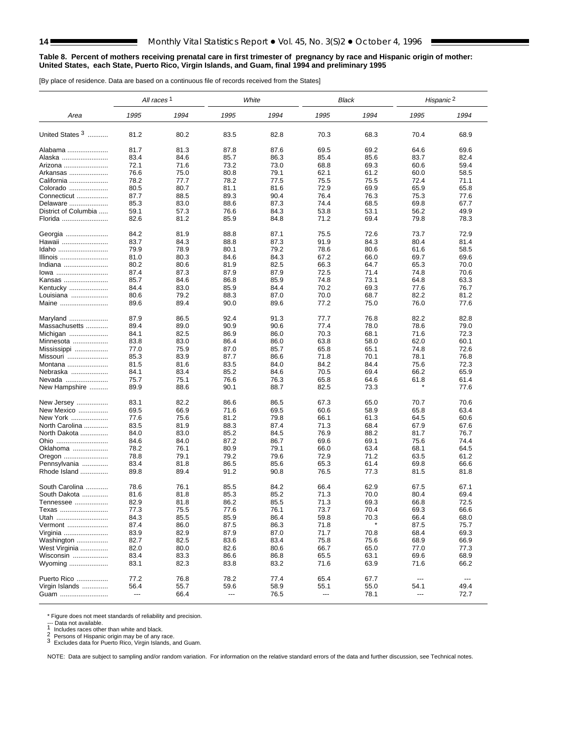**Table 8. Percent of mothers receiving prenatal care in first trimester of pregnancy by race and Hispanic origin of mother: United States, each State, Puerto Rico, Virgin Islands, and Guam, final 1994 and preliminary 1995**

[By place of residence. Data are based on a continuous file of records received from the States]

| Area | All races [1] | | White | | Black | | Hispanic [2] | |
|---|---|---|---|---|---|---|---|---|
| | 1995 | 1994 | 1995 | 1994 | 1995 | 1994 | 1995 | 1994 |
| United States [3] | 81.2 | 80.2 | 83.5 | 82.8 | 70.3 | 68.3 | 70.4 | 68.9 |
| Alabama | 81.7 | 81.3 | 87.8 | 87.6 | 69.5 | 69.2 | 64.6 | 69.6 |
| Alaska | 83.4 | 84.6 | 85.7 | 86.3 | 85.4 | 85.6 | 83.7 | 82.4 |
| Arizona | 72.1 | 71.6 | 73.2 | 73.0 | 68.8 | 69.3 | 60.6 | 59.4 |
| Arkansas | 76.6 | 75.0 | 80.8 | 79.1 | 62.1 | 61.2 | 60.0 | 58.5 |
| California | 78.2 | 77.7 | 78.2 | 77.5 | 75.5 | 75.5 | 72.4 | 71.1 |
| Colorado | 80.5 | 80.7 | 81.1 | 81.6 | 72.9 | 69.9 | 65.9 | 65.8 |
| Connecticut | 87.7 | 88.5 | 89.3 | 90.4 | 76.4 | 76.3 | 75.3 | 77.6 |
| Delaware | 85.3 | 83.0 | 88.6 | 87.3 | 74.4 | 68.5 | 69.8 | 67.7 |
| District of Columbia | 59.1 | 57.3 | 76.6 | 84.3 | 53.8 | 53.1 | 56.2 | 49.9 |
| Florida | 82.6 | 81.2 | 85.9 | 84.8 | 71.2 | 69.4 | 79.8 | 78.3 |
| Georgia | 84.2 | 81.9 | 88.8 | 87.1 | 75.5 | 72.6 | 73.7 | 72.9 |
| Hawaii | 83.7 | 84.3 | 88.8 | 87.3 | 91.9 | 84.3 | 80.4 | 81.4 |
| Idaho | 79.9 | 78.9 | 80.1 | 79.2 | 78.6 | 80.6 | 61.6 | 58.5 |
| Illinois | 81.0 | 80.3 | 84.6 | 84.3 | 67.2 | 66.0 | 69.7 | 69.6 |
| Indiana | 80.2 | 80.6 | 81.9 | 82.5 | 66.3 | 64.7 | 65.3 | 70.0 |
| Iowa | 87.4 | 87.3 | 87.9 | 87.9 | 72.5 | 71.4 | 74.8 | 70.6 |
| Kansas | 85.7 | 84.6 | 86.8 | 85.9 | 74.8 | 73.1 | 64.8 | 63.3 |
| Kentucky | 84.4 | 83.0 | 85.9 | 84.4 | 70.2 | 69.3 | 77.6 | 76.7 |
| Louisiana | 80.6 | 79.2 | 88.3 | 87.0 | 70.0 | 68.7 | 82.2 | 81.2 |
| Maine | 89.6 | 89.4 | 90.0 | 89.6 | 77.2 | 75.0 | 76.0 | 77.6 |
| Maryland | 87.9 | 86.5 | 92.4 | 91.3 | 77.7 | 76.8 | 82.2 | 82.8 |
| Massachusetts | 89.4 | 89.0 | 90.9 | 90.6 | 77.4 | 78.0 | 78.6 | 79.0 |
| Michigan | 84.1 | 82.5 | 86.9 | 86.0 | 70.3 | 68.1 | 71.6 | 72.3 |
| Minnesota | 83.8 | 83.0 | 86.4 | 86.0 | 63.8 | 58.0 | 62.0 | 60.1 |
| Mississippi | 77.0 | 75.9 | 87.0 | 85.7 | 65.8 | 65.1 | 74.8 | 72.6 |
| Missouri | 85.3 | 83.9 | 87.7 | 86.6 | 71.8 | 70.1 | 78.1 | 76.8 |
| Montana | 81.5 | 81.6 | 83.5 | 84.0 | 84.2 | 84.4 | 75.6 | 72.3 |
| Nebraska | 84.1 | 83.4 | 85.2 | 84.6 | 70.5 | 69.4 | 66.2 | 65.9 |
| Nevada | 75.7 | 75.1 | 76.6 | 76.3 | 65.8 | 64.6 | 61.8 | 61.4 |
| New Hampshire | 89.9 | 88.6 | 90.1 | 88.7 | 82.5 | 73.3 | * | 77.6 |
| New Jersey | 83.1 | 82.2 | 86.6 | 86.5 | 67.3 | 65.0 | 70.7 | 70.6 |
| New Mexico | 69.5 | 66.9 | 71.6 | 69.5 | 60.6 | 58.9 | 65.8 | 63.4 |
| New York | 77.6 | 75.6 | 81.2 | 79.8 | 66.1 | 61.3 | 64.5 | 60.6 |
| North Carolina | 83.5 | 81.9 | 88.3 | 87.4 | 71.3 | 68.4 | 67.9 | 67.6 |
| North Dakota | 84.0 | 83.0 | 85.2 | 84.5 | 76.9 | 88.2 | 81.7 | 76.7 |
| Ohio | 84.6 | 84.0 | 87.2 | 86.7 | 69.6 | 69.1 | 75.6 | 74.4 |
| Oklahoma | 78.2 | 76.1 | 80.9 | 79.1 | 66.0 | 63.4 | 68.1 | 64.5 |
| Oregon | 78.8 | 79.1 | 79.2 | 79.6 | 72.9 | 71.2 | 63.5 | 61.2 |
| Pennsylvania | 83.4 | 81.8 | 86.5 | 85.6 | 65.3 | 61.4 | 69.8 | 66.6 |
| Rhode Island | 89.8 | 89.4 | 91.2 | 90.8 | 76.5 | 77.3 | 81.5 | 81.8 |
| South Carolina | 78.6 | 76.1 | 85.5 | 84.2 | 66.4 | 62.9 | 67.5 | 67.1 |
| South Dakota | 81.6 | 81.8 | 85.3 | 85.2 | 71.3 | 70.0 | 80.4 | 69.4 |
| Tennessee | 82.9 | 81.8 | 86.2 | 85.5 | 71.3 | 69.3 | 66.8 | 72.5 |
| Texas | 77.3 | 75.5 | 77.6 | 76.1 | 73.7 | 70.4 | 69.3 | 66.6 |
| Utah | 84.3 | 85.5 | 85.9 | 86.4 | 59.8 | 70.3 | 66.4 | 68.0 |
| Vermont | 87.4 | 86.0 | 87.5 | 86.3 | 71.8 | * | 87.5 | 75.7 |
| Virginia | 83.9 | 82.9 | 87.9 | 87.0 | 71.7 | 70.8 | 68.4 | 69.3 |
| Washington | 82.7 | 82.5 | 83.6 | 83.4 | 75.8 | 75.6 | 68.9 | 66.9 |
| West Virginia | 82.0 | 80.0 | 82.6 | 80.6 | 66.7 | 65.0 | 77.0 | 77.3 |
| Wisconsin | 83.4 | 83.3 | 86.6 | 86.8 | 65.5 | 63.1 | 69.6 | 68.9 |
| Wyoming | 83.1 | 82.3 | 83.8 | 83.2 | 71.6 | 63.9 | 71.6 | 66.2 |
| Puerto Rico | 77.2 | 76.8 | 78.2 | 77.4 | 65.4 | 67.7 | --- | --- |
| Virgin Islands | 56.4 | 55.7 | 59.6 | 58.9 | 55.1 | 55.0 | 54.1 | 49.4 |
| Guam | --- | 66.4 | --- | 76.5 | --- | 78.1 | --- | 72.7 |

* Figure does not meet standards of reliability and precision.
--- Data not available.
[1] Includes races other than white and black.
[2] Persons of Hispanic origin may be of any race.
[3] Excludes data for Puerto Rico, Virgin Islands, and Guam.

NOTE: Data are subject to sampling and/or random variation. For information on the relative standard errors of the data and further discussion, see Technical notes.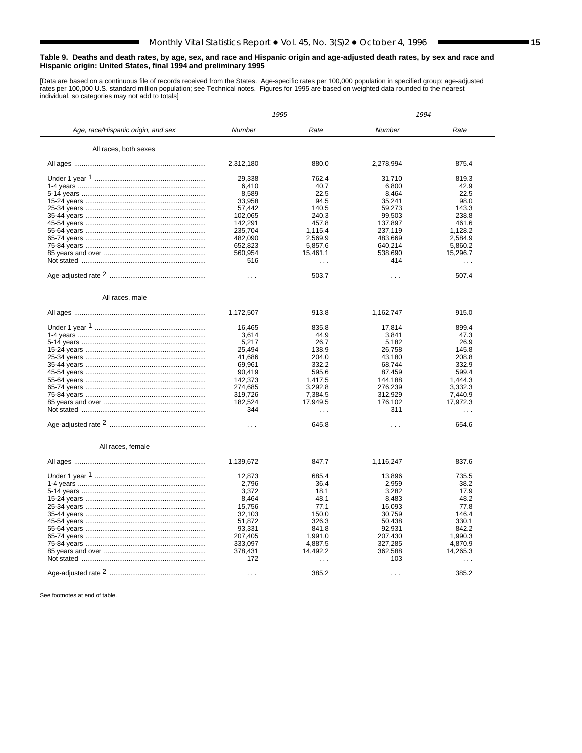**Table 9. Deaths and death rates, by age, sex, and race and Hispanic origin and age-adjusted death rates, by sex and race and Hispanic origin: United States, final 1994 and preliminary 1995**

[Data are based on a continuous file of records received from the States. Age-specific rates per 100,000 population in specified group; age-adjusted rates per 100,000 U.S. standard million population; see Technical notes. Figures for 1995 are based on weighted data rounded to the nearest individual, so categories may not add to totals]

| | 1995 | | 1994 | |
|---|---|---|---|---|
| *Age, race/Hispanic origin, and sex* | *Number* | *Rate* | *Number* | *Rate* |
| All races, both sexes | | | | |
| All ages | 2,312,180 | 880.0 | 2,278,994 | 875.4 |
| Under 1 year [1] | 29,338 | 762.4 | 31,710 | 819.3 |
| 1-4 years | 6,410 | 40.7 | 6,800 | 42.9 |
| 5-14 years | 8,589 | 22.5 | 8,464 | 22.5 |
| 15-24 years | 33,958 | 94.5 | 35,241 | 98.0 |
| 25-34 years | 57,442 | 140.5 | 59,273 | 143.3 |
| 35-44 years | 102,065 | 240.3 | 99,503 | 238.8 |
| 45-54 years | 142,291 | 457.8 | 137,897 | 461.6 |
| 55-64 years | 235,704 | 1,115.4 | 237,119 | 1,128.2 |
| 65-74 years | 482,090 | 2,569.9 | 483,669 | 2,584.9 |
| 75-84 years | 652,823 | 5,857.6 | 640,214 | 5,860.2 |
| 85 years and over | 560,954 | 15,461.1 | 538,690 | 15,296.7 |
| Not stated | 516 | . . . | 414 | . . . |
| Age-adjusted rate [2] | . . . | 503.7 | . . . | 507.4 |
| All races, male | | | | |
| All ages | 1,172,507 | 913.8 | 1,162,747 | 915.0 |
| Under 1 year [1] | 16,465 | 835.8 | 17,814 | 899.4 |
| 1-4 years | 3,614 | 44.9 | 3,841 | 47.3 |
| 5-14 years | 5,217 | 26.7 | 5,182 | 26.9 |
| 15-24 years | 25,494 | 138.9 | 26,758 | 145.8 |
| 25-34 years | 41,686 | 204.0 | 43,180 | 208.8 |
| 35-44 years | 69,961 | 332.2 | 68,744 | 332.9 |
| 45-54 years | 90,419 | 595.6 | 87,459 | 599.4 |
| 55-64 years | 142,373 | 1,417.5 | 144,188 | 1,444.3 |
| 65-74 years | 274,685 | 3,292.8 | 276,239 | 3,332.3 |
| 75-84 years | 319,726 | 7,384.5 | 312,929 | 7,440.9 |
| 85 years and over | 182,524 | 17,949.5 | 176,102 | 17,972.3 |
| Not stated | 344 | . . . | 311 | . . . |
| Age-adjusted rate [2] | . . . | 645.8 | . . . | 654.6 |
| All races, female | | | | |
| All ages | 1,139,672 | 847.7 | 1,116,247 | 837.6 |
| Under 1 year [1] | 12,873 | 685.4 | 13,896 | 735.5 |
| 1-4 years | 2,796 | 36.4 | 2,959 | 38.2 |
| 5-14 years | 3,372 | 18.1 | 3,282 | 17.9 |
| 15-24 years | 8,464 | 48.1 | 8,483 | 48.2 |
| 25-34 years | 15,756 | 77.1 | 16,093 | 77.8 |
| 35-44 years | 32,103 | 150.0 | 30,759 | 146.4 |
| 45-54 years | 51,872 | 326.3 | 50,438 | 330.1 |
| 55-64 years | 93,331 | 841.8 | 92,931 | 842.2 |
| 65-74 years | 207,405 | 1,991.0 | 207,430 | 1,990.3 |
| 75-84 years | 333,097 | 4,887.5 | 327,285 | 4,870.9 |
| 85 years and over | 378,431 | 14,492.2 | 362,588 | 14,265.3 |
| Not stated | 172 | . . . | 103 | . . . |
| Age-adjusted rate [2] | . . . | 385.2 | . . . | 385.2 |

See footnotes at end of table.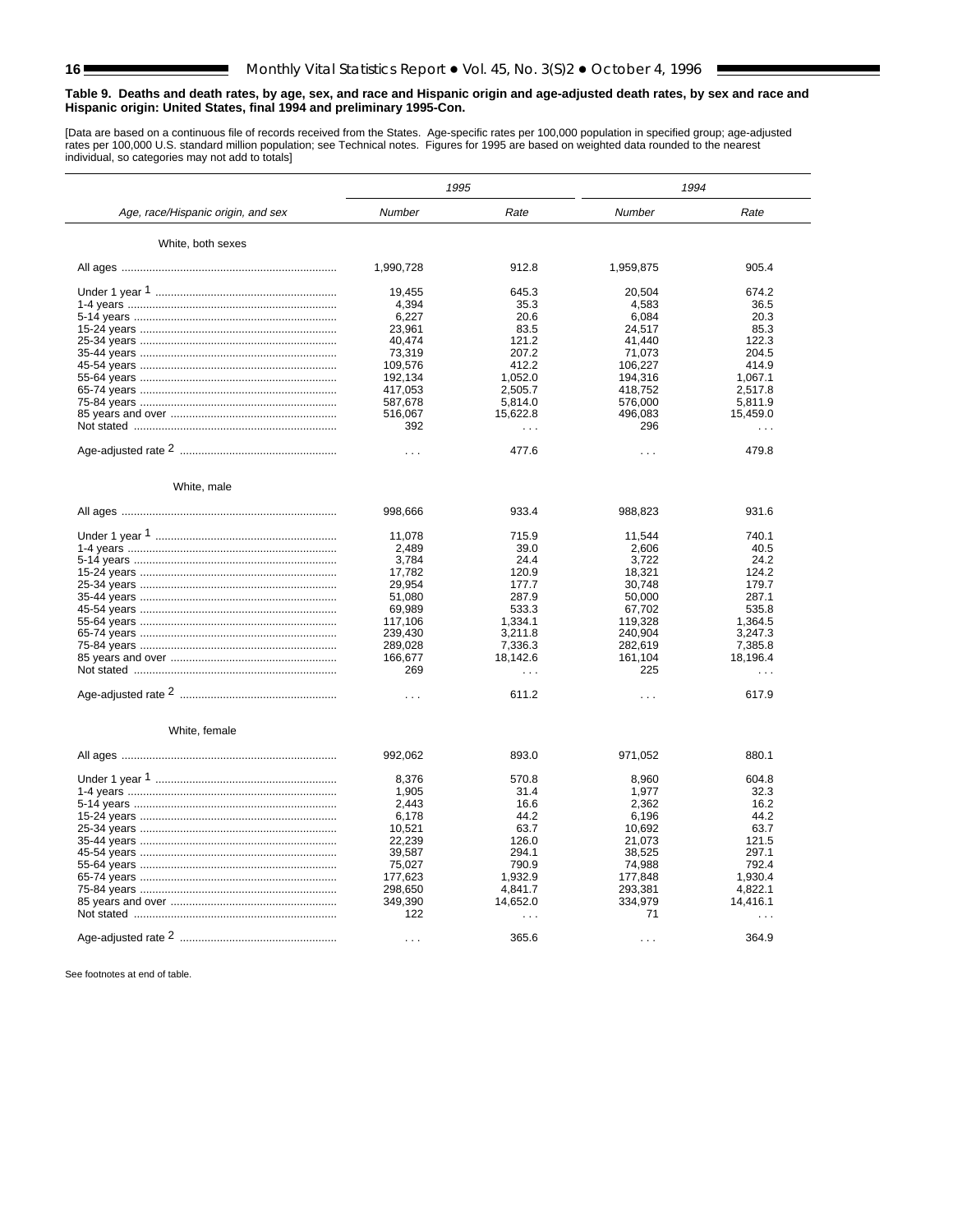**Table 9. Deaths and death rates, by age, sex, and race and Hispanic origin and age-adjusted death rates, by sex and race and Hispanic origin: United States, final 1994 and preliminary 1995-Con.**

[Data are based on a continuous file of records received from the States. Age-specific rates per 100,000 population in specified group; age-adjusted rates per 100,000 U.S. standard million population; see Technical notes. Figures for 1995 are based on weighted data rounded to the nearest individual, so categories may not add to totals]

| | 1995 | | 1994 | |
|---|---|---|---|---|
| *Age, race/Hispanic origin, and sex* | *Number* | *Rate* | *Number* | *Rate* |
| White, both sexes | | | | |
| All ages | 1,990,728 | 912.8 | 1,959,875 | 905.4 |
| Under 1 year [1] | 19,455 | 645.3 | 20,504 | 674.2 |
| 1-4 years | 4,394 | 35.3 | 4,583 | 36.5 |
| 5-14 years | 6,227 | 20.6 | 6,084 | 20.3 |
| 15-24 years | 23,961 | 83.5 | 24,517 | 85.3 |
| 25-34 years | 40,474 | 121.2 | 41,440 | 122.3 |
| 35-44 years | 73,319 | 207.2 | 71,073 | 204.5 |
| 45-54 years | 109,576 | 412.2 | 106,227 | 414.9 |
| 55-64 years | 192,134 | 1,052.0 | 194,316 | 1,067.1 |
| 65-74 years | 417,053 | 2,505.7 | 418,752 | 2,517.8 |
| 75-84 years | 587,678 | 5,814.0 | 576,000 | 5,811.9 |
| 85 years and over | 516,067 | 15,622.8 | 496,083 | 15,459.0 |
| Not stated | 392 | . . . | 296 | . . . |
| Age-adjusted rate [2] | . . . | 477.6 | . . . | 479.8 |
| White, male | | | | |
| All ages | 998,666 | 933.4 | 988,823 | 931.6 |
| Under 1 year [1] | 11,078 | 715.9 | 11,544 | 740.1 |
| 1-4 years | 2,489 | 39.0 | 2,606 | 40.5 |
| 5-14 years | 3,784 | 24.4 | 3,722 | 24.2 |
| 15-24 years | 17,782 | 120.9 | 18,321 | 124.2 |
| 25-34 years | 29,954 | 177.7 | 30,748 | 179.7 |
| 35-44 years | 51,080 | 287.9 | 50,000 | 287.1 |
| 45-54 years | 69,989 | 533.3 | 67,702 | 535.8 |
| 55-64 years | 117,106 | 1,334.1 | 119,328 | 1,364.5 |
| 65-74 years | 239,430 | 3,211.8 | 240,904 | 3,247.3 |
| 75-84 years | 289,028 | 7,336.3 | 282,619 | 7,385.8 |
| 85 years and over | 166,677 | 18,142.6 | 161,104 | 18,196.4 |
| Not stated | 269 | . . . | 225 | . . . |
| Age-adjusted rate [2] | . . . | 611.2 | . . . | 617.9 |
| White, female | | | | |
| All ages | 992,062 | 893.0 | 971,052 | 880.1 |
| Under 1 year [1] | 8,376 | 570.8 | 8,960 | 604.8 |
| 1-4 years | 1,905 | 31.4 | 1,977 | 32.3 |
| 5-14 years | 2,443 | 16.6 | 2,362 | 16.2 |
| 15-24 years | 6,178 | 44.2 | 6,196 | 44.2 |
| 25-34 years | 10,521 | 63.7 | 10,692 | 63.7 |
| 35-44 years | 22,239 | 126.0 | 21,073 | 121.5 |
| 45-54 years | 39,587 | 294.1 | 38,525 | 297.1 |
| 55-64 years | 75,027 | 790.9 | 74,988 | 792.4 |
| 65-74 years | 177,623 | 1,932.9 | 177,848 | 1,930.4 |
| 75-84 years | 298,650 | 4,841.7 | 293,381 | 4,822.1 |
| 85 years and over | 349,390 | 14,652.0 | 334,979 | 14,416.1 |
| Not stated | 122 | . . . | 71 | . . . |
| Age-adjusted rate [2] | . . . | 365.6 | . . . | 364.9 |

See footnotes at end of table.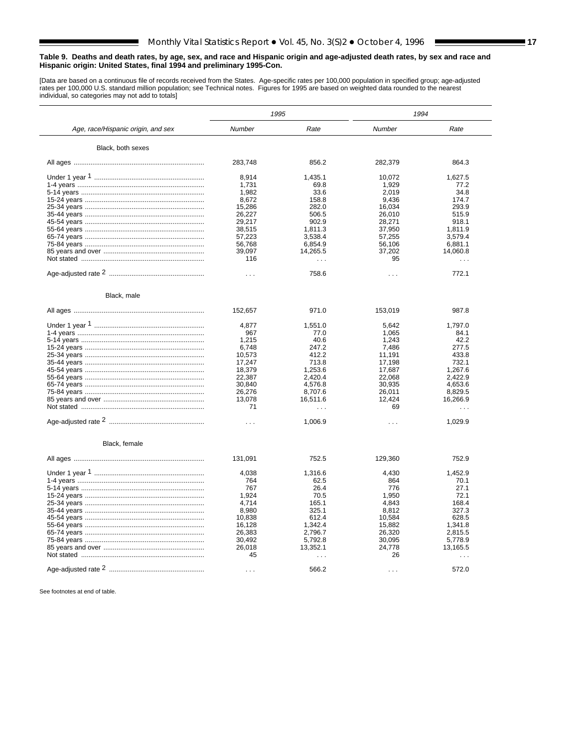**Table 9. Deaths and death rates, by age, sex, and race and Hispanic origin and age-adjusted death rates, by sex and race and Hispanic origin: United States, final 1994 and preliminary 1995-Con.**

[Data are based on a continuous file of records received from the States. Age-specific rates per 100,000 population in specified group; age-adjusted rates per 100,000 U.S. standard million population; see Technical notes. Figures for 1995 are based on weighted data rounded to the nearest individual, so categories may not add to totals]

| Age, race/Hispanic origin, and sex | 1995 | | 1994 | |
|---|---|---|---|---|
| | *Number* | *Rate* | *Number* | *Rate* |
| **Black, both sexes** | | | | |
| All ages | 283,748 | 856.2 | 282,379 | 864.3 |
| Under 1 year [1] | 8,914 | 1,435.1 | 10,072 | 1,627.5 |
| 1-4 years | 1,731 | 69.8 | 1,929 | 77.2 |
| 5-14 years | 1,982 | 33.6 | 2,019 | 34.8 |
| 15-24 years | 8,672 | 158.8 | 9,436 | 174.7 |
| 25-34 years | 15,286 | 282.0 | 16,034 | 293.9 |
| 35-44 years | 26,227 | 506.5 | 26,010 | 515.9 |
| 45-54 years | 29,217 | 902.9 | 28,271 | 918.1 |
| 55-64 years | 38,515 | 1,811.3 | 37,950 | 1,811.9 |
| 65-74 years | 57,223 | 3,538.4 | 57,255 | 3,579.4 |
| 75-84 years | 56,768 | 6,854.9 | 56,106 | 6,881.1 |
| 85 years and over | 39,097 | 14,265.5 | 37,202 | 14,060.8 |
| Not stated | 116 | . . . | 95 | . . . |
| Age-adjusted rate [2] | . . . | 758.6 | . . . | 772.1 |
| **Black, male** | | | | |
| All ages | 152,657 | 971.0 | 153,019 | 987.8 |
| Under 1 year [1] | 4,877 | 1,551.0 | 5,642 | 1,797.0 |
| 1-4 years | 967 | 77.0 | 1,065 | 84.1 |
| 5-14 years | 1,215 | 40.6 | 1,243 | 42.2 |
| 15-24 years | 6,748 | 247.2 | 7,486 | 277.5 |
| 25-34 years | 10,573 | 412.2 | 11,191 | 433.8 |
| 35-44 years | 17,247 | 713.8 | 17,198 | 732.1 |
| 45-54 years | 18,379 | 1,253.6 | 17,687 | 1,267.6 |
| 55-64 years | 22,387 | 2,420.4 | 22,068 | 2,422.9 |
| 65-74 years | 30,840 | 4,576.8 | 30,935 | 4,653.6 |
| 75-84 years | 26,276 | 8,707.6 | 26,011 | 8,829.5 |
| 85 years and over | 13,078 | 16,511.6 | 12,424 | 16,266.9 |
| Not stated | 71 | . . . | 69 | . . . |
| Age-adjusted rate [2] | . . . | 1,006.9 | . . . | 1,029.9 |
| **Black, female** | | | | |
| All ages | 131,091 | 752.5 | 129,360 | 752.9 |
| Under 1 year [1] | 4,038 | 1,316.6 | 4,430 | 1,452.9 |
| 1-4 years | 764 | 62.5 | 864 | 70.1 |
| 5-14 years | 767 | 26.4 | 776 | 27.1 |
| 15-24 years | 1,924 | 70.5 | 1,950 | 72.1 |
| 25-34 years | 4,714 | 165.1 | 4,843 | 168.4 |
| 35-44 years | 8,980 | 325.1 | 8,812 | 327.3 |
| 45-54 years | 10,838 | 612.4 | 10,584 | 628.5 |
| 55-64 years | 16,128 | 1,342.4 | 15,882 | 1,341.8 |
| 65-74 years | 26,383 | 2,796.7 | 26,320 | 2,815.5 |
| 75-84 years | 30,492 | 5,792.8 | 30,095 | 5,778.9 |
| 85 years and over | 26,018 | 13,352.1 | 24,778 | 13,165.5 |
| Not stated | 45 | . . . | 26 | . . . |
| Age-adjusted rate [2] | . . . | 566.2 | . . . | 572.0 |

See footnotes at end of table.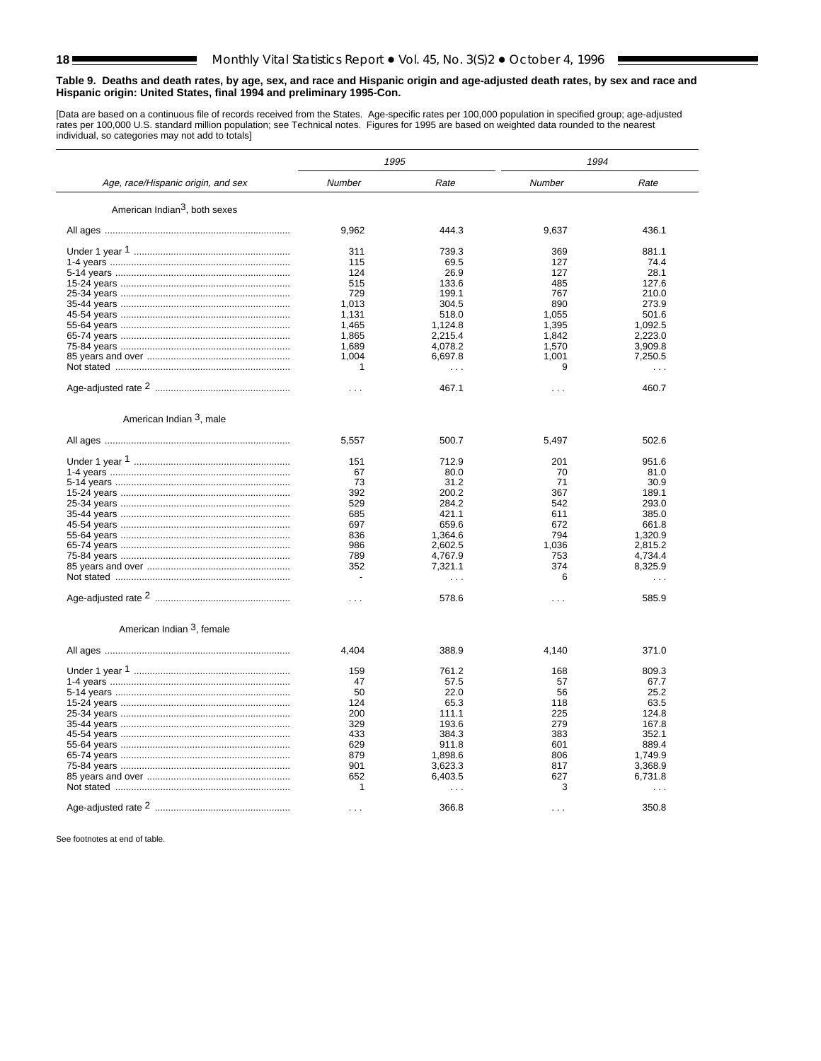**Table 9. Deaths and death rates, by age, sex, and race and Hispanic origin and age-adjusted death rates, by sex and race and Hispanic origin: United States, final 1994 and preliminary 1995-Con.**

[Data are based on a continuous file of records received from the States. Age-specific rates per 100,000 population in specified group; age-adjusted rates per 100,000 U.S. standard million population; see Technical notes. Figures for 1995 are based on weighted data rounded to the nearest individual, so categories may not add to totals]

| Age, race/Hispanic origin, and sex | 1995 | | 1994 | |
|---|---|---|---|---|
| | *Number* | *Rate* | *Number* | *Rate* |
| **American Indian[3], both sexes** | | | | |
| All ages | 9,962 | 444.3 | 9,637 | 436.1 |
| Under 1 year [1] | 311 | 739.3 | 369 | 881.1 |
| 1-4 years | 115 | 69.5 | 127 | 74.4 |
| 5-14 years | 124 | 26.9 | 127 | 28.1 |
| 15-24 years | 515 | 133.6 | 485 | 127.6 |
| 25-34 years | 729 | 199.1 | 767 | 210.0 |
| 35-44 years | 1,013 | 304.5 | 890 | 273.9 |
| 45-54 years | 1,131 | 518.0 | 1,055 | 501.6 |
| 55-64 years | 1,465 | 1,124.8 | 1,395 | 1,092.5 |
| 65-74 years | 1,865 | 2,215.4 | 1,842 | 2,223.0 |
| 75-84 years | 1,689 | 4,078.2 | 1,570 | 3,909.8 |
| 85 years and over | 1,004 | 6,697.8 | 1,001 | 7,250.5 |
| Not stated | 1 | . . . | 9 | . . . |
| Age-adjusted rate [2] | . . . | 467.1 | . . . | 460.7 |
| **American Indian [3], male** | | | | |
| All ages | 5,557 | 500.7 | 5,497 | 502.6 |
| Under 1 year [1] | 151 | 712.9 | 201 | 951.6 |
| 1-4 years | 67 | 80.0 | 70 | 81.0 |
| 5-14 years | 73 | 31.2 | 71 | 30.9 |
| 15-24 years | 392 | 200.2 | 367 | 189.1 |
| 25-34 years | 529 | 284.2 | 542 | 293.0 |
| 35-44 years | 685 | 421.1 | 611 | 385.0 |
| 45-54 years | 697 | 659.6 | 672 | 661.8 |
| 55-64 years | 836 | 1,364.6 | 794 | 1,320.9 |
| 65-74 years | 986 | 2,602.5 | 1,036 | 2,815.2 |
| 75-84 years | 789 | 4,767.9 | 753 | 4,734.4 |
| 85 years and over | 352 | 7,321.1 | 374 | 8,325.9 |
| Not stated | - | . . . | 6 | . . . |
| Age-adjusted rate [2] | . . . | 578.6 | . . . | 585.9 |
| **American Indian [3], female** | | | | |
| All ages | 4,404 | 388.9 | 4,140 | 371.0 |
| Under 1 year [1] | 159 | 761.2 | 168 | 809.3 |
| 1-4 years | 47 | 57.5 | 57 | 67.7 |
| 5-14 years | 50 | 22.0 | 56 | 25.2 |
| 15-24 years | 124 | 65.3 | 118 | 63.5 |
| 25-34 years | 200 | 111.1 | 225 | 124.8 |
| 35-44 years | 329 | 193.6 | 279 | 167.8 |
| 45-54 years | 433 | 384.3 | 383 | 352.1 |
| 55-64 years | 629 | 911.8 | 601 | 889.4 |
| 65-74 years | 879 | 1,898.6 | 806 | 1,749.9 |
| 75-84 years | 901 | 3,623.3 | 817 | 3,368.9 |
| 85 years and over | 652 | 6,403.5 | 627 | 6,731.8 |
| Not stated | 1 | . . . | 3 | . . . |
| Age-adjusted rate [2] | . . . | 366.8 | . . . | 350.8 |

See footnotes at end of table.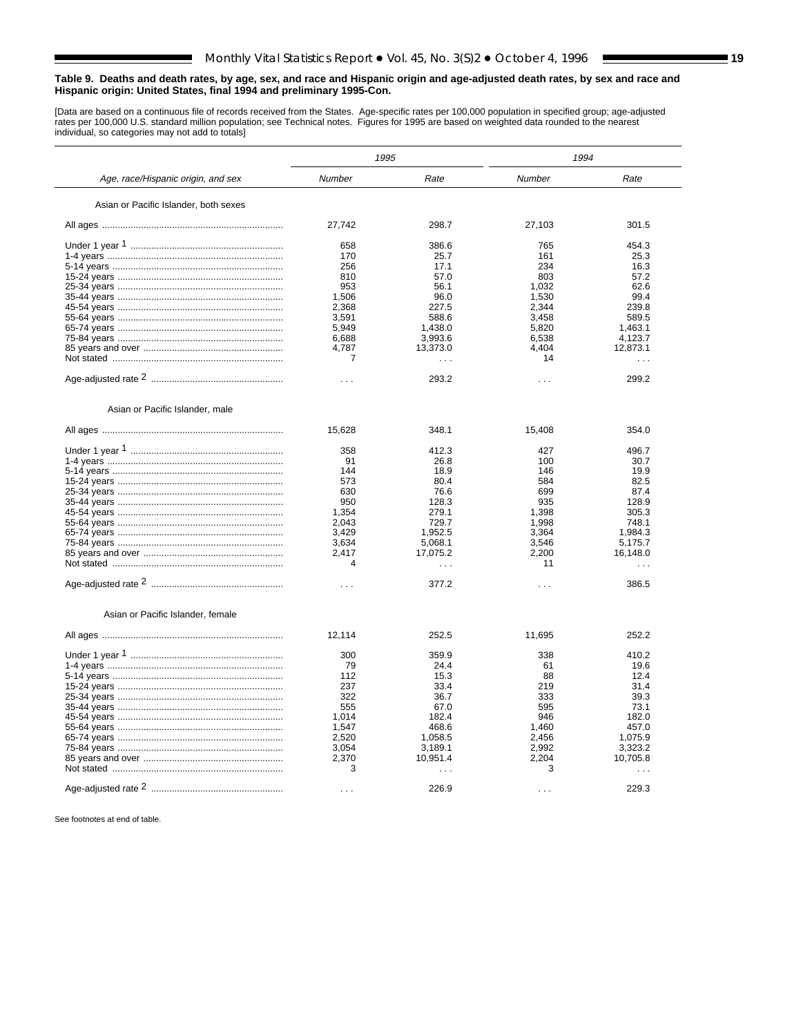**Table 9. Deaths and death rates, by age, sex, and race and Hispanic origin and age-adjusted death rates, by sex and race and Hispanic origin: United States, final 1994 and preliminary 1995-Con.**

[Data are based on a continuous file of records received from the States. Age-specific rates per 100,000 population in specified group; age-adjusted rates per 100,000 U.S. standard million population; see Technical notes. Figures for 1995 are based on weighted data rounded to the nearest individual, so categories may not add to totals]

| | 1995 | | 1994 | |
|---|---|---|---|---|
| *Age, race/Hispanic origin, and sex* | *Number* | *Rate* | *Number* | *Rate* |
| Asian or Pacific Islander, both sexes | | | | |
| All ages | 27,742 | 298.7 | 27,103 | 301.5 |
| Under 1 year [1] | 658 | 386.6 | 765 | 454.3 |
| 1-4 years | 170 | 25.7 | 161 | 25.3 |
| 5-14 years | 256 | 17.1 | 234 | 16.3 |
| 15-24 years | 810 | 57.0 | 803 | 57.2 |
| 25-34 years | 953 | 56.1 | 1,032 | 62.6 |
| 35-44 years | 1,506 | 96.0 | 1,530 | 99.4 |
| 45-54 years | 2,368 | 227.5 | 2,344 | 239.8 |
| 55-64 years | 3,591 | 588.6 | 3,458 | 589.5 |
| 65-74 years | 5,949 | 1,438.0 | 5,820 | 1,463.1 |
| 75-84 years | 6,688 | 3,993.6 | 6,538 | 4,123.7 |
| 85 years and over | 4,787 | 13,373.0 | 4,404 | 12,873.1 |
| Not stated | 7 | . . . | 14 | . . . |
| Age-adjusted rate [2] | . . . | 293.2 | . . . | 299.2 |
| Asian or Pacific Islander, male | | | | |
| All ages | 15,628 | 348.1 | 15,408 | 354.0 |
| Under 1 year [1] | 358 | 412.3 | 427 | 496.7 |
| 1-4 years | 91 | 26.8 | 100 | 30.7 |
| 5-14 years | 144 | 18.9 | 146 | 19.9 |
| 15-24 years | 573 | 80.4 | 584 | 82.5 |
| 25-34 years | 630 | 76.6 | 699 | 87.4 |
| 35-44 years | 950 | 128.3 | 935 | 128.9 |
| 45-54 years | 1,354 | 279.1 | 1,398 | 305.3 |
| 55-64 years | 2,043 | 729.7 | 1,998 | 748.1 |
| 65-74 years | 3,429 | 1,952.5 | 3,364 | 1,984.3 |
| 75-84 years | 3,634 | 5,068.1 | 3,546 | 5,175.7 |
| 85 years and over | 2,417 | 17,075.2 | 2,200 | 16,148.0 |
| Not stated | 4 | . . . | 11 | . . . |
| Age-adjusted rate [2] | . . . | 377.2 | . . . | 386.5 |
| Asian or Pacific Islander, female | | | | |
| All ages | 12,114 | 252.5 | 11,695 | 252.2 |
| Under 1 year [1] | 300 | 359.9 | 338 | 410.2 |
| 1-4 years | 79 | 24.4 | 61 | 19.6 |
| 5-14 years | 112 | 15.3 | 88 | 12.4 |
| 15-24 years | 237 | 33.4 | 219 | 31.4 |
| 25-34 years | 322 | 36.7 | 333 | 39.3 |
| 35-44 years | 555 | 67.0 | 595 | 73.1 |
| 45-54 years | 1,014 | 182.4 | 946 | 182.0 |
| 55-64 years | 1,547 | 468.6 | 1,460 | 457.0 |
| 65-74 years | 2,520 | 1,058.5 | 2,456 | 1,075.9 |
| 75-84 years | 3,054 | 3,189.1 | 2,992 | 3,323.2 |
| 85 years and over | 2,370 | 10,951.4 | 2,204 | 10,705.8 |
| Not stated | 3 | . . . | 3 | . . . |
| Age-adjusted rate [2] | . . . | 226.9 | . . . | 229.3 |

See footnotes at end of table.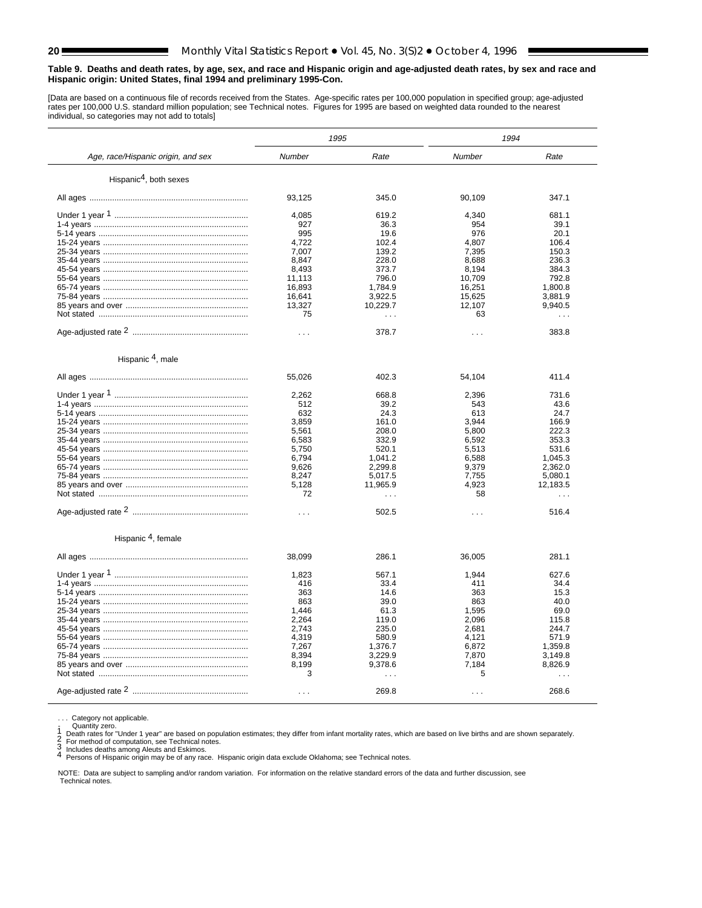**Table 9. Deaths and death rates, by age, sex, and race and Hispanic origin and age-adjusted death rates, by sex and race and Hispanic origin: United States, final 1994 and preliminary 1995-Con.**

[Data are based on a continuous file of records received from the States. Age-specific rates per 100,000 population in specified group; age-adjusted rates per 100,000 U.S. standard million population; see Technical notes. Figures for 1995 are based on weighted data rounded to the nearest individual, so categories may not add to totals]

| *Age, race/Hispanic origin, and sex* | *1995* | | *1994* | |
|---|---|---|---|---|
| | *Number* | *Rate* | *Number* | *Rate* |
| Hispanic[4], both sexes | | | | |
| All ages | 93,125 | 345.0 | 90,109 | 347.1 |
| Under 1 year [1] | 4,085 | 619.2 | 4,340 | 681.1 |
| 1-4 years | 927 | 36.3 | 954 | 39.1 |
| 5-14 years | 995 | 19.6 | 976 | 20.1 |
| 15-24 years | 4,722 | 102.4 | 4,807 | 106.4 |
| 25-34 years | 7,007 | 139.2 | 7,395 | 150.3 |
| 35-44 years | 8,847 | 228.0 | 8,688 | 236.3 |
| 45-54 years | 8,493 | 373.7 | 8,194 | 384.3 |
| 55-64 years | 11,113 | 796.0 | 10,709 | 792.8 |
| 65-74 years | 16,893 | 1,784.9 | 16,251 | 1,800.8 |
| 75-84 years | 16,641 | 3,922.5 | 15,625 | 3,881.9 |
| 85 years and over | 13,327 | 10,229.7 | 12,107 | 9,940.5 |
| Not stated | 75 | . . . | 63 | . . . |
| Age-adjusted rate [2] | . . . | 378.7 | . . . | 383.8 |
| Hispanic [4], male | | | | |
| All ages | 55,026 | 402.3 | 54,104 | 411.4 |
| Under 1 year [1] | 2,262 | 668.8 | 2,396 | 731.6 |
| 1-4 years | 512 | 39.2 | 543 | 43.6 |
| 5-14 years | 632 | 24.3 | 613 | 24.7 |
| 15-24 years | 3,859 | 161.0 | 3,944 | 166.9 |
| 25-34 years | 5,561 | 208.0 | 5,800 | 222.3 |
| 35-44 years | 6,583 | 332.9 | 6,592 | 353.3 |
| 45-54 years | 5,750 | 520.1 | 5,513 | 531.6 |
| 55-64 years | 6,794 | 1,041.2 | 6,588 | 1,045.3 |
| 65-74 years | 9,626 | 2,299.8 | 9,379 | 2,362.0 |
| 75-84 years | 8,247 | 5,017.5 | 7,755 | 5,080.1 |
| 85 years and over | 5,128 | 11,965.9 | 4,923 | 12,183.5 |
| Not stated | 72 | . . . | 58 | . . . |
| Age-adjusted rate [2] | . . . | 502.5 | . . . | 516.4 |
| Hispanic [4], female | | | | |
| All ages | 38,099 | 286.1 | 36,005 | 281.1 |
| Under 1 year [1] | 1,823 | 567.1 | 1,944 | 627.6 |
| 1-4 years | 416 | 33.4 | 411 | 34.4 |
| 5-14 years | 363 | 14.6 | 363 | 15.3 |
| 15-24 years | 863 | 39.0 | 863 | 40.0 |
| 25-34 years | 1,446 | 61.3 | 1,595 | 69.0 |
| 35-44 years | 2,264 | 119.0 | 2,096 | 115.8 |
| 45-54 years | 2,743 | 235.0 | 2,681 | 244.7 |
| 55-64 years | 4,319 | 580.9 | 4,121 | 571.9 |
| 65-74 years | 7,267 | 1,376.7 | 6,872 | 1,359.8 |
| 75-84 years | 8,394 | 3,229.9 | 7,870 | 3,149.8 |
| 85 years and over | 8,199 | 9,378.6 | 7,184 | 8,826.9 |
| Not stated | 3 | . . . | 5 | . . . |
| Age-adjusted rate [2] | . . . | 269.8 | . . . | 268.6 |

. . . Category not applicable.
\- Quantity zero.
[1] Death rates for "Under 1 year" are based on population estimates; they differ from infant mortality rates, which are based on live births and are shown separately.
[2] For method of computation, see Technical notes.
[3] Includes deaths among Aleuts and Eskimos.
[4] Persons of Hispanic origin may be of any race. Hispanic origin data exclude Oklahoma; see Technical notes.

NOTE: Data are subject to sampling and/or random variation. For information on the relative standard errors of the data and further discussion, see Technical notes.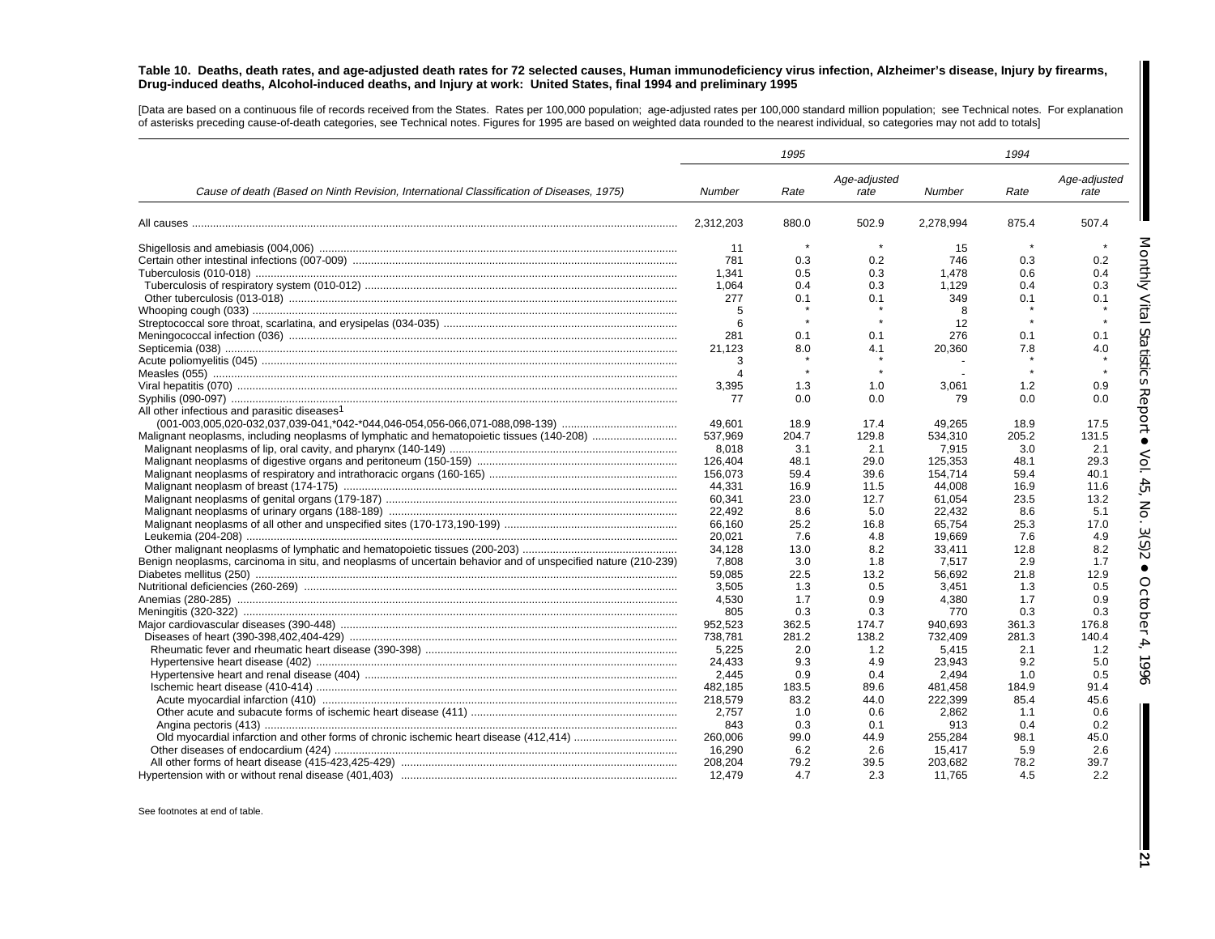**Table 10. Deaths, death rates, and age-adjusted death rates for 72 selected causes, Human immunodeficiency virus infection, Alzheimer's disease, Injury by firearms, Drug-induced deaths, Alcohol-induced deaths, and Injury at work: United States, final 1994 and preliminary 1995**

[Data are based on a continuous file of records received from the States. Rates per 100,000 population; age-adjusted rates per 100,000 standard million population; see Technical notes. For explanation of asterisks preceding cause-of-death categories, see Technical notes. Figures for 1995 are based on weighted data rounded to the nearest individual, so categories may not add to totals]

| Cause of death (Based on Ninth Revision, International Classification of Diseases, 1975) | 1995 | | | 1994 | | |
|---|---|---|---|---|---|---|
| | Number | Rate | Age-adjusted rate | Number | Rate | Age-adjusted rate |
| All causes | 2,312,203 | 880.0 | 502.9 | 2,278,994 | 875.4 | 507.4 |
| Shigellosis and amebiasis (004,006) | 11 | * | * | 15 | * | * |
| Certain other intestinal infections (007-009) | 781 | 0.3 | 0.2 | 746 | 0.3 | 0.2 |
| Tuberculosis (010-018) | 1,341 | 0.5 | 0.3 | 1,478 | 0.6 | 0.4 |
| Tuberculosis of respiratory system (010-012) | 1,064 | 0.4 | 0.3 | 1,129 | 0.4 | 0.3 |
| Other tuberculosis (013-018) | 277 | 0.1 | 0.1 | 349 | 0.1 | 0.1 |
| Whooping cough (033) | 5 | * | * | 8 | * | * |
| Streptococcal sore throat, scarlatina, and erysipelas (034-035) | 6 | * | * | 12 | * | * |
| Meningococcal infection (036) | 281 | 0.1 | 0.1 | 276 | 0.1 | 0.1 |
| Septicemia (038) | 21,123 | 8.0 | 4.1 | 20,360 | 7.8 | 4.0 |
| Acute poliomyelitis (045) | 3 | * | * | - | * | * |
| Measles (055) | 4 | * | * | - | * | * |
| Viral hepatitis (070) | 3,395 | 1.3 | 1.0 | 3,061 | 1.2 | 0.9 |
| Syphilis (090-097) | 77 | 0.0 | 0.0 | 79 | 0.0 | 0.0 |
| All other infectious and parasitic diseases[1] (001-003,005,020-032,037,039-041,*042-*044,046-054,056-066,071-088,098-139) | 49,601 | 18.9 | 17.4 | 49,265 | 18.9 | 17.5 |
| Malignant neoplasms, including neoplasms of lymphatic and hematopoietic tissues (140-208) | 537,969 | 204.7 | 129.8 | 534,310 | 205.2 | 131.5 |
| Malignant neoplasms of lip, oral cavity, and pharynx (140-149) | 8,018 | 3.1 | 2.1 | 7,915 | 3.0 | 2.1 |
| Malignant neoplasms of digestive organs and peritoneum (150-159) | 126,404 | 48.1 | 29.0 | 125,353 | 48.1 | 29.3 |
| Malignant neoplasms of respiratory and intrathoracic organs (160-165) | 156,073 | 59.4 | 39.6 | 154,714 | 59.4 | 40.1 |
| Malignant neoplasm of breast (174-175) | 44,331 | 16.9 | 11.5 | 44,008 | 16.9 | 11.6 |
| Malignant neoplasms of genital organs (179-187) | 60,341 | 23.0 | 12.7 | 61,054 | 23.5 | 13.2 |
| Malignant neoplasms of urinary organs (188-189) | 22,492 | 8.6 | 5.0 | 22,432 | 8.6 | 5.1 |
| Malignant neoplasms of all other and unspecified sites (170-173,190-199) | 66,160 | 25.2 | 16.8 | 65,754 | 25.3 | 17.0 |
| Leukemia (204-208) | 20,021 | 7.6 | 4.8 | 19,669 | 7.6 | 4.9 |
| Other malignant neoplasms of lymphatic and hematopoietic tissues (200-203) | 34,128 | 13.0 | 8.2 | 33,411 | 12.8 | 8.2 |
| Benign neoplasms, carcinoma in situ, and neoplasms of uncertain behavior and of unspecified nature (210-239) | 7,808 | 3.0 | 1.8 | 7,517 | 2.9 | 1.7 |
| Diabetes mellitus (250) | 59,085 | 22.5 | 13.2 | 56,692 | 21.8 | 12.9 |
| Nutritional deficiencies (260-269) | 3,505 | 1.3 | 0.5 | 3,451 | 1.3 | 0.5 |
| Anemias (280-285) | 4,530 | 1.7 | 0.9 | 4,380 | 1.7 | 0.9 |
| Meningitis (320-322) | 805 | 0.3 | 0.3 | 770 | 0.3 | 0.3 |
| Major cardiovascular diseases (390-448) | 952,523 | 362.5 | 174.7 | 940,693 | 361.3 | 176.8 |
| Diseases of heart (390-398,402,404-429) | 738,781 | 281.2 | 138.2 | 732,409 | 281.3 | 140.4 |
| Rheumatic fever and rheumatic heart disease (390-398) | 5,225 | 2.0 | 1.2 | 5,415 | 2.1 | 1.2 |
| Hypertensive heart disease (402) | 24,433 | 9.3 | 4.9 | 23,943 | 9.2 | 5.0 |
| Hypertensive heart and renal disease (404) | 2,445 | 0.9 | 0.4 | 2,494 | 1.0 | 0.5 |
| Ischemic heart disease (410-414) | 482,185 | 183.5 | 89.6 | 481,458 | 184.9 | 91.4 |
| Acute myocardial infarction (410) | 218,579 | 83.2 | 44.0 | 222,399 | 85.4 | 45.6 |
| Other acute and subacute forms of ischemic heart disease (411) | 2,757 | 1.0 | 0.6 | 2,862 | 1.1 | 0.6 |
| Angina pectoris (413) | 843 | 0.3 | 0.1 | 913 | 0.4 | 0.2 |
| Old myocardial infarction and other forms of chronic ischemic heart disease (412,414) | 260,006 | 99.0 | 44.9 | 255,284 | 98.1 | 45.0 |
| Other diseases of endocardium (424) | 16,290 | 6.2 | 2.6 | 15,417 | 5.9 | 2.6 |
| All other forms of heart disease (415-423,425-429) | 208,204 | 79.2 | 39.5 | 203,682 | 78.2 | 39.7 |
| Hypertension with or without renal disease (401,403) | 12,479 | 4.7 | 2.3 | 11,765 | 4.5 | 2.2 |

See footnotes at end of table.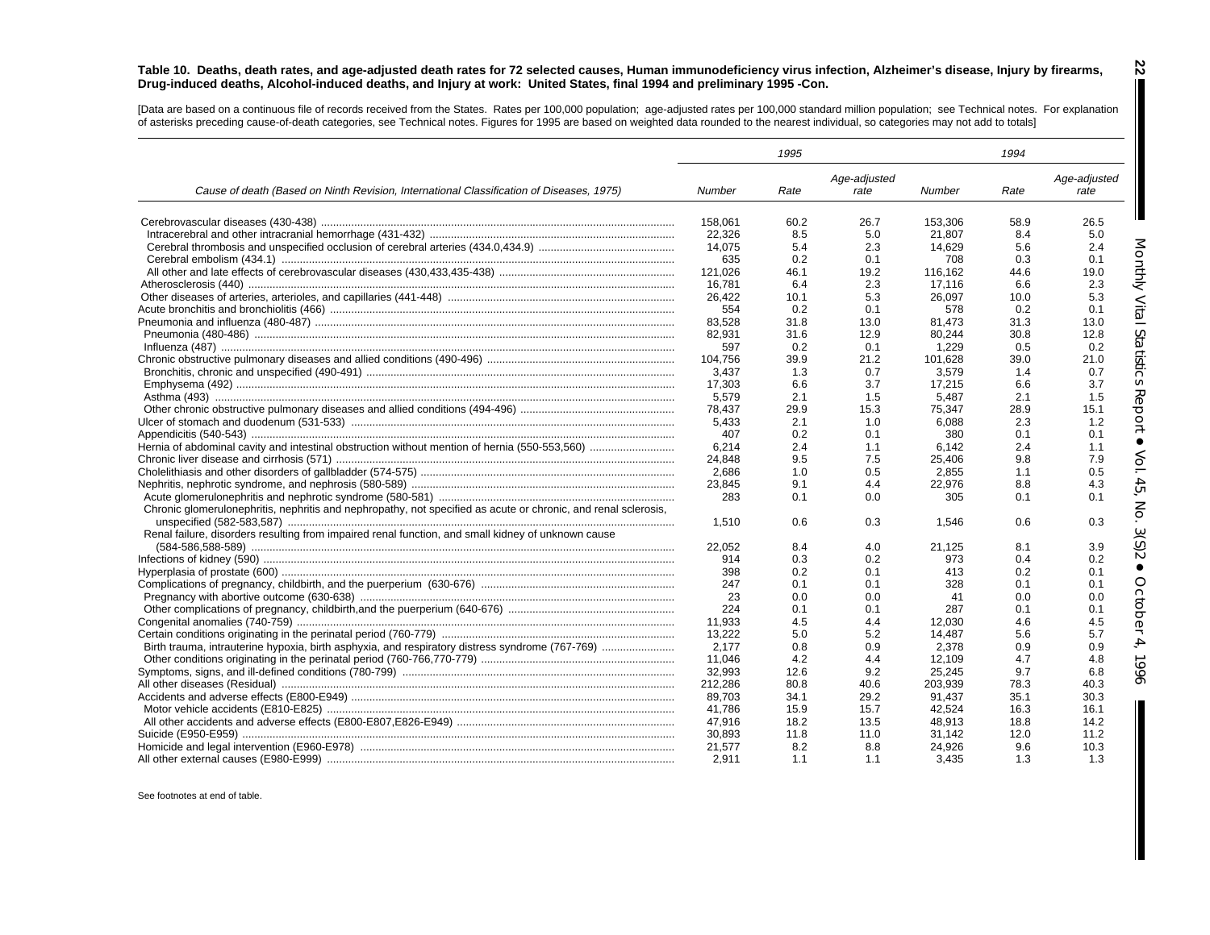**Table 10. Deaths, death rates, and age-adjusted death rates for 72 selected causes, Human immunodeficiency virus infection, Alzheimer's disease, Injury by firearms, Drug-induced deaths, Alcohol-induced deaths, and Injury at work: United States, final 1994 and preliminary 1995 -Con.**

[Data are based on a continuous file of records received from the States. Rates per 100,000 population; age-adjusted rates per 100,000 standard million population; see Technical notes. For explanation of asterisks preceding cause-of-death categories, see Technical notes. Figures for 1995 are based on weighted data rounded to the nearest individual, so categories may not add to totals]

| | 1995 | | | 1994 | | |
|---|---|---|---|---|---|---|
| Cause of death (Based on Ninth Revision, International Classification of Diseases, 1975) | Number | Rate | Age-adjusted rate | Number | Rate | Age-adjusted rate |
| Cerebrovascular diseases (430-438) | 158,061 | 60.2 | 26.7 | 153,306 | 58.9 | 26.5 |
| Intracerebral and other intracranial hemorrhage (431-432) | 22,326 | 8.5 | 5.0 | 21,807 | 8.4 | 5.0 |
| Cerebral thrombosis and unspecified occlusion of cerebral arteries (434.0,434.9) | 14,075 | 5.4 | 2.3 | 14,629 | 5.6 | 2.4 |
| Cerebral embolism (434.1) | 635 | 0.2 | 0.1 | 708 | 0.3 | 0.1 |
| All other and late effects of cerebrovascular diseases (430,433,435-438) | 121,026 | 46.1 | 19.2 | 116,162 | 44.6 | 19.0 |
| Atherosclerosis (440) | 16,781 | 6.4 | 2.3 | 17,116 | 6.6 | 2.3 |
| Other diseases of arteries, arterioles, and capillaries (441-448) | 26,422 | 10.1 | 5.3 | 26,097 | 10.0 | 5.3 |
| Acute bronchitis and bronchiolitis (466) | 554 | 0.2 | 0.1 | 578 | 0.2 | 0.1 |
| Pneumonia and influenza (480-487) | 83,528 | 31.8 | 13.0 | 81,473 | 31.3 | 13.0 |
| Pneumonia (480-486) | 82,931 | 31.6 | 12.9 | 80,244 | 30.8 | 12.8 |
| Influenza (487) | 597 | 0.2 | 0.1 | 1,229 | 0.5 | 0.2 |
| Chronic obstructive pulmonary diseases and allied conditions (490-496) | 104,756 | 39.9 | 21.2 | 101,628 | 39.0 | 21.0 |
| Bronchitis, chronic and unspecified (490-491) | 3,437 | 1.3 | 0.7 | 3,579 | 1.4 | 0.7 |
| Emphysema (492) | 17,303 | 6.6 | 3.7 | 17,215 | 6.6 | 3.7 |
| Asthma (493) | 5,579 | 2.1 | 1.5 | 5,487 | 2.1 | 1.5 |
| Other chronic obstructive pulmonary diseases and allied conditions (494-496) | 78,437 | 29.9 | 15.3 | 75,347 | 28.9 | 15.1 |
| Ulcer of stomach and duodenum (531-533) | 5,433 | 2.1 | 1.0 | 6,088 | 2.3 | 1.2 |
| Appendicitis (540-543) | 407 | 0.2 | 0.1 | 380 | 0.1 | 0.1 |
| Hernia of abdominal cavity and intestinal obstruction without mention of hernia (550-553,560) | 6,214 | 2.4 | 1.1 | 6,142 | 2.4 | 1.1 |
| Chronic liver disease and cirrhosis (571) | 24,848 | 9.5 | 7.5 | 25,406 | 9.8 | 7.9 |
| Cholelithiasis and other disorders of gallbladder (574-575) | 2,686 | 1.0 | 0.5 | 2,855 | 1.1 | 0.5 |
| Nephritis, nephrotic syndrome, and nephrosis (580-589) | 23,845 | 9.1 | 4.4 | 22,976 | 8.8 | 4.3 |
| Acute glomerulonephritis and nephrotic syndrome (580-581) | 283 | 0.1 | 0.0 | 305 | 0.1 | 0.1 |
| Chronic glomerulonephritis, nephritis and nephropathy, not specified as acute or chronic, and renal sclerosis, unspecified (582-583,587) | 1,510 | 0.6 | 0.3 | 1,546 | 0.6 | 0.3 |
| Renal failure, disorders resulting from impaired renal function, and small kidney of unknown cause (584-586,588-589) | 22,052 | 8.4 | 4.0 | 21,125 | 8.1 | 3.9 |
| Infections of kidney (590) | 914 | 0.3 | 0.2 | 973 | 0.4 | 0.2 |
| Hyperplasia of prostate (600) | 398 | 0.2 | 0.1 | 413 | 0.2 | 0.1 |
| Complications of pregnancy, childbirth, and the puerperium (630-676) | 247 | 0.1 | 0.1 | 328 | 0.1 | 0.1 |
| Pregnancy with abortive outcome (630-638) | 23 | 0.0 | 0.0 | 41 | 0.0 | 0.0 |
| Other complications of pregnancy, childbirth,and the puerperium (640-676) | 224 | 0.1 | 0.1 | 287 | 0.1 | 0.1 |
| Congenital anomalies (740-759) | 11,933 | 4.5 | 4.4 | 12,030 | 4.6 | 4.5 |
| Certain conditions originating in the perinatal period (760-779) | 13,222 | 5.0 | 5.2 | 14,487 | 5.6 | 5.7 |
| Birth trauma, intrauterine hypoxia, birth asphyxia, and respiratory distress syndrome (767-769) | 2,177 | 0.8 | 0.9 | 2,378 | 0.9 | 0.9 |
| Other conditions originating in the perinatal period (760-766,770-779) | 11,046 | 4.2 | 4.4 | 12,109 | 4.7 | 4.8 |
| Symptoms, signs, and ill-defined conditions (780-799) | 32,993 | 12.6 | 9.2 | 25,245 | 9.7 | 6.8 |
| All other diseases (Residual) | 212,286 | 80.8 | 40.6 | 203,939 | 78.3 | 40.3 |
| Accidents and adverse effects (E800-E949) | 89,703 | 34.1 | 29.2 | 91,437 | 35.1 | 30.3 |
| Motor vehicle accidents (E810-E825) | 41,786 | 15.9 | 15.7 | 42,524 | 16.3 | 16.1 |
| All other accidents and adverse effects (E800-E807,E826-E949) | 47,916 | 18.2 | 13.5 | 48,913 | 18.8 | 14.2 |
| Suicide (E950-E959) | 30,893 | 11.8 | 11.0 | 31,142 | 12.0 | 11.2 |
| Homicide and legal intervention (E960-E978) | 21,577 | 8.2 | 8.8 | 24,926 | 9.6 | 10.3 |
| All other external causes (E980-E999) | 2,911 | 1.1 | 1.1 | 3,435 | 1.3 | 1.3 |

See footnotes at end of table.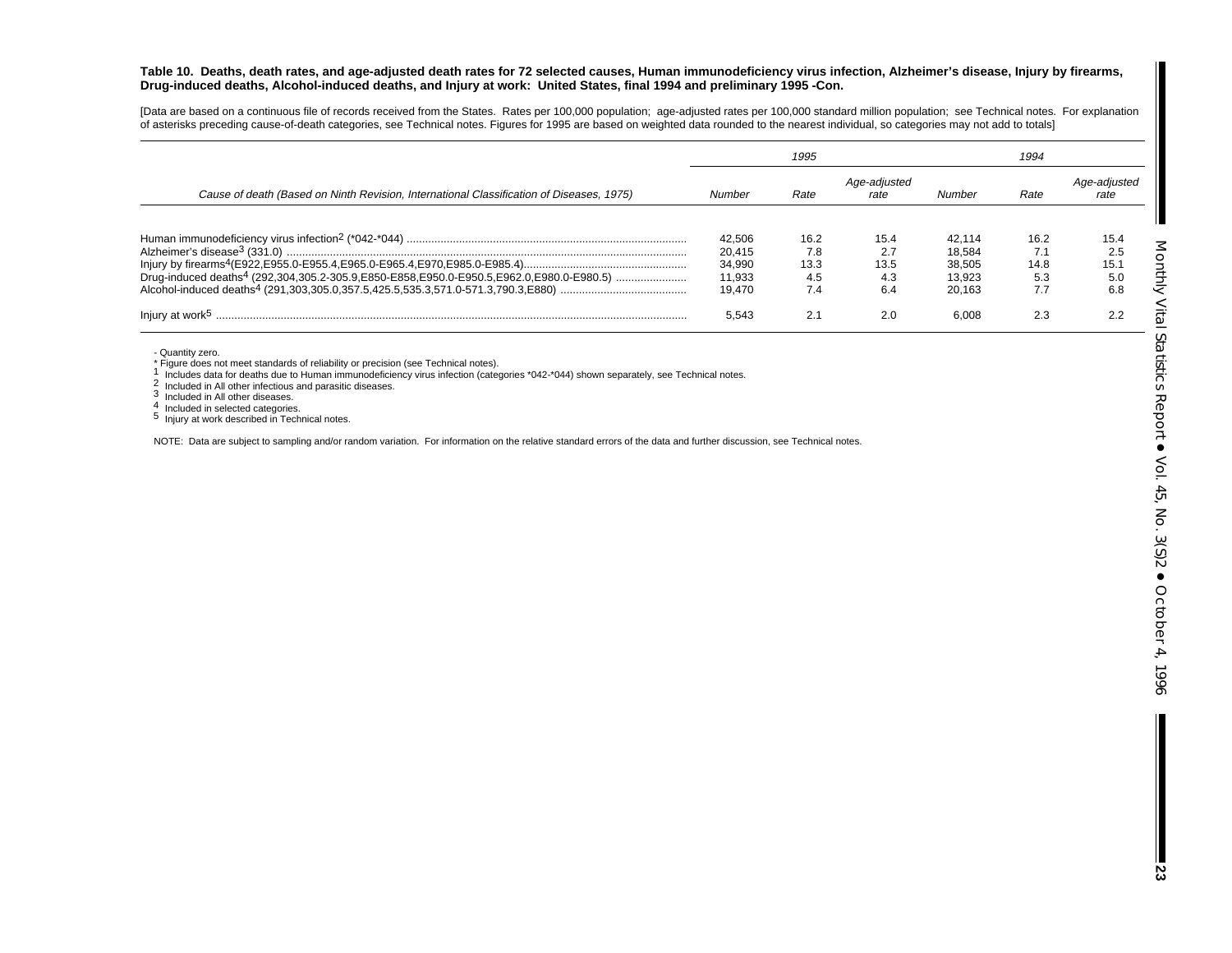**Table 10. Deaths, death rates, and age-adjusted death rates for 72 selected causes, Human immunodeficiency virus infection, Alzheimer's disease, Injury by firearms, Drug-induced deaths, Alcohol-induced deaths, and Injury at work: United States, final 1994 and preliminary 1995 -Con.**

[Data are based on a continuous file of records received from the States. Rates per 100,000 population; age-adjusted rates per 100,000 standard million population; see Technical notes. For explanation of asterisks preceding cause-of-death categories, see Technical notes. Figures for 1995 are based on weighted data rounded to the nearest individual, so categories may not add to totals]

| | 1995 | | | 1994 | | |
|---|---|---|---|---|---|---|
| *Cause of death (Based on Ninth Revision, International Classification of Diseases, 1975)* | *Number* | *Rate* | *Age-adjusted rate* | *Number* | *Rate* | *Age-adjusted rate* |
| Human immunodeficiency virus infection[2] (*042-*044) | 42,506 | 16.2 | 15.4 | 42,114 | 16.2 | 15.4 |
| Alzheimer's disease[3] (331.0) | 20,415 | 7.8 | 2.7 | 18,584 | 7.1 | 2.5 |
| Injury by firearms[4](E922,E955.0-E955.4,E965.0-E965.4,E970,E985.0-E985.4) | 34,990 | 13.3 | 13.5 | 38,505 | 14.8 | 15.1 |
| Drug-induced deaths[4] (292,304,305.2-305.9,E850-E858,E950.0-E950.5,E962.0,E980.0-E980.5) | 11,933 | 4.5 | 4.3 | 13,923 | 5.3 | 5.0 |
| Alcohol-induced deaths[4] (291,303,305.0,357.5,425.5,535.3,571.0-571.3,790.3,E880) | 19,470 | 7.4 | 6.4 | 20,163 | 7.7 | 6.8 |
| Injury at work[5] | 5,543 | 2.1 | 2.0 | 6,008 | 2.3 | 2.2 |

- Quantity zero.
* Figure does not meet standards of reliability or precision (see Technical notes).
[1] Includes data for deaths due to Human immunodeficiency virus infection (categories *042-*044) shown separately, see Technical notes.
[2] Included in All other infectious and parasitic diseases.
[3] Included in All other diseases.
[4] Included in selected categories.
[5] Injury at work described in Technical notes.

NOTE: Data are subject to sampling and/or random variation. For information on the relative standard errors of the data and further discussion, see Technical notes.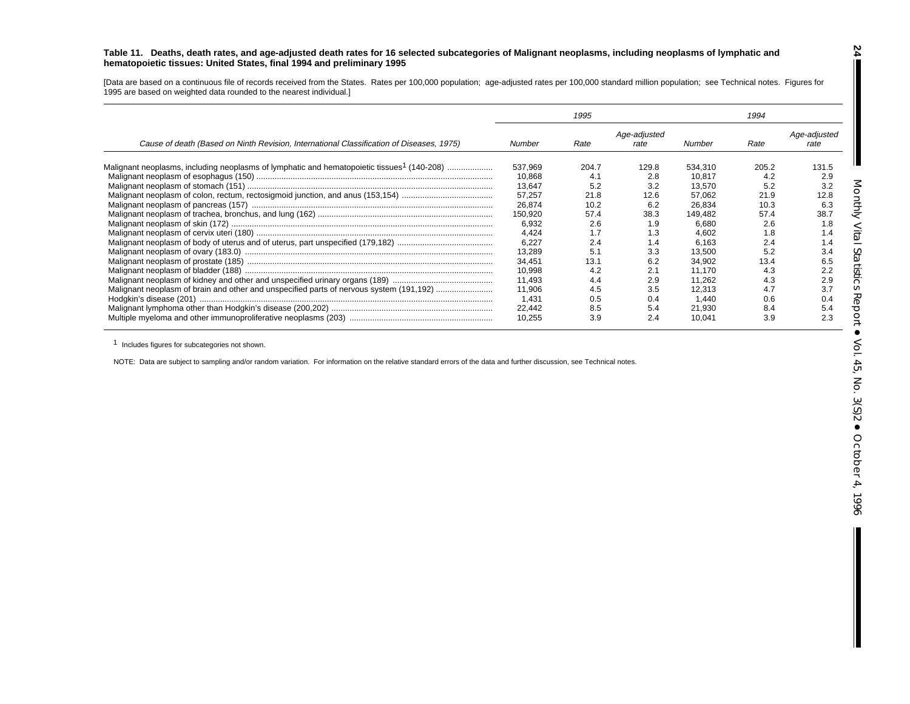**Table 11. Deaths, death rates, and age-adjusted death rates for 16 selected subcategories of Malignant neoplasms, including neoplasms of lymphatic and hematopoietic tissues: United States, final 1994 and preliminary 1995**

[Data are based on a continuous file of records received from the States. Rates per 100,000 population; age-adjusted rates per 100,000 standard million population; see Technical notes. Figures for 1995 are based on weighted data rounded to the nearest individual.]

| Cause of death (Based on Ninth Revision, International Classification of Diseases, 1975) | 1995 | | | 1994 | | |
|---|---|---|---|---|---|---|
| | Number | Rate | Age-adjusted rate | Number | Rate | Age-adjusted rate |
| Malignant neoplasms, including neoplasms of lymphatic and hematopoietic tissues[1] (140-208) | 537,969 | 204.7 | 129.8 | 534,310 | 205.2 | 131.5 |
| Malignant neoplasm of esophagus (150) | 10,868 | 4.1 | 2.8 | 10,817 | 4.2 | 2.9 |
| Malignant neoplasm of stomach (151) | 13,647 | 5.2 | 3.2 | 13,570 | 5.2 | 3.2 |
| Malignant neoplasm of colon, rectum, rectosigmoid junction, and anus (153,154) | 57,257 | 21.8 | 12.6 | 57,062 | 21.9 | 12.8 |
| Malignant neoplasm of pancreas (157) | 26,874 | 10.2 | 6.2 | 26,834 | 10.3 | 6.3 |
| Malignant neoplasm of trachea, bronchus, and lung (162) | 150,920 | 57.4 | 38.3 | 149,482 | 57.4 | 38.7 |
| Malignant neoplasm of skin (172) | 6,932 | 2.6 | 1.9 | 6,680 | 2.6 | 1.8 |
| Malignant neoplasm of cervix uteri (180) | 4,424 | 1.7 | 1.3 | 4,602 | 1.8 | 1.4 |
| Malignant neoplasm of body of uterus and of uterus, part unspecified (179,182) | 6,227 | 2.4 | 1.4 | 6,163 | 2.4 | 1.4 |
| Malignant neoplasm of ovary (183.0) | 13,289 | 5.1 | 3.3 | 13,500 | 5.2 | 3.4 |
| Malignant neoplasm of prostate (185) | 34,451 | 13.1 | 6.2 | 34,902 | 13.4 | 6.5 |
| Malignant neoplasm of bladder (188) | 10,998 | 4.2 | 2.1 | 11,170 | 4.3 | 2.2 |
| Malignant neoplasm of kidney and other and unspecified urinary organs (189) | 11,493 | 4.4 | 2.9 | 11,262 | 4.3 | 2.9 |
| Malignant neoplasm of brain and other and unspecified parts of nervous system (191,192) | 11,906 | 4.5 | 3.5 | 12,313 | 4.7 | 3.7 |
| Hodgkin's disease (201) | 1,431 | 0.5 | 0.4 | 1,440 | 0.6 | 0.4 |
| Malignant lymphoma other than Hodgkin's disease (200,202) | 22,442 | 8.5 | 5.4 | 21,930 | 8.4 | 5.4 |
| Multiple myeloma and other immunoproliferative neoplasms (203) | 10,255 | 3.9 | 2.4 | 10,041 | 3.9 | 2.3 |

[1] Includes figures for subcategories not shown.

NOTE: Data are subject to sampling and/or random variation. For information on the relative standard errors of the data and further discussion, see Technical notes.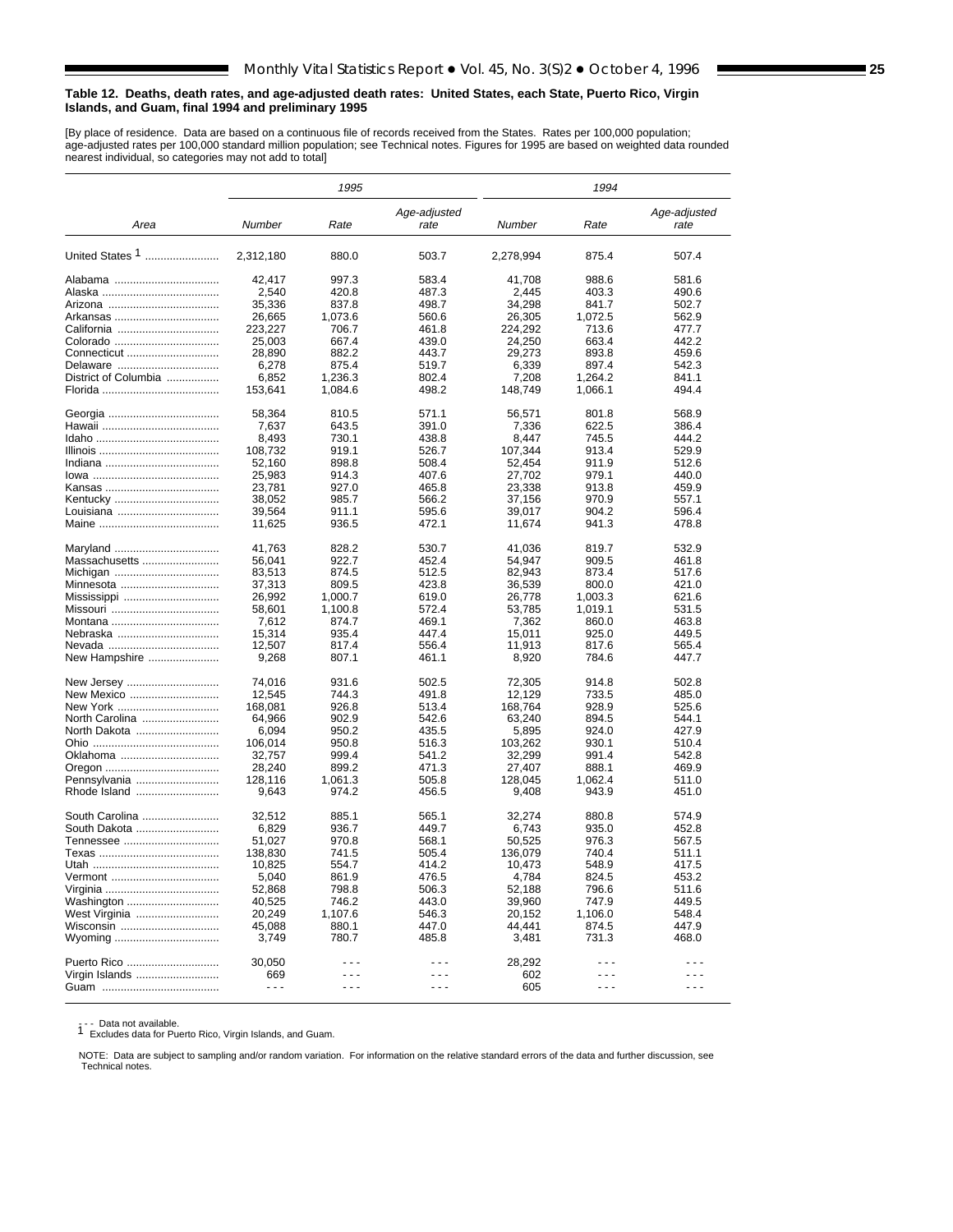**Table 12. Deaths, death rates, and age-adjusted death rates: United States, each State, Puerto Rico, Virgin Islands, and Guam, final 1994 and preliminary 1995**

[By place of residence. Data are based on a continuous file of records received from the States. Rates per 100,000 population; age-adjusted rates per 100,000 standard million population; see Technical notes. Figures for 1995 are based on weighted data rounded nearest individual, so categories may not add to total]

| | 1995 | | | 1994 | | |
|---|---|---|---|---|---|---|
| *Area* | *Number* | *Rate* | *Age-adjusted rate* | *Number* | *Rate* | *Age-adjusted rate* |
| United States [1] | 2,312,180 | 880.0 | 503.7 | 2,278,994 | 875.4 | 507.4 |
| Alabama | 42,417 | 997.3 | 583.4 | 41,708 | 988.6 | 581.6 |
| Alaska | 2,540 | 420.8 | 487.3 | 2,445 | 403.3 | 490.6 |
| Arizona | 35,336 | 837.8 | 498.7 | 34,298 | 841.7 | 502.7 |
| Arkansas | 26,665 | 1,073.6 | 560.6 | 26,305 | 1,072.5 | 562.9 |
| California | 223,227 | 706.7 | 461.8 | 224,292 | 713.6 | 477.7 |
| Colorado | 25,003 | 667.4 | 439.0 | 24,250 | 663.4 | 442.2 |
| Connecticut | 28,890 | 882.2 | 443.7 | 29,273 | 893.8 | 459.6 |
| Delaware | 6,278 | 875.4 | 519.7 | 6,339 | 897.4 | 542.3 |
| District of Columbia | 6,852 | 1,236.3 | 802.4 | 7,208 | 1,264.2 | 841.1 |
| Florida | 153,641 | 1,084.6 | 498.2 | 148,749 | 1,066.1 | 494.4 |
| Georgia | 58,364 | 810.5 | 571.1 | 56,571 | 801.8 | 568.9 |
| Hawaii | 7,637 | 643.5 | 391.0 | 7,336 | 622.5 | 386.4 |
| Idaho | 8,493 | 730.1 | 438.8 | 8,447 | 745.5 | 444.2 |
| Illinois | 108,732 | 919.1 | 526.7 | 107,344 | 913.4 | 529.9 |
| Indiana | 52,160 | 898.8 | 508.4 | 52,454 | 911.9 | 512.6 |
| Iowa | 25,983 | 914.3 | 407.6 | 27,702 | 979.1 | 440.0 |
| Kansas | 23,781 | 927.0 | 465.8 | 23,338 | 913.8 | 459.9 |
| Kentucky | 38,052 | 985.7 | 566.2 | 37,156 | 970.9 | 557.1 |
| Louisiana | 39,564 | 911.1 | 595.6 | 39,017 | 904.2 | 596.4 |
| Maine | 11,625 | 936.5 | 472.1 | 11,674 | 941.3 | 478.8 |
| Maryland | 41,763 | 828.2 | 530.7 | 41,036 | 819.7 | 532.9 |
| Massachusetts | 56,041 | 922.7 | 452.4 | 54,947 | 909.5 | 461.8 |
| Michigan | 83,513 | 874.5 | 512.5 | 82,943 | 873.4 | 517.6 |
| Minnesota | 37,313 | 809.5 | 423.8 | 36,539 | 800.0 | 421.0 |
| Mississippi | 26,992 | 1,000.7 | 619.0 | 26,778 | 1,003.3 | 621.6 |
| Missouri | 58,601 | 1,100.8 | 572.4 | 53,785 | 1,019.1 | 531.5 |
| Montana | 7,612 | 874.7 | 469.1 | 7,362 | 860.0 | 463.8 |
| Nebraska | 15,314 | 935.4 | 447.4 | 15,011 | 925.0 | 449.5 |
| Nevada | 12,507 | 817.4 | 556.4 | 11,913 | 817.6 | 565.4 |
| New Hampshire | 9,268 | 807.1 | 461.1 | 8,920 | 784.6 | 447.7 |
| New Jersey | 74,016 | 931.6 | 502.5 | 72,305 | 914.8 | 502.8 |
| New Mexico | 12,545 | 744.3 | 491.8 | 12,129 | 733.5 | 485.0 |
| New York | 168,081 | 926.8 | 513.4 | 168,764 | 928.9 | 525.6 |
| North Carolina | 64,966 | 902.9 | 542.6 | 63,240 | 894.5 | 544.1 |
| North Dakota | 6,094 | 950.2 | 435.5 | 5,895 | 924.0 | 427.9 |
| Ohio | 106,014 | 950.8 | 516.3 | 103,262 | 930.1 | 510.4 |
| Oklahoma | 32,757 | 999.4 | 541.2 | 32,299 | 991.4 | 542.8 |
| Oregon | 28,240 | 899.2 | 471.3 | 27,407 | 888.1 | 469.9 |
| Pennsylvania | 128,116 | 1,061.3 | 505.8 | 128,045 | 1,062.4 | 511.0 |
| Rhode Island | 9,643 | 974.2 | 456.5 | 9,408 | 943.9 | 451.0 |
| South Carolina | 32,512 | 885.1 | 565.1 | 32,274 | 880.8 | 574.9 |
| South Dakota | 6,829 | 936.7 | 449.7 | 6,743 | 935.0 | 452.8 |
| Tennessee | 51,027 | 970.8 | 568.1 | 50,525 | 976.3 | 567.5 |
| Texas | 138,830 | 741.5 | 505.4 | 136,079 | 740.4 | 511.1 |
| Utah | 10,825 | 554.7 | 414.2 | 10,473 | 548.9 | 417.5 |
| Vermont | 5,040 | 861.9 | 476.5 | 4,784 | 824.5 | 453.2 |
| Virginia | 52,868 | 798.8 | 506.3 | 52,188 | 796.6 | 511.6 |
| Washington | 40,525 | 746.2 | 443.0 | 39,960 | 747.9 | 449.5 |
| West Virginia | 20,249 | 1,107.6 | 546.3 | 20,152 | 1,106.0 | 548.4 |
| Wisconsin | 45,088 | 880.1 | 447.0 | 44,441 | 874.5 | 447.9 |
| Wyoming | 3,749 | 780.7 | 485.8 | 3,481 | 731.3 | 468.0 |
| Puerto Rico | 30,050 | - - - | - - - | 28,292 | - - - | - - - |
| Virgin Islands | 669 | - - - | - - - | 602 | - - - | - - - |
| Guam | - - - | - - - | - - - | 605 | - - - | - - - |

- - - Data not available.
[1] Excludes data for Puerto Rico, Virgin Islands, and Guam.

NOTE: Data are subject to sampling and/or random variation. For information on the relative standard errors of the data and further discussion, see Technical notes.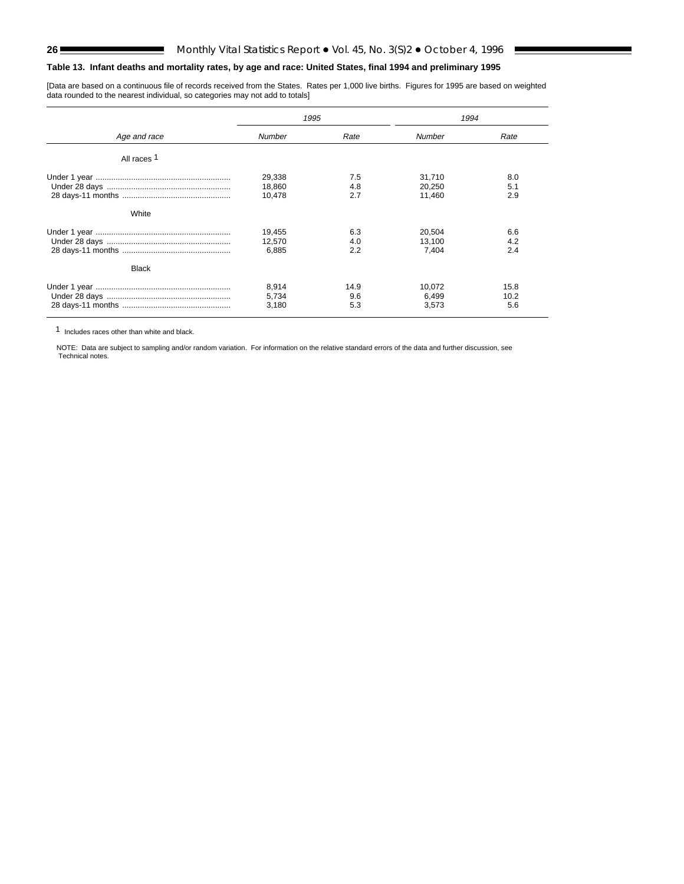**Table 13. Infant deaths and mortality rates, by age and race: United States, final 1994 and preliminary 1995**

[Data are based on a continuous file of records received from the States. Rates per 1,000 live births. Figures for 1995 are based on weighted data rounded to the nearest individual, so categories may not add to totals]

| Age and race | 1995 | | 1994 | |
|---|---|---|---|---|
| | *Number* | *Rate* | *Number* | *Rate* |
| All races [1] | | | | |
| Under 1 year | 29,338 | 7.5 | 31,710 | 8.0 |
| Under 28 days | 18,860 | 4.8 | 20,250 | 5.1 |
| 28 days-11 months | 10,478 | 2.7 | 11,460 | 2.9 |
| White | | | | |
| Under 1 year | 19,455 | 6.3 | 20,504 | 6.6 |
| Under 28 days | 12,570 | 4.0 | 13,100 | 4.2 |
| 28 days-11 months | 6,885 | 2.2 | 7,404 | 2.4 |
| Black | | | | |
| Under 1 year | 8,914 | 14.9 | 10,072 | 15.8 |
| Under 28 days | 5,734 | 9.6 | 6,499 | 10.2 |
| 28 days-11 months | 3,180 | 5.3 | 3,573 | 5.6 |

[1] Includes races other than white and black.

NOTE: Data are subject to sampling and/or random variation. For information on the relative standard errors of the data and further discussion, see Technical notes.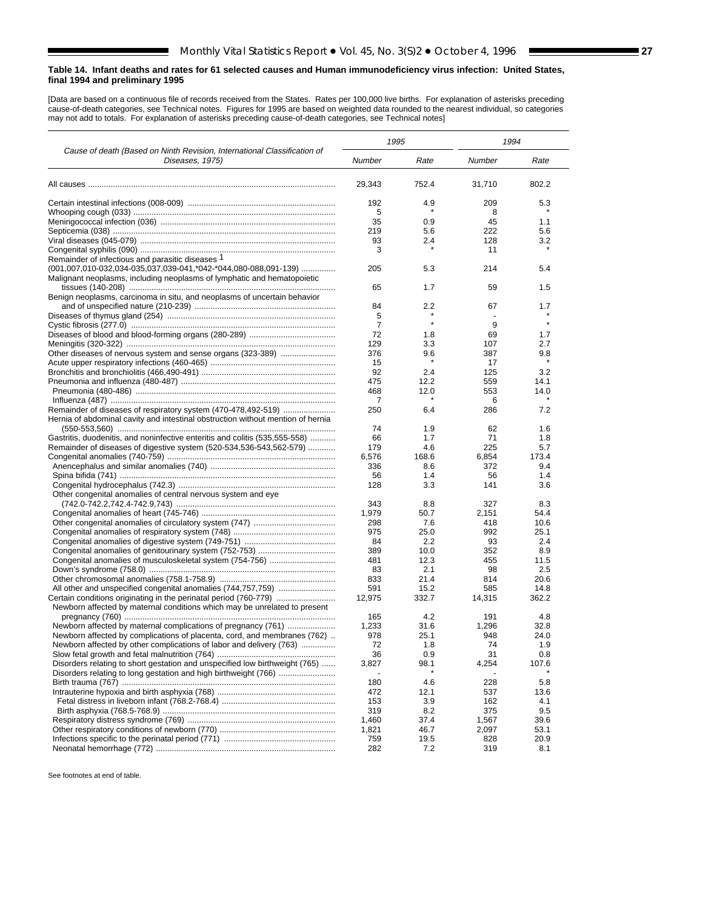**Table 14. Infant deaths and rates for 61 selected causes and Human immunodeficiency virus infection: United States, final 1994 and preliminary 1995**

[Data are based on a continuous file of records received from the States. Rates per 100,000 live births. For explanation of asterisks preceding cause-of-death categories, see Technical notes. Figures for 1995 are based on weighted data rounded to the nearest individual, so categories may not add to totals. For explanation of asterisks preceding cause-of-death categories, see Technical notes]

| *Cause of death (Based on Ninth Revision, International Classification of Diseases, 1975)* | *1995* | | *1994* | |
|---|---|---|---|---|
| | *Number* | *Rate* | *Number* | *Rate* |
| All causes | 29,343 | 752.4 | 31,710 | 802.2 |
| Certain intestinal infections (008-009) | 192 | 4.9 | 209 | 5.3 |
| Whooping cough (033) | 5 | * | 8 | * |
| Meningococcal infection (036) | 35 | 0.9 | 45 | 1.1 |
| Septicemia (038) | 219 | 5.6 | 222 | 5.6 |
| Viral diseases (045-079) | 93 | 2.4 | 128 | 3.2 |
| Congenital syphilis (090) | 3 | * | 11 | * |
| Remainder of infectious and parasitic diseases [1] (001,007,010-032,034-035,037,039-041,*042-*044,080-088,091-139) | 205 | 5.3 | 214 | 5.4 |
| Malignant neoplasms, including neoplasms of lymphatic and hematopoietic tissues (140-208) | 65 | 1.7 | 59 | 1.5 |
| Benign neoplasms, carcinoma in situ, and neoplasms of uncertain behavior and of unspecified nature (210-239) | 84 | 2.2 | 67 | 1.7 |
| Diseases of thymus gland (254) | 5 | * | - | * |
| Cystic fibrosis (277.0) | 7 | * | 9 | * |
| Diseases of blood and blood-forming organs (280-289) | 72 | 1.8 | 69 | 1.7 |
| Meningitis (320-322) | 129 | 3.3 | 107 | 2.7 |
| Other diseases of nervous system and sense organs (323-389) | 376 | 9.6 | 387 | 9.8 |
| Acute upper respiratory infections (460-465) | 15 | * | 17 | * |
| Bronchitis and bronchiolitis (466,490-491) | 92 | 2.4 | 125 | 3.2 |
| Pneumonia and influenza (480-487) | 475 | 12.2 | 559 | 14.1 |
| Pneumonia (480-486) | 468 | 12.0 | 553 | 14.0 |
| Influenza (487) | 7 | * | 6 | * |
| Remainder of diseases of respiratory system (470-478,492-519) | 250 | 6.4 | 286 | 7.2 |
| Hernia of abdominal cavity and intestinal obstruction without mention of hernia (550-553,560) | 74 | 1.9 | 62 | 1.6 |
| Gastritis, duodenitis, and noninfective enteritis and colitis (535,555-558) | 66 | 1.7 | 71 | 1.8 |
| Remainder of diseases of digestive system (520-534,536-543,562-579) | 179 | 4.6 | 225 | 5.7 |
| Congenital anomalies (740-759) | 6,576 | 168.6 | 6,854 | 173.4 |
| Anencephalus and similar anomalies (740) | 336 | 8.6 | 372 | 9.4 |
| Spina bifida (741) | 56 | 1.4 | 56 | 1.4 |
| Congenital hydrocephalus (742.3) | 128 | 3.3 | 141 | 3.6 |
| Other congenital anomalies of central nervous system and eye (742.0-742.2,742.4-742.9,743) | 343 | 8.8 | 327 | 8.3 |
| Congenital anomalies of heart (745-746) | 1,979 | 50.7 | 2,151 | 54.4 |
| Other congenital anomalies of circulatory system (747) | 298 | 7.6 | 418 | 10.6 |
| Congenital anomalies of respiratory system (748) | 975 | 25.0 | 992 | 25.1 |
| Congenital anomalies of digestive system (749-751) | 84 | 2.2 | 93 | 2.4 |
| Congenital anomalies of genitourinary system (752-753) | 389 | 10.0 | 352 | 8.9 |
| Congenital anomalies of musculoskeletal system (754-756) | 481 | 12.3 | 455 | 11.5 |
| Down's syndrome (758.0) | 83 | 2.1 | 98 | 2.5 |
| Other chromosomal anomalies (758.1-758.9) | 833 | 21.4 | 814 | 20.6 |
| All other and unspecified congenital anomalies (744,757,759) | 591 | 15.2 | 585 | 14.8 |
| Certain conditions originating in the perinatal period (760-779) | 12,975 | 332.7 | 14,315 | 362.2 |
| Newborn affected by maternal conditions which may be unrelated to present pregnancy (760) | 165 | 4.2 | 191 | 4.8 |
| Newborn affected by maternal complications of pregnancy (761) | 1,233 | 31.6 | 1,296 | 32.8 |
| Newborn affected by complications of placenta, cord, and membranes (762) | 978 | 25.1 | 948 | 24.0 |
| Newborn affected by other complications of labor and delivery (763) | 72 | 1.8 | 74 | 1.9 |
| Slow fetal growth and fetal malnutrition (764) | 36 | 0.9 | 31 | 0.8 |
| Disorders relating to short gestation and unspecified low birthweight (765) | 3,827 | 98.1 | 4,254 | 107.6 |
| Disorders relating to long gestation and high birthweight (766) | - | * | - | * |
| Birth trauma (767) | 180 | 4.6 | 228 | 5.8 |
| Intrauterine hypoxia and birth asphyxia (768) | 472 | 12.1 | 537 | 13.6 |
| Fetal distress in liveborn infant (768.2-768.4) | 153 | 3.9 | 162 | 4.1 |
| Birth asphyxia (768.5-768.9) | 319 | 8.2 | 375 | 9.5 |
| Respiratory distress syndrome (769) | 1,460 | 37.4 | 1,567 | 39.6 |
| Other respiratory conditions of newborn (770) | 1,821 | 46.7 | 2,097 | 53.1 |
| Infections specific to the perinatal period (771) | 759 | 19.5 | 828 | 20.9 |
| Neonatal hemorrhage (772) | 282 | 7.2 | 319 | 8.1 |

See footnotes at end of table.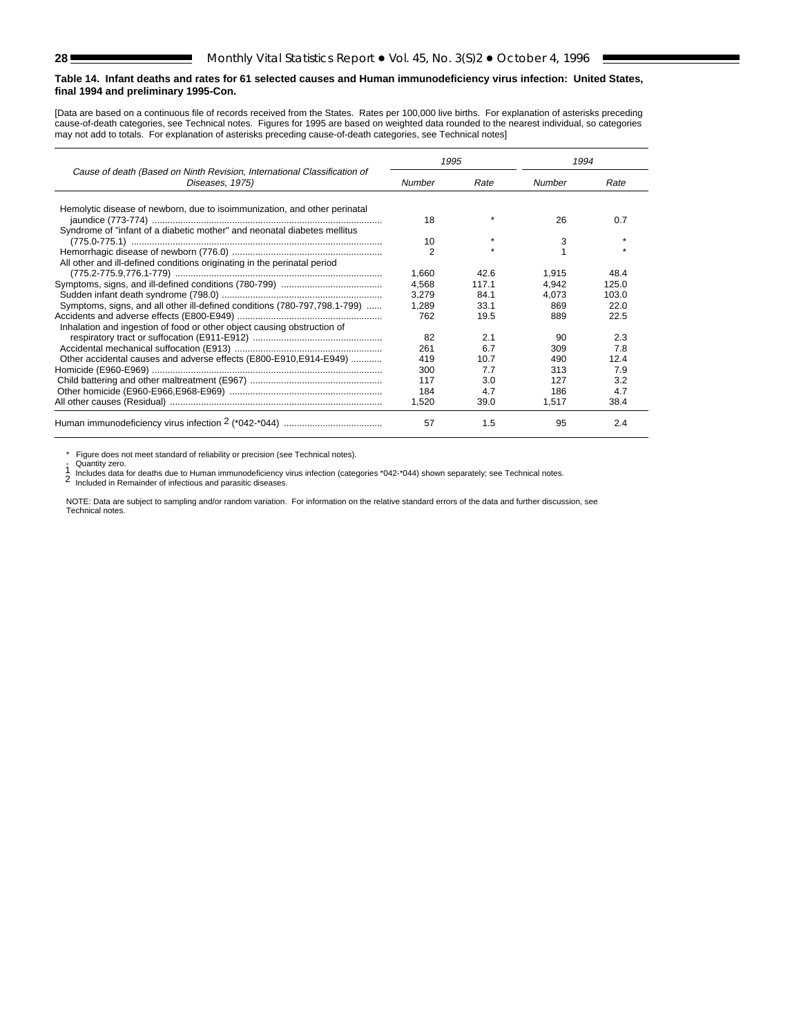**Table 14. Infant deaths and rates for 61 selected causes and Human immunodeficiency virus infection: United States, final 1994 and preliminary 1995-Con.**

[Data are based on a continuous file of records received from the States. Rates per 100,000 live births. For explanation of asterisks preceding cause-of-death categories, see Technical notes. Figures for 1995 are based on weighted data rounded to the nearest individual, so categories may not add to totals. For explanation of asterisks preceding cause-of-death categories, see Technical notes]

| Cause of death (Based on Ninth Revision, International Classification of Diseases, 1975) | 1995 | | 1994 | |
|---|---|---|---|---|
| | Number | Rate | Number | Rate |
| Hemolytic disease of newborn, due to isoimmunization, and other perinatal jaundice (773-774) | 18 | * | 26 | 0.7 |
| Syndrome of "infant of a diabetic mother" and neonatal diabetes mellitus (775.0-775.1) | 10 | * | 3 | * |
| Hemorrhagic disease of newborn (776.0) | 2 | * | 1 | * |
| All other and ill-defined conditions originating in the perinatal period (775.2-775.9,776.1-779) | 1,660 | 42.6 | 1,915 | 48.4 |
| Symptoms, signs, and ill-defined conditions (780-799) | 4,568 | 117.1 | 4,942 | 125.0 |
| Sudden infant death syndrome (798.0) | 3,279 | 84.1 | 4,073 | 103.0 |
| Symptoms, signs, and all other ill-defined conditions (780-797,798.1-799) | 1,289 | 33.1 | 869 | 22.0 |
| Accidents and adverse effects (E800-E949) | 762 | 19.5 | 889 | 22.5 |
| Inhalation and ingestion of food or other object causing obstruction of respiratory tract or suffocation (E911-E912) | 82 | 2.1 | 90 | 2.3 |
| Accidental mechanical suffocation (E913) | 261 | 6.7 | 309 | 7.8 |
| Other accidental causes and adverse effects (E800-E910,E914-E949) | 419 | 10.7 | 490 | 12.4 |
| Homicide (E960-E969) | 300 | 7.7 | 313 | 7.9 |
| Child battering and other maltreatment (E967) | 117 | 3.0 | 127 | 3.2 |
| Other homicide (E960-E966,E968-E969) | 184 | 4.7 | 186 | 4.7 |
| All other causes (Residual) | 1,520 | 39.0 | 1,517 | 38.4 |
| Human immunodeficiency virus infection [2] (*042-*044) | 57 | 1.5 | 95 | 2.4 |

\* Figure does not meet standard of reliability or precision (see Technical notes).
\- Quantity zero.
[1] Includes data for deaths due to Human immunodeficiency virus infection (categories *042-*044) shown separately; see Technical notes.
[2] Included in Remainder of infectious and parasitic diseases.

NOTE: Data are subject to sampling and/or random variation. For information on the relative standard errors of the data and further discussion, see Technical notes.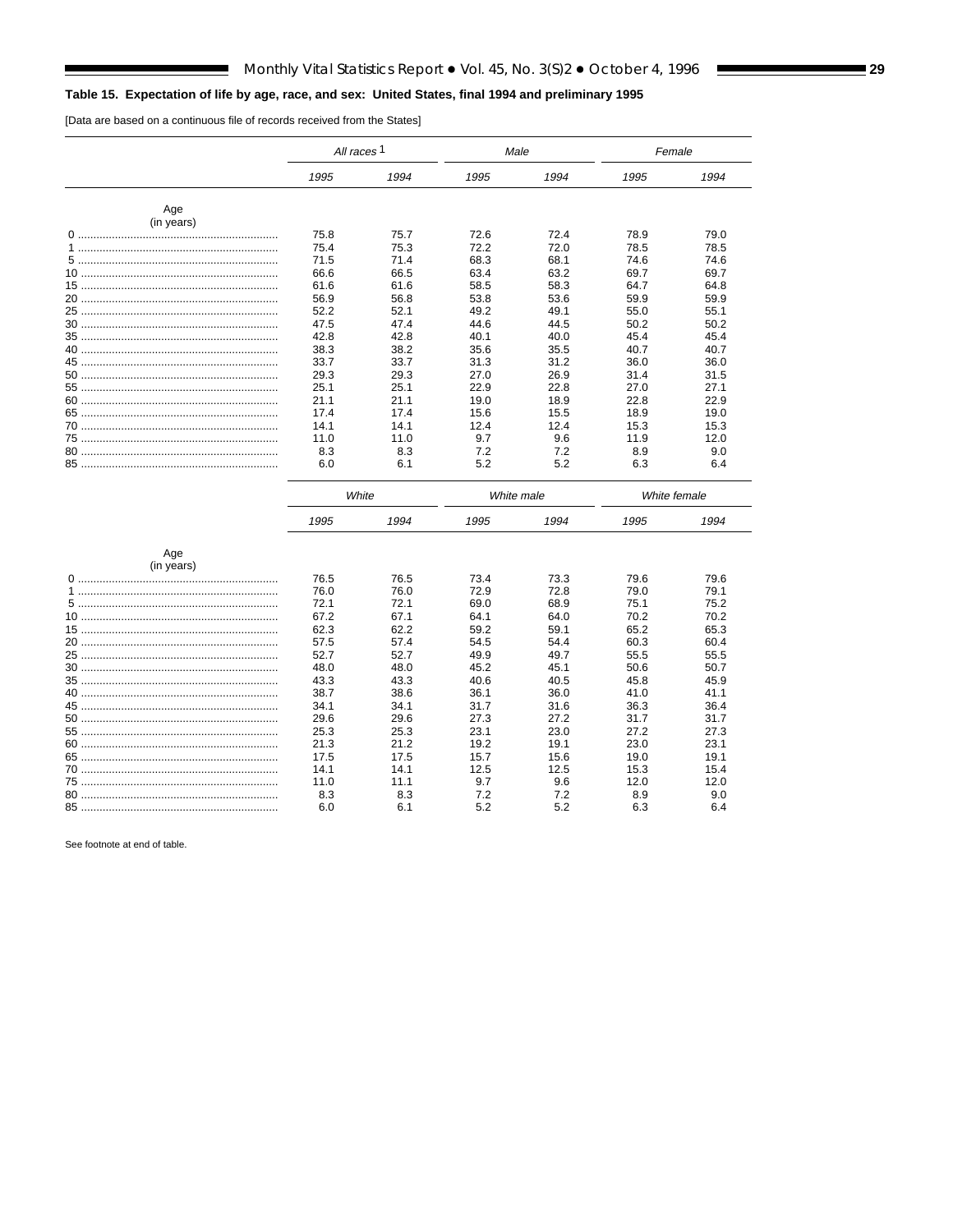**Table 15. Expectation of life by age, race, and sex: United States, final 1994 and preliminary 1995**

[Data are based on a continuous file of records received from the States]

| Age (in years) | All races [1] | | Male | | Female | |
|---|---|---|---|---|---|---|
| | 1995 | 1994 | 1995 | 1994 | 1995 | 1994 |
| 0 | 75.8 | 75.7 | 72.6 | 72.4 | 78.9 | 79.0 |
| 1 | 75.4 | 75.3 | 72.2 | 72.0 | 78.5 | 78.5 |
| 5 | 71.5 | 71.4 | 68.3 | 68.1 | 74.6 | 74.6 |
| 10 | 66.6 | 66.5 | 63.4 | 63.2 | 69.7 | 69.7 |
| 15 | 61.6 | 61.6 | 58.5 | 58.3 | 64.7 | 64.8 |
| 20 | 56.9 | 56.8 | 53.8 | 53.6 | 59.9 | 59.9 |
| 25 | 52.2 | 52.1 | 49.2 | 49.1 | 55.0 | 55.1 |
| 30 | 47.5 | 47.4 | 44.6 | 44.5 | 50.2 | 50.2 |
| 35 | 42.8 | 42.8 | 40.1 | 40.0 | 45.4 | 45.4 |
| 40 | 38.3 | 38.2 | 35.6 | 35.5 | 40.7 | 40.7 |
| 45 | 33.7 | 33.7 | 31.3 | 31.2 | 36.0 | 36.0 |
| 50 | 29.3 | 29.3 | 27.0 | 26.9 | 31.4 | 31.5 |
| 55 | 25.1 | 25.1 | 22.9 | 22.8 | 27.0 | 27.1 |
| 60 | 21.1 | 21.1 | 19.0 | 18.9 | 22.8 | 22.9 |
| 65 | 17.4 | 17.4 | 15.6 | 15.5 | 18.9 | 19.0 |
| 70 | 14.1 | 14.1 | 12.4 | 12.4 | 15.3 | 15.3 |
| 75 | 11.0 | 11.0 | 9.7 | 9.6 | 11.9 | 12.0 |
| 80 | 8.3 | 8.3 | 7.2 | 7.2 | 8.9 | 9.0 |
| 85 | 6.0 | 6.1 | 5.2 | 5.2 | 6.3 | 6.4 |

| Age (in years) | White | | White male | | White female | |
|---|---|---|---|---|---|---|
| | 1995 | 1994 | 1995 | 1994 | 1995 | 1994 |
| 0 | 76.5 | 76.5 | 73.4 | 73.3 | 79.6 | 79.6 |
| 1 | 76.0 | 76.0 | 72.9 | 72.8 | 79.0 | 79.1 |
| 5 | 72.1 | 72.1 | 69.0 | 68.9 | 75.1 | 75.2 |
| 10 | 67.2 | 67.1 | 64.1 | 64.0 | 70.2 | 70.2 |
| 15 | 62.3 | 62.2 | 59.2 | 59.1 | 65.2 | 65.3 |
| 20 | 57.5 | 57.4 | 54.5 | 54.4 | 60.3 | 60.4 |
| 25 | 52.7 | 52.7 | 49.9 | 49.7 | 55.5 | 55.5 |
| 30 | 48.0 | 48.0 | 45.2 | 45.1 | 50.6 | 50.7 |
| 35 | 43.3 | 43.3 | 40.6 | 40.5 | 45.8 | 45.9 |
| 40 | 38.7 | 38.6 | 36.1 | 36.0 | 41.0 | 41.1 |
| 45 | 34.1 | 34.1 | 31.7 | 31.6 | 36.3 | 36.4 |
| 50 | 29.6 | 29.6 | 27.3 | 27.2 | 31.7 | 31.7 |
| 55 | 25.3 | 25.3 | 23.1 | 23.0 | 27.2 | 27.3 |
| 60 | 21.3 | 21.2 | 19.2 | 19.1 | 23.0 | 23.1 |
| 65 | 17.5 | 17.5 | 15.7 | 15.6 | 19.0 | 19.1 |
| 70 | 14.1 | 14.1 | 12.5 | 12.5 | 15.3 | 15.4 |
| 75 | 11.0 | 11.1 | 9.7 | 9.6 | 12.0 | 12.0 |
| 80 | 8.3 | 8.3 | 7.2 | 7.2 | 8.9 | 9.0 |
| 85 | 6.0 | 6.1 | 5.2 | 5.2 | 6.3 | 6.4 |

See footnote at end of table.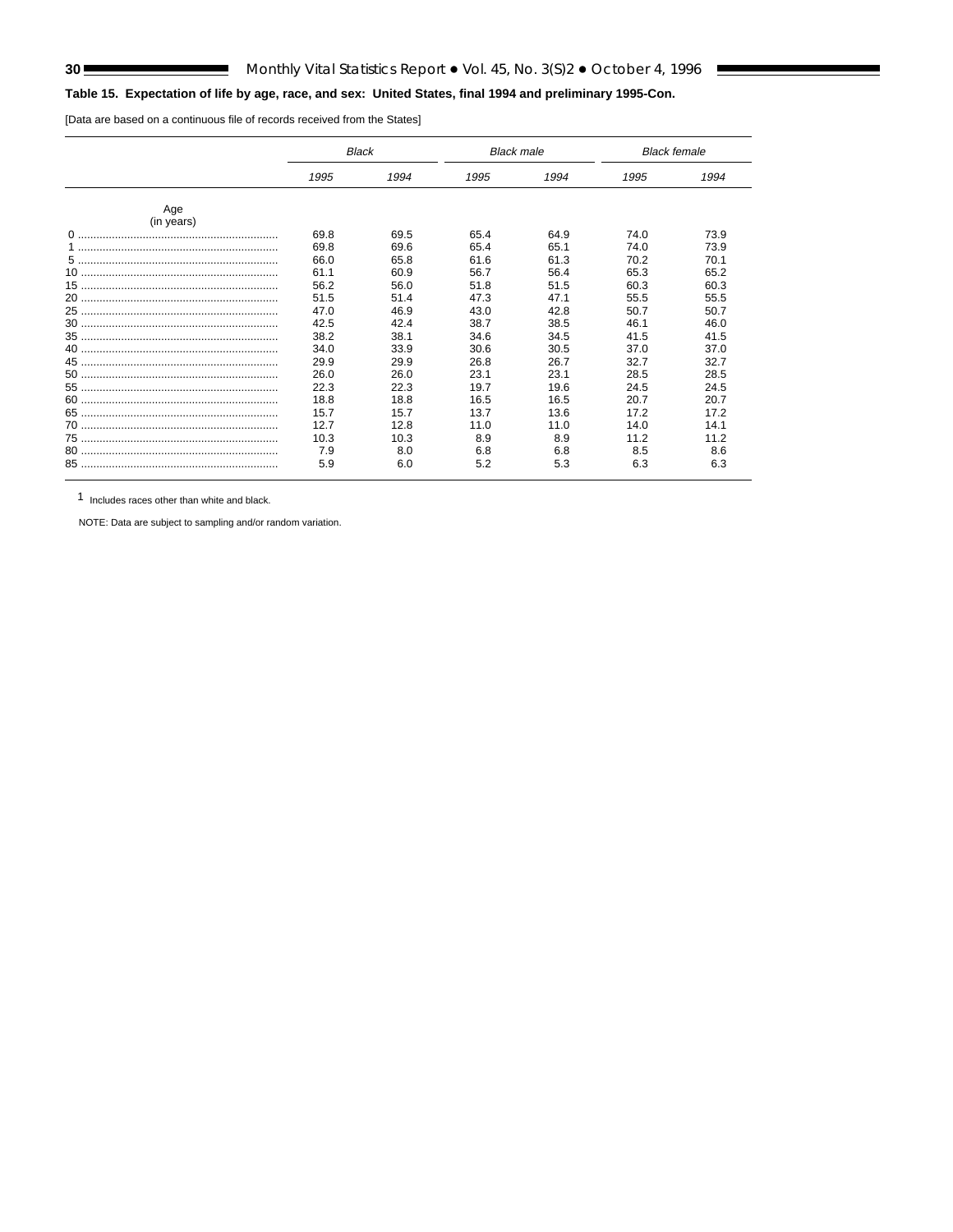**Table 15. Expectation of life by age, race, and sex: United States, final 1994 and preliminary 1995-Con.**

[Data are based on a continuous file of records received from the States]

| | *Black* | | *Black male* | | *Black female* | |
|---|---|---|---|---|---|---|
| Age (in years) | *1995* | *1994* | *1995* | *1994* | *1995* | *1994* |
| 0 | 69.8 | 69.5 | 65.4 | 64.9 | 74.0 | 73.9 |
| 1 | 69.8 | 69.6 | 65.4 | 65.1 | 74.0 | 73.9 |
| 5 | 66.0 | 65.8 | 61.6 | 61.3 | 70.2 | 70.1 |
| 10 | 61.1 | 60.9 | 56.7 | 56.4 | 65.3 | 65.2 |
| 15 | 56.2 | 56.0 | 51.8 | 51.5 | 60.3 | 60.3 |
| 20 | 51.5 | 51.4 | 47.3 | 47.1 | 55.5 | 55.5 |
| 25 | 47.0 | 46.9 | 43.0 | 42.8 | 50.7 | 50.7 |
| 30 | 42.5 | 42.4 | 38.7 | 38.5 | 46.1 | 46.0 |
| 35 | 38.2 | 38.1 | 34.6 | 34.5 | 41.5 | 41.5 |
| 40 | 34.0 | 33.9 | 30.6 | 30.5 | 37.0 | 37.0 |
| 45 | 29.9 | 29.9 | 26.8 | 26.7 | 32.7 | 32.7 |
| 50 | 26.0 | 26.0 | 23.1 | 23.1 | 28.5 | 28.5 |
| 55 | 22.3 | 22.3 | 19.7 | 19.6 | 24.5 | 24.5 |
| 60 | 18.8 | 18.8 | 16.5 | 16.5 | 20.7 | 20.7 |
| 65 | 15.7 | 15.7 | 13.7 | 13.6 | 17.2 | 17.2 |
| 70 | 12.7 | 12.8 | 11.0 | 11.0 | 14.0 | 14.1 |
| 75 | 10.3 | 10.3 | 8.9 | 8.9 | 11.2 | 11.2 |
| 80 | 7.9 | 8.0 | 6.8 | 6.8 | 8.5 | 8.6 |
| 85 | 5.9 | 6.0 | 5.2 | 5.3 | 6.3 | 6.3 |

[1] Includes races other than white and black.

NOTE: Data are subject to sampling and/or random variation.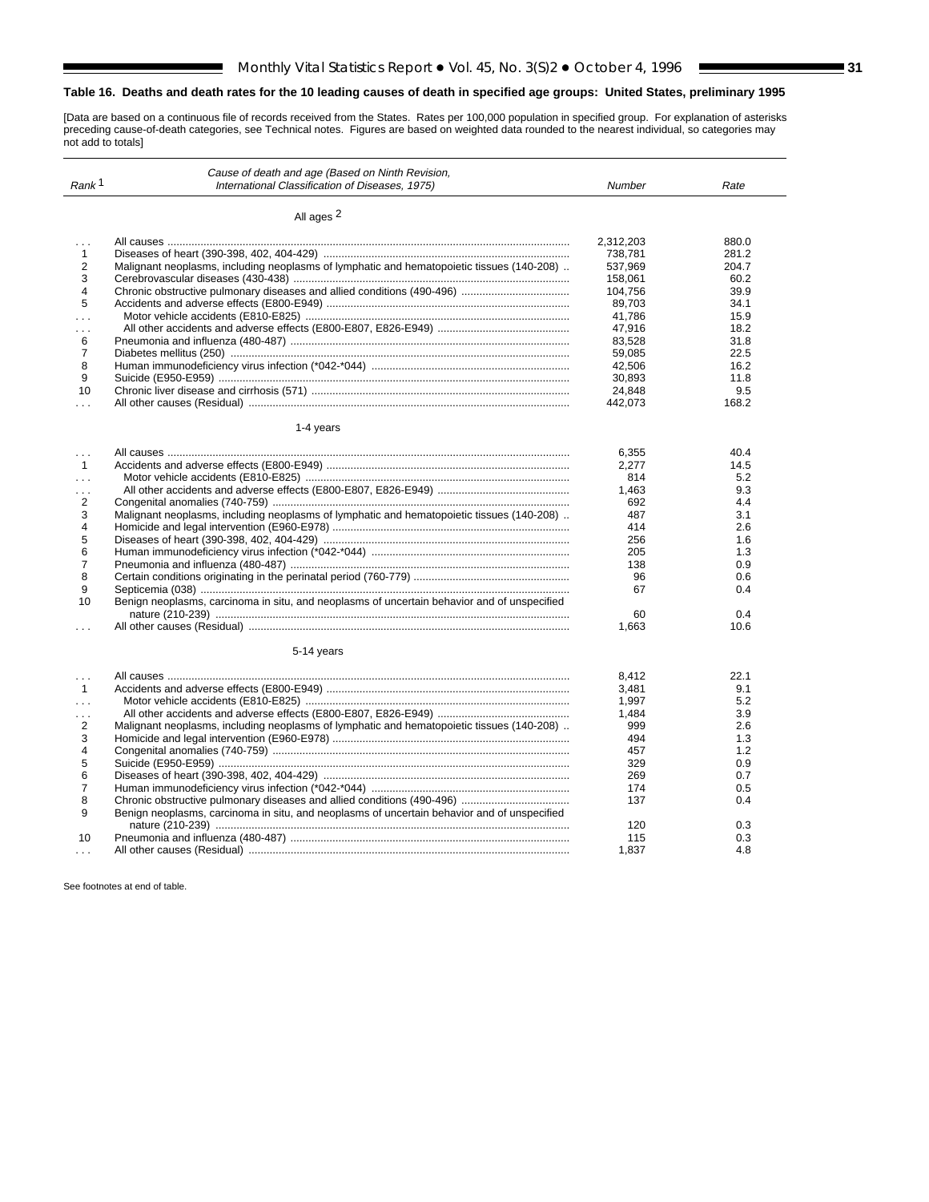**Table 16. Deaths and death rates for the 10 leading causes of death in specified age groups: United States, preliminary 1995**

[Data are based on a continuous file of records received from the States. Rates per 100,000 population in specified group. For explanation of asterisks preceding cause-of-death categories, see Technical notes. Figures are based on weighted data rounded to the nearest individual, so categories may not add to totals]

| Rank [1] | Cause of death and age (Based on Ninth Revision, International Classification of Diseases, 1975) | Number | Rate |
|---|---|---|---|
| | All ages [2] | | |
| . . . | All causes | 2,312,203 | 880.0 |
| 1 | Diseases of heart (390-398, 402, 404-429) | 738,781 | 281.2 |
| 2 | Malignant neoplasms, including neoplasms of lymphatic and hematopoietic tissues (140-208) | 537,969 | 204.7 |
| 3 | Cerebrovascular diseases (430-438) | 158,061 | 60.2 |
| 4 | Chronic obstructive pulmonary diseases and allied conditions (490-496) | 104,756 | 39.9 |
| 5 | Accidents and adverse effects (E800-E949) | 89,703 | 34.1 |
| . . . | Motor vehicle accidents (E810-E825) | 41,786 | 15.9 |
| . . . | All other accidents and adverse effects (E800-E807, E826-E949) | 47,916 | 18.2 |
| 6 | Pneumonia and influenza (480-487) | 83,528 | 31.8 |
| 7 | Diabetes mellitus (250) | 59,085 | 22.5 |
| 8 | Human immunodeficiency virus infection (*042-*044) | 42,506 | 16.2 |
| 9 | Suicide (E950-E959) | 30,893 | 11.8 |
| 10 | Chronic liver disease and cirrhosis (571) | 24,848 | 9.5 |
| . . . | All other causes (Residual) | 442,073 | 168.2 |
| | 1-4 years | | |
| . . . | All causes | 6,355 | 40.4 |
| 1 | Accidents and adverse effects (E800-E949) | 2,277 | 14.5 |
| . . . | Motor vehicle accidents (E810-E825) | 814 | 5.2 |
| . . . | All other accidents and adverse effects (E800-E807, E826-E949) | 1,463 | 9.3 |
| 2 | Congenital anomalies (740-759) | 692 | 4.4 |
| 3 | Malignant neoplasms, including neoplasms of lymphatic and hematopoietic tissues (140-208) | 487 | 3.1 |
| 4 | Homicide and legal intervention (E960-E978) | 414 | 2.6 |
| 5 | Diseases of heart (390-398, 402, 404-429) | 256 | 1.6 |
| 6 | Human immunodeficiency virus infection (*042-*044) | 205 | 1.3 |
| 7 | Pneumonia and influenza (480-487) | 138 | 0.9 |
| 8 | Certain conditions originating in the perinatal period (760-779) | 96 | 0.6 |
| 9 | Septicemia (038) | 67 | 0.4 |
| 10 | Benign neoplasms, carcinoma in situ, and neoplasms of uncertain behavior and of unspecified nature (210-239) | 60 | 0.4 |
| . . . | All other causes (Residual) | 1,663 | 10.6 |
| | 5-14 years | | |
| . . . | All causes | 8,412 | 22.1 |
| 1 | Accidents and adverse effects (E800-E949) | 3,481 | 9.1 |
| . . . | Motor vehicle accidents (E810-E825) | 1,997 | 5.2 |
| . . . | All other accidents and adverse effects (E800-E807, E826-E949) | 1,484 | 3.9 |
| 2 | Malignant neoplasms, including neoplasms of lymphatic and hematopoietic tissues (140-208) | 999 | 2.6 |
| 3 | Homicide and legal intervention (E960-E978) | 494 | 1.3 |
| 4 | Congenital anomalies (740-759) | 457 | 1.2 |
| 5 | Suicide (E950-E959) | 329 | 0.9 |
| 6 | Diseases of heart (390-398, 402, 404-429) | 269 | 0.7 |
| 7 | Human immunodeficiency virus infection (*042-*044) | 174 | 0.5 |
| 8 | Chronic obstructive pulmonary diseases and allied conditions (490-496) | 137 | 0.4 |
| 9 | Benign neoplasms, carcinoma in situ, and neoplasms of uncertain behavior and of unspecified nature (210-239) | 120 | 0.3 |
| 10 | Pneumonia and influenza (480-487) | 115 | 0.3 |
| . . . | All other causes (Residual) | 1,837 | 4.8 |

See footnotes at end of table.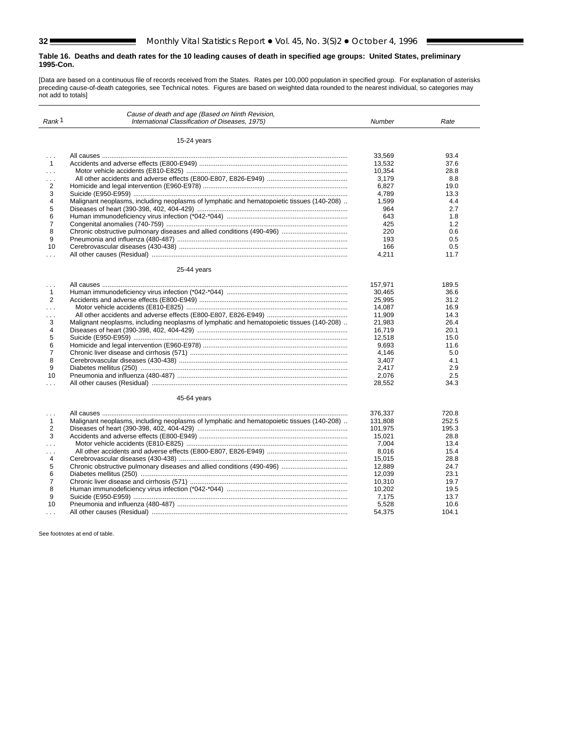**Table 16. Deaths and death rates for the 10 leading causes of death in specified age groups: United States, preliminary 1995-Con.**

[Data are based on a continuous file of records received from the States. Rates per 100,000 population in specified group. For explanation of asterisks preceding cause-of-death categories, see Technical notes. Figures are based on weighted data rounded to the nearest individual, so categories may not add to totals]

| Rank [1] | Cause of death and age (Based on Ninth Revision, International Classification of Diseases, 1975) | Number | Rate |
|---|---|---|---|
| | **15-24 years** | | |
| . . . | All causes | 33,569 | 93.4 |
| 1 | Accidents and adverse effects (E800-E949) | 13,532 | 37.6 |
| . . . | Motor vehicle accidents (E810-E825) | 10,354 | 28.8 |
| . . . | All other accidents and adverse effects (E800-E807, E826-E949) | 3,179 | 8.8 |
| 2 | Homicide and legal intervention (E960-E978) | 6,827 | 19.0 |
| 3 | Suicide (E950-E959) | 4,789 | 13.3 |
| 4 | Malignant neoplasms, including neoplasms of lymphatic and hematopoietic tissues (140-208) | 1,599 | 4.4 |
| 5 | Diseases of heart (390-398, 402, 404-429) | 964 | 2.7 |
| 6 | Human immunodeficiency virus infection (*042-*044) | 643 | 1.8 |
| 7 | Congenital anomalies (740-759) | 425 | 1.2 |
| 8 | Chronic obstructive pulmonary diseases and allied conditions (490-496) | 220 | 0.6 |
| 9 | Pneumonia and influenza (480-487) | 193 | 0.5 |
| 10 | Cerebrovascular diseases (430-438) | 166 | 0.5 |
| . . . | All other causes (Residual) | 4,211 | 11.7 |
| | **25-44 years** | | |
| . . . | All causes | 157,971 | 189.5 |
| 1 | Human immunodeficiency virus infection (*042-*044) | 30,465 | 36.6 |
| 2 | Accidents and adverse effects (E800-E949) | 25,995 | 31.2 |
| . . . | Motor vehicle accidents (E810-E825) | 14,087 | 16.9 |
| . . . | All other accidents and adverse effects (E800-E807, E826-E949) | 11,909 | 14.3 |
| 3 | Malignant neoplasms, including neoplasms of lymphatic and hematopoietic tissues (140-208) | 21,983 | 26.4 |
| 4 | Diseases of heart (390-398, 402, 404-429) | 16,719 | 20.1 |
| 5 | Suicide (E950-E959) | 12,518 | 15.0 |
| 6 | Homicide and legal intervention (E960-E978) | 9,693 | 11.6 |
| 7 | Chronic liver disease and cirrhosis (571) | 4,146 | 5.0 |
| 8 | Cerebrovascular diseases (430-438) | 3,407 | 4.1 |
| 9 | Diabetes mellitus (250) | 2,417 | 2.9 |
| 10 | Pneumonia and influenza (480-487) | 2,076 | 2.5 |
| . . . | All other causes (Residual) | 28,552 | 34.3 |
| | **45-64 years** | | |
| . . . | All causes | 376,337 | 720.8 |
| 1 | Malignant neoplasms, including neoplasms of lymphatic and hematopoietic tissues (140-208) | 131,808 | 252.5 |
| 2 | Diseases of heart (390-398, 402, 404-429) | 101,975 | 195.3 |
| 3 | Accidents and adverse effects (E800-E949) | 15,021 | 28.8 |
| . . . | Motor vehicle accidents (E810-E825) | 7,004 | 13.4 |
| . . . | All other accidents and adverse effects (E800-E807, E826-E949) | 8,016 | 15.4 |
| 4 | Cerebrovascular diseases (430-438) | 15,015 | 28.8 |
| 5 | Chronic obstructive pulmonary diseases and allied conditions (490-496) | 12,889 | 24.7 |
| 6 | Diabetes mellitus (250) | 12,039 | 23.1 |
| 7 | Chronic liver disease and cirrhosis (571) | 10,310 | 19.7 |
| 8 | Human immunodeficiency virus infection (*042-*044) | 10,202 | 19.5 |
| 9 | Suicide (E950-E959) | 7,175 | 13.7 |
| 10 | Pneumonia and influenza (480-487) | 5,528 | 10.6 |
| . . . | All other causes (Residual) | 54,375 | 104.1 |

See footnotes at end of table.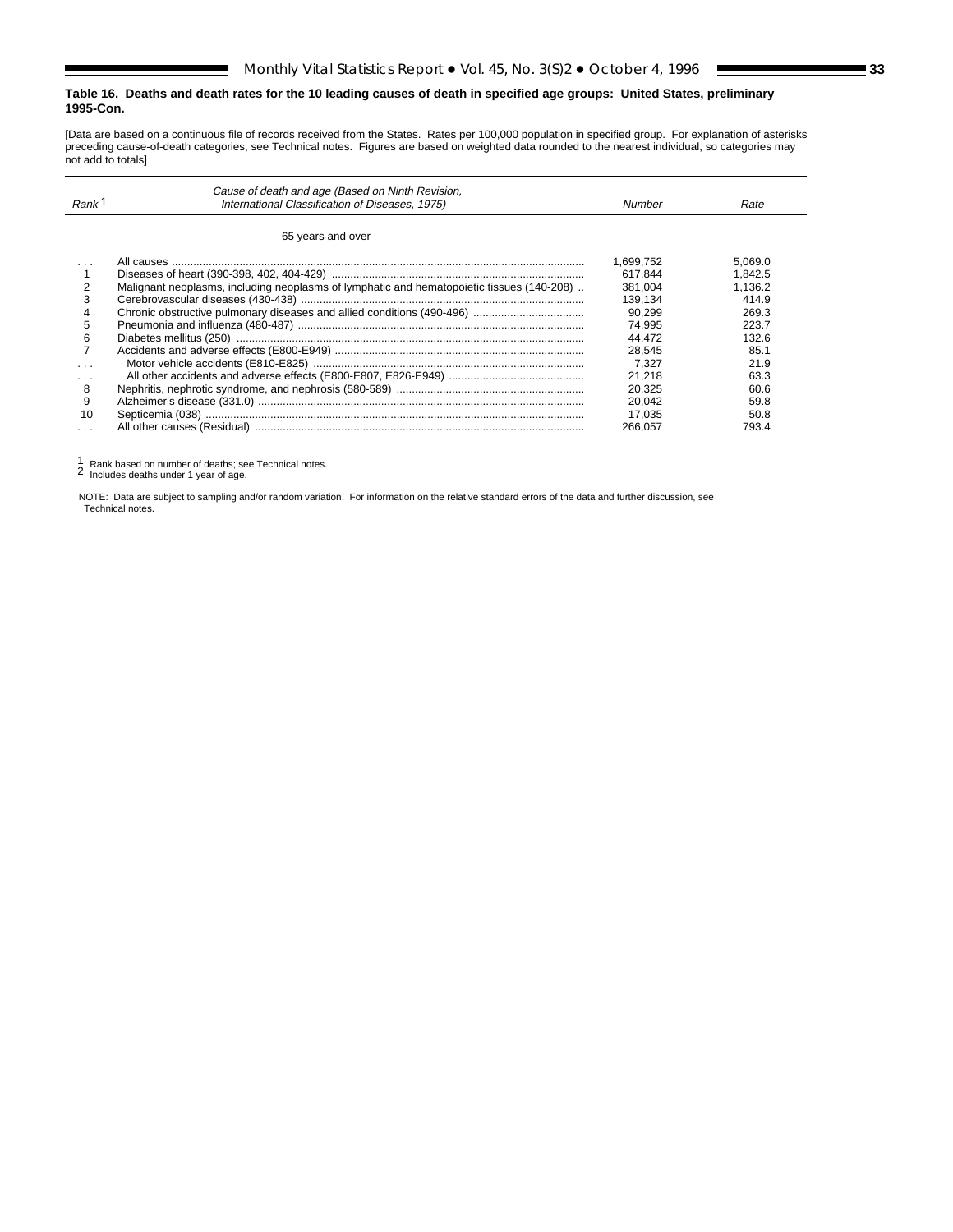**Table 16. Deaths and death rates for the 10 leading causes of death in specified age groups: United States, preliminary 1995-Con.**

[Data are based on a continuous file of records received from the States. Rates per 100,000 population in specified group. For explanation of asterisks preceding cause-of-death categories, see Technical notes. Figures are based on weighted data rounded to the nearest individual, so categories may not add to totals]

| Rank [1] | Cause of death and age (Based on Ninth Revision, International Classification of Diseases, 1975) | Number | Rate |
|---|---|---|---|
| | 65 years and over | | |
| . . . | All causes | 1,699,752 | 5,069.0 |
| 1 | Diseases of heart (390-398, 402, 404-429) | 617,844 | 1,842.5 |
| 2 | Malignant neoplasms, including neoplasms of lymphatic and hematopoietic tissues (140-208) | 381,004 | 1,136.2 |
| 3 | Cerebrovascular diseases (430-438) | 139,134 | 414.9 |
| 4 | Chronic obstructive pulmonary diseases and allied conditions (490-496) | 90,299 | 269.3 |
| 5 | Pneumonia and influenza (480-487) | 74,995 | 223.7 |
| 6 | Diabetes mellitus (250) | 44,472 | 132.6 |
| 7 | Accidents and adverse effects (E800-E949) | 28,545 | 85.1 |
| . . . | Motor vehicle accidents (E810-E825) | 7,327 | 21.9 |
| . . . | All other accidents and adverse effects (E800-E807, E826-E949) | 21,218 | 63.3 |
| 8 | Nephritis, nephrotic syndrome, and nephrosis (580-589) | 20,325 | 60.6 |
| 9 | Alzheimer's disease (331.0) | 20,042 | 59.8 |
| 10 | Septicemia (038) | 17,035 | 50.8 |
| . . . | All other causes (Residual) | 266,057 | 793.4 |

[1] Rank based on number of deaths; see Technical notes.
[2] Includes deaths under 1 year of age.

NOTE: Data are subject to sampling and/or random variation. For information on the relative standard errors of the data and further discussion, see Technical notes.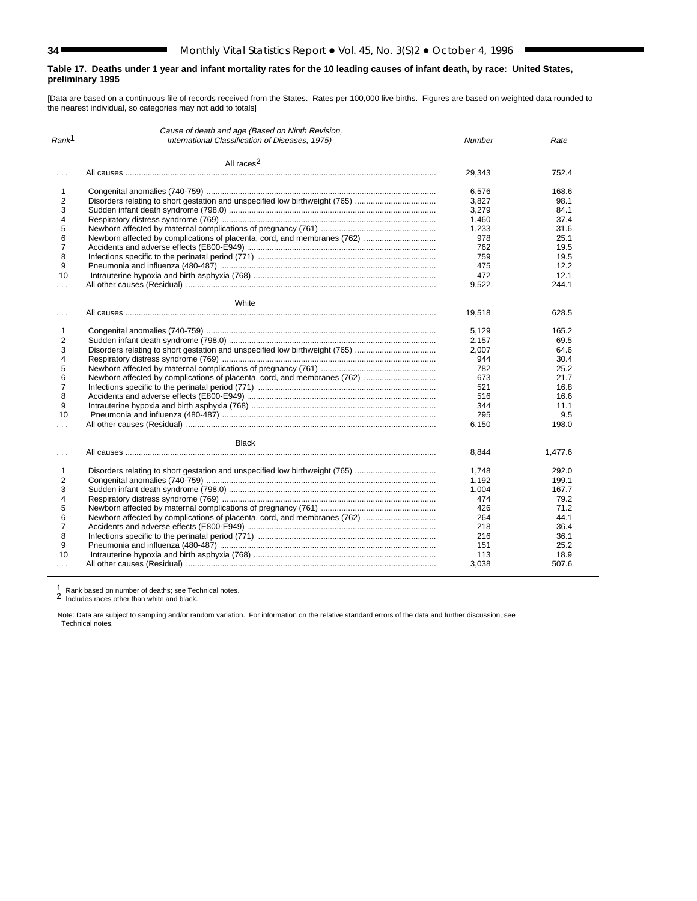**Table 17. Deaths under 1 year and infant mortality rates for the 10 leading causes of infant death, by race: United States, preliminary 1995**

[Data are based on a continuous file of records received from the States. Rates per 100,000 live births. Figures are based on weighted data rounded to the nearest individual, so categories may not add to totals]

| Rank[1] | Cause of death and age (Based on Ninth Revision, International Classification of Diseases, 1975) | Number | Rate |
|---|---|---|---|
| | **All races[2]** | | |
| . . . | All causes | 29,343 | 752.4 |
| 1 | Congenital anomalies (740-759) | 6,576 | 168.6 |
| 2 | Disorders relating to short gestation and unspecified low birthweight (765) | 3,827 | 98.1 |
| 3 | Sudden infant death syndrome (798.0) | 3,279 | 84.1 |
| 4 | Respiratory distress syndrome (769) | 1,460 | 37.4 |
| 5 | Newborn affected by maternal complications of pregnancy (761) | 1,233 | 31.6 |
| 6 | Newborn affected by complications of placenta, cord, and membranes (762) | 978 | 25.1 |
| 7 | Accidents and adverse effects (E800-E949) | 762 | 19.5 |
| 8 | Infections specific to the perinatal period (771) | 759 | 19.5 |
| 9 | Pneumonia and influenza (480-487) | 475 | 12.2 |
| 10 | Intrauterine hypoxia and birth asphyxia (768) | 472 | 12.1 |
| . . . | All other causes (Residual) | 9,522 | 244.1 |
| | **White** | | |
| . . . | All causes | 19,518 | 628.5 |
| 1 | Congenital anomalies (740-759) | 5,129 | 165.2 |
| 2 | Sudden infant death syndrome (798.0) | 2,157 | 69.5 |
| 3 | Disorders relating to short gestation and unspecified low birthweight (765) | 2,007 | 64.6 |
| 4 | Respiratory distress syndrome (769) | 944 | 30.4 |
| 5 | Newborn affected by maternal complications of pregnancy (761) | 782 | 25.2 |
| 6 | Newborn affected by complications of placenta, cord, and membranes (762) | 673 | 21.7 |
| 7 | Infections specific to the perinatal period (771) | 521 | 16.8 |
| 8 | Accidents and adverse effects (E800-E949) | 516 | 16.6 |
| 9 | Intrauterine hypoxia and birth asphyxia (768) | 344 | 11.1 |
| 10 | Pneumonia and influenza (480-487) | 295 | 9.5 |
| . . . | All other causes (Residual) | 6,150 | 198.0 |
| | **Black** | | |
| . . . | All causes | 8,844 | 1,477.6 |
| 1 | Disorders relating to short gestation and unspecified low birthweight (765) | 1,748 | 292.0 |
| 2 | Congenital anomalies (740-759) | 1,192 | 199.1 |
| 3 | Sudden infant death syndrome (798.0) | 1,004 | 167.7 |
| 4 | Respiratory distress syndrome (769) | 474 | 79.2 |
| 5 | Newborn affected by maternal complications of pregnancy (761) | 426 | 71.2 |
| 6 | Newborn affected by complications of placenta, cord, and membranes (762) | 264 | 44.1 |
| 7 | Accidents and adverse effects (E800-E949) | 218 | 36.4 |
| 8 | Infections specific to the perinatal period (771) | 216 | 36.1 |
| 9 | Pneumonia and influenza (480-487) | 151 | 25.2 |
| 10 | Intrauterine hypoxia and birth asphyxia (768) | 113 | 18.9 |
| . . . | All other causes (Residual) | 3,038 | 507.6 |

[1] Rank based on number of deaths; see Technical notes.
[2] Includes races other than white and black.

Note: Data are subject to sampling and/or random variation. For information on the relative standard errors of the data and further discussion, see Technical notes.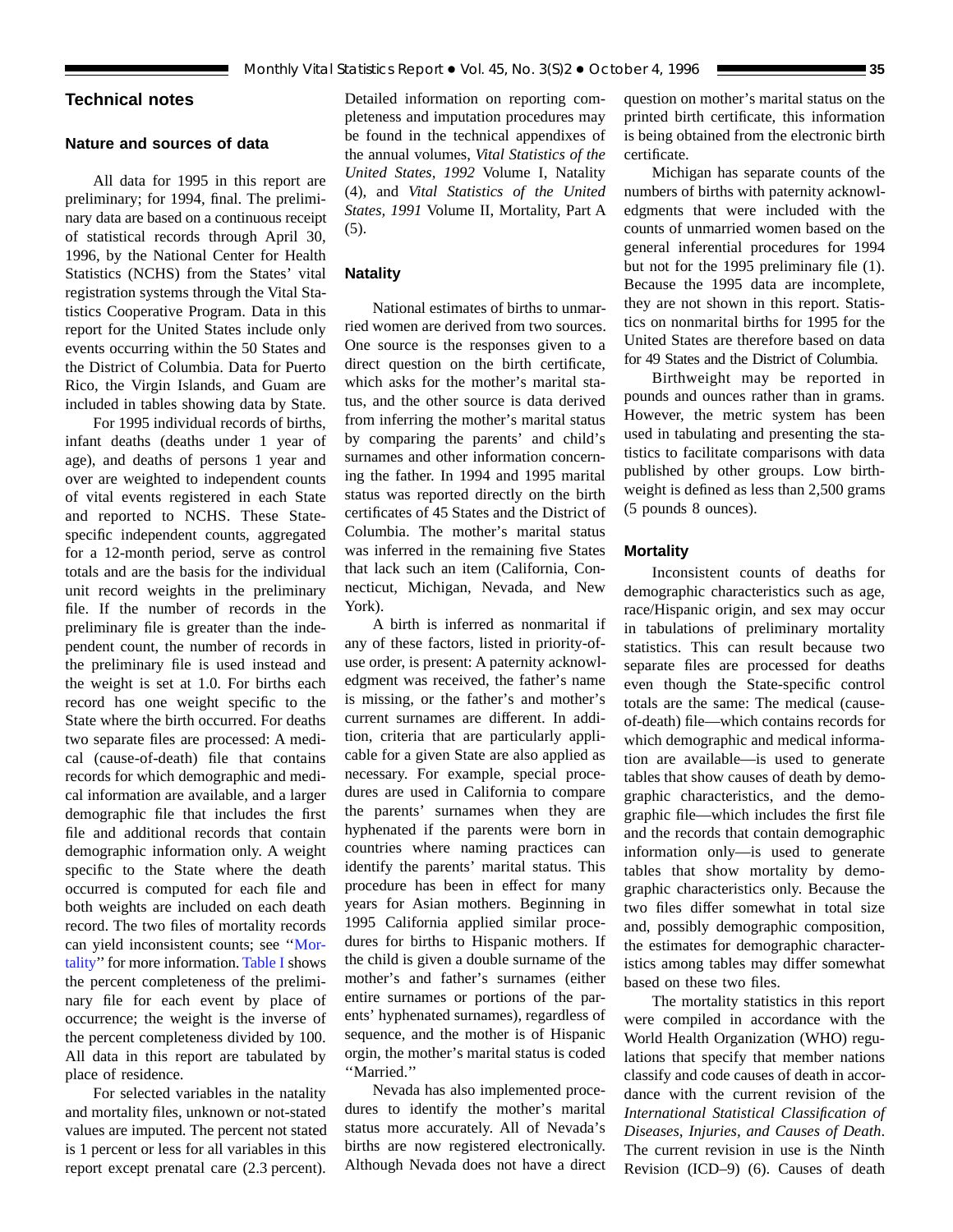## Technical notes

### Nature and sources of data

All data for 1995 in this report are preliminary; for 1994, final. The preliminary data are based on a continuous receipt of statistical records through April 30, 1996, by the National Center for Health Statistics (NCHS) from the States' vital registration systems through the Vital Statistics Cooperative Program. Data in this report for the United States include only events occurring within the 50 States and the District of Columbia. Data for Puerto Rico, the Virgin Islands, and Guam are included in tables showing data by State.

For 1995 individual records of births, infant deaths (deaths under 1 year of age), and deaths of persons 1 year and over are weighted to independent counts of vital events registered in each State and reported to NCHS. These State-specific independent counts, aggregated for a 12-month period, serve as control totals and are the basis for the individual unit record weights in the preliminary file. If the number of records in the preliminary file is greater than the independent count, the number of records in the preliminary file is used instead and the weight is set at 1.0. For births each record has one weight specific to the State where the birth occurred. For deaths two separate files are processed: A medical (cause-of-death) file that contains records for which demographic and medical information are available, and a larger demographic file that includes the first file and additional records that contain demographic information only. A weight specific to the State where the death occurred is computed for each file and both weights are included on each death record. The two files of mortality records can yield inconsistent counts; see ''Mortality'' for more information. Table I shows the percent completeness of the preliminary file for each event by place of occurrence; the weight is the inverse of the percent completeness divided by 100. All data in this report are tabulated by place of residence.

For selected variables in the natality and mortality files, unknown or not-stated values are imputed. The percent not stated is 1 percent or less for all variables in this report except prenatal care (2.3 percent). Detailed information on reporting completeness and imputation procedures may be found in the technical appendixes of the annual volumes, *Vital Statistics of the United States, 1992* Volume I, Natality (4), and *Vital Statistics of the United States, 1991* Volume II, Mortality, Part A (5).

### Natality

National estimates of births to unmarried women are derived from two sources. One source is the responses given to a direct question on the birth certificate, which asks for the mother's marital status, and the other source is data derived from inferring the mother's marital status by comparing the parents' and child's surnames and other information concerning the father. In 1994 and 1995 marital status was reported directly on the birth certificates of 45 States and the District of Columbia. The mother's marital status was inferred in the remaining five States that lack such an item (California, Connecticut, Michigan, Nevada, and New York).

A birth is inferred as nonmarital if any of these factors, listed in priority-of-use order, is present: A paternity acknowledgment was received, the father's name is missing, or the father's and mother's current surnames are different. In addition, criteria that are particularly applicable for a given State are also applied as necessary. For example, special procedures are used in California to compare the parents' surnames when they are hyphenated if the parents were born in countries where naming practices can identify the parents' marital status. This procedure has been in effect for many years for Asian mothers. Beginning in 1995 California applied similar procedures for births to Hispanic mothers. If the child is given a double surname of the mother's and father's surnames (either entire surnames or portions of the parents' hyphenated surnames), regardless of sequence, and the mother is of Hispanic orgin, the mother's marital status is coded ''Married.''

Nevada has also implemented procedures to identify the mother's marital status more accurately. All of Nevada's births are now registered electronically. Although Nevada does not have a direct question on mother's marital status on the printed birth certificate, this information is being obtained from the electronic birth certificate.

Michigan has separate counts of the numbers of births with paternity acknowledgments that were included with the counts of unmarried women based on the general inferential procedures for 1994 but not for the 1995 preliminary file (1). Because the 1995 data are incomplete, they are not shown in this report. Statistics on nonmarital births for 1995 for the United States are therefore based on data for 49 States and the District of Columbia.

Birthweight may be reported in pounds and ounces rather than in grams. However, the metric system has been used in tabulating and presenting the statistics to facilitate comparisons with data published by other groups. Low birthweight is defined as less than 2,500 grams (5 pounds 8 ounces).

### Mortality

Inconsistent counts of deaths for demographic characteristics such as age, race/Hispanic origin, and sex may occur in tabulations of preliminary mortality statistics. This can result because two separate files are processed for deaths even though the State-specific control totals are the same: The medical (cause-of-death) file—which contains records for which demographic and medical information are available—is used to generate tables that show causes of death by demographic characteristics, and the demographic file—which includes the first file and the records that contain demographic information only—is used to generate tables that show mortality by demographic characteristics only. Because the two files differ somewhat in total size and, possibly demographic composition, the estimates for demographic characteristics among tables may differ somewhat based on these two files.

The mortality statistics in this report were compiled in accordance with the World Health Organization (WHO) regulations that specify that member nations classify and code causes of death in accordance with the current revision of the *International Statistical Classification of Diseases, Injuries, and Causes of Death*. The current revision in use is the Ninth Revision (ICD–9) (6). Causes of death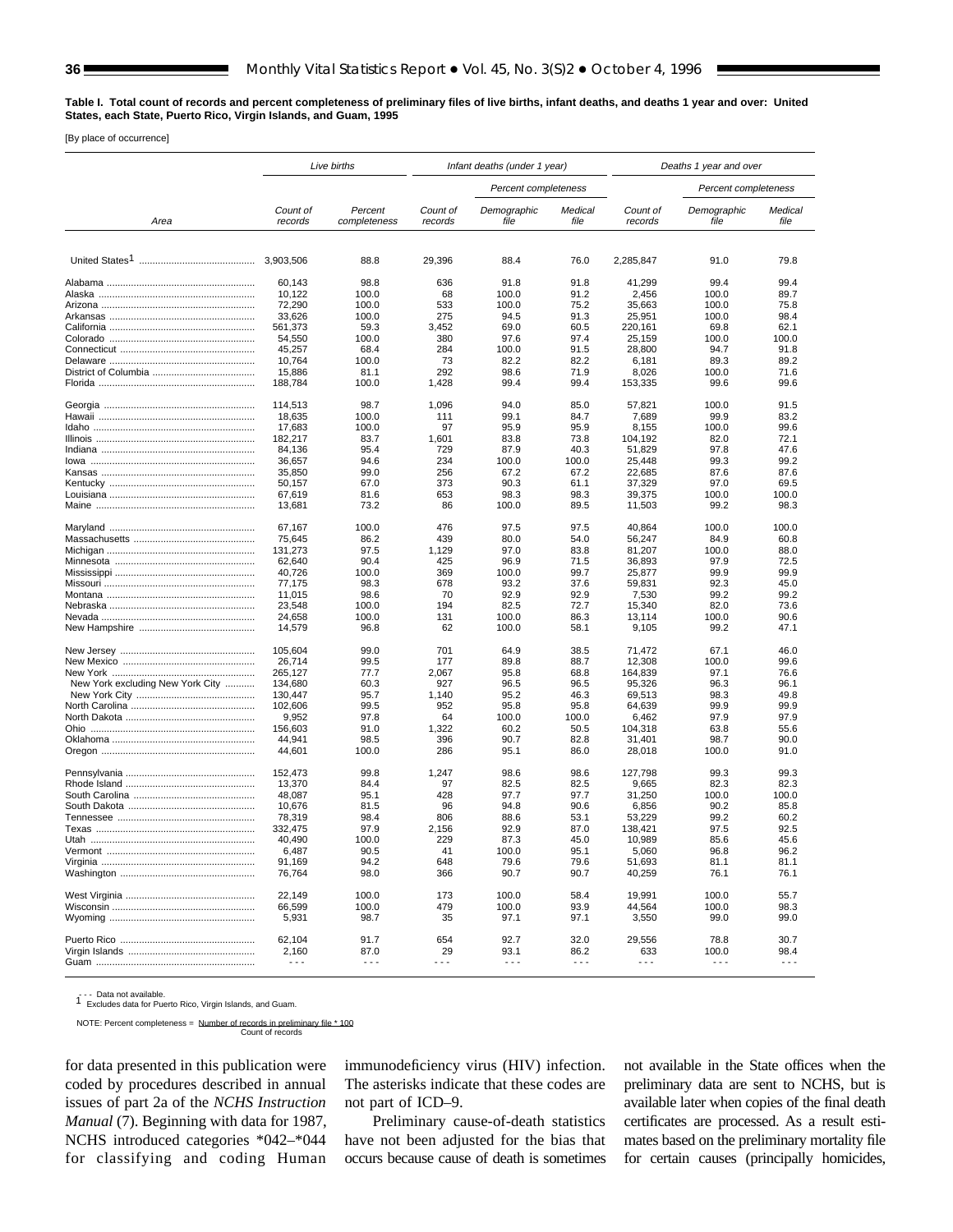**Table I. Total count of records and percent completeness of preliminary files of live births, infant deaths, and deaths 1 year and over: United States, each State, Puerto Rico, Virgin Islands, and Guam, 1995**

[By place of occurrence]

| Area | Live births | | Infant deaths (under 1 year) | | | Deaths 1 year and over | | |
|---|---|---|---|---|---|---|---|---|
| | | | | Percent completeness | | | Percent completeness | |
| | Count of records | Percent completeness | Count of records | Demographic file | Medical file | Count of records | Demographic file | Medical file |
| United States[1] | 3,903,506 | 88.8 | 29,396 | 88.4 | 76.0 | 2,285,847 | 91.0 | 79.8 |
| Alabama | 60,143 | 98.8 | 636 | 91.8 | 91.8 | 41,299 | 99.4 | 99.4 |
| Alaska | 10,122 | 100.0 | 68 | 100.0 | 91.2 | 2,456 | 100.0 | 89.7 |
| Arizona | 72,290 | 100.0 | 533 | 100.0 | 75.2 | 35,663 | 100.0 | 75.8 |
| Arkansas | 33,626 | 100.0 | 275 | 94.5 | 91.3 | 25,951 | 100.0 | 98.4 |
| California | 561,373 | 59.3 | 3,452 | 69.0 | 60.5 | 220,161 | 69.8 | 62.1 |
| Colorado | 54,550 | 100.0 | 380 | 97.6 | 97.4 | 25,159 | 100.0 | 100.0 |
| Connecticut | 45,257 | 68.4 | 284 | 100.0 | 91.5 | 28,800 | 94.7 | 91.8 |
| Delaware | 10,764 | 100.0 | 73 | 82.2 | 82.2 | 6,181 | 89.3 | 89.2 |
| District of Columbia | 15,886 | 81.1 | 292 | 98.6 | 71.9 | 8,026 | 100.0 | 71.6 |
| Florida | 188,784 | 100.0 | 1,428 | 99.4 | 99.4 | 153,335 | 99.6 | 99.6 |
| Georgia | 114,513 | 98.7 | 1,096 | 94.0 | 85.0 | 57,821 | 100.0 | 91.5 |
| Hawaii | 18,635 | 100.0 | 111 | 99.1 | 84.7 | 7,689 | 99.9 | 83.2 |
| Idaho | 17,683 | 100.0 | 97 | 95.9 | 95.9 | 8,155 | 100.0 | 99.6 |
| Illinois | 182,217 | 83.7 | 1,601 | 83.8 | 73.8 | 104,192 | 82.0 | 72.1 |
| Indiana | 84,136 | 95.4 | 729 | 87.9 | 40.3 | 51,829 | 97.8 | 47.6 |
| Iowa | 36,657 | 94.6 | 234 | 100.0 | 100.0 | 25,448 | 99.3 | 99.2 |
| Kansas | 35,850 | 99.0 | 256 | 67.2 | 67.2 | 22,685 | 87.6 | 87.6 |
| Kentucky | 50,157 | 67.0 | 373 | 90.3 | 61.1 | 37,329 | 97.0 | 69.5 |
| Louisiana | 67,619 | 81.6 | 653 | 98.3 | 98.3 | 39,375 | 100.0 | 100.0 |
| Maine | 13,681 | 73.2 | 86 | 100.0 | 89.5 | 11,503 | 99.2 | 98.3 |
| Maryland | 67,167 | 100.0 | 476 | 97.5 | 97.5 | 40,864 | 100.0 | 100.0 |
| Massachusetts | 75,645 | 86.2 | 439 | 80.0 | 54.0 | 56,247 | 84.9 | 60.8 |
| Michigan | 131,273 | 97.5 | 1,129 | 97.0 | 83.8 | 81,207 | 100.0 | 88.0 |
| Minnesota | 62,640 | 90.4 | 425 | 96.9 | 71.5 | 36,893 | 97.9 | 72.5 |
| Mississippi | 40,726 | 100.0 | 369 | 100.0 | 99.7 | 25,877 | 99.9 | 99.9 |
| Missouri | 77,175 | 98.3 | 678 | 93.2 | 37.6 | 59,831 | 92.3 | 45.0 |
| Montana | 11,015 | 98.6 | 70 | 92.9 | 92.9 | 7,530 | 99.2 | 99.2 |
| Nebraska | 23,548 | 100.0 | 194 | 82.5 | 72.7 | 15,340 | 82.0 | 73.6 |
| Nevada | 24,658 | 100.0 | 131 | 100.0 | 86.3 | 13,114 | 100.0 | 90.6 |
| New Hampshire | 14,579 | 96.8 | 62 | 100.0 | 58.1 | 9,105 | 99.2 | 47.1 |
| New Jersey | 105,604 | 99.0 | 701 | 64.9 | 38.5 | 71,472 | 67.1 | 46.0 |
| New Mexico | 26,714 | 99.5 | 177 | 89.8 | 88.7 | 12,308 | 100.0 | 99.6 |
| New York | 265,127 | 77.7 | 2,067 | 95.8 | 68.8 | 164,839 | 97.1 | 76.6 |
| New York excluding New York City | 134,680 | 60.3 | 927 | 96.5 | 96.5 | 95,326 | 96.3 | 96.1 |
| New York City | 130,447 | 95.7 | 1,140 | 95.2 | 46.3 | 69,513 | 98.3 | 49.8 |
| North Carolina | 102,606 | 99.5 | 952 | 95.8 | 95.8 | 64,639 | 99.9 | 99.9 |
| North Dakota | 9,952 | 97.8 | 64 | 100.0 | 100.0 | 6,462 | 97.9 | 97.9 |
| Ohio | 156,603 | 91.0 | 1,322 | 60.2 | 50.5 | 104,318 | 63.8 | 55.6 |
| Oklahoma | 44,941 | 98.5 | 396 | 90.7 | 82.8 | 31,401 | 98.7 | 90.0 |
| Oregon | 44,601 | 100.0 | 286 | 95.1 | 86.0 | 28,018 | 100.0 | 91.0 |
| Pennsylvania | 152,473 | 99.8 | 1,247 | 98.6 | 98.6 | 127,798 | 99.3 | 99.3 |
| Rhode Island | 13,370 | 84.4 | 97 | 82.5 | 82.5 | 9,665 | 82.3 | 82.3 |
| South Carolina | 48,087 | 95.1 | 428 | 97.7 | 97.7 | 31,250 | 100.0 | 100.0 |
| South Dakota | 10,676 | 81.5 | 96 | 94.8 | 90.6 | 6,856 | 90.2 | 85.8 |
| Tennessee | 78,319 | 98.4 | 806 | 88.6 | 53.1 | 53,229 | 99.2 | 60.2 |
| Texas | 332,475 | 97.9 | 2,156 | 92.9 | 87.0 | 138,421 | 97.5 | 92.5 |
| Utah | 40,490 | 100.0 | 229 | 87.3 | 45.0 | 10,989 | 85.6 | 45.6 |
| Vermont | 6,487 | 90.5 | 41 | 100.0 | 95.1 | 5,060 | 96.8 | 96.2 |
| Virginia | 91,169 | 94.2 | 648 | 79.6 | 79.6 | 51,693 | 81.1 | 81.1 |
| Washington | 76,764 | 98.0 | 366 | 90.7 | 90.7 | 40,259 | 76.1 | 76.1 |
| West Virginia | 22,149 | 100.0 | 173 | 100.0 | 58.4 | 19,991 | 100.0 | 55.7 |
| Wisconsin | 66,599 | 100.0 | 479 | 100.0 | 93.9 | 44,564 | 100.0 | 98.3 |
| Wyoming | 5,931 | 98.7 | 35 | 97.1 | 97.1 | 3,550 | 99.0 | 99.0 |
| Puerto Rico | 62,104 | 91.7 | 654 | 92.7 | 32.0 | 29,556 | 78.8 | 30.7 |
| Virgin Islands | 2,160 | 87.0 | 29 | 93.1 | 86.2 | 633 | 100.0 | 98.4 |
| Guam | - - - | - - - | - - - | - - - | - - - | - - - | - - - | - - - |

- - - Data not available.
[1] Excludes data for Puerto Rico, Virgin Islands, and Guam.

NOTE: Percent completeness = $\frac{\text{Number of records in preliminary file} * 100}{\text{Count of records}}$

for data presented in this publication were coded by procedures described in annual issues of part 2a of the *NCHS Instruction Manual* (7). Beginning with data for 1987, NCHS introduced categories *042–*044 for classifying and coding Human immunodeficiency virus (HIV) infection. The asterisks indicate that these codes are not part of ICD–9.

Preliminary cause-of-death statistics have not been adjusted for the bias that occurs because cause of death is sometimes not available in the State offices when the preliminary data are sent to NCHS, but is available later when copies of the final death certificates are processed. As a result estimates based on the preliminary mortality file for certain causes (principally homicides,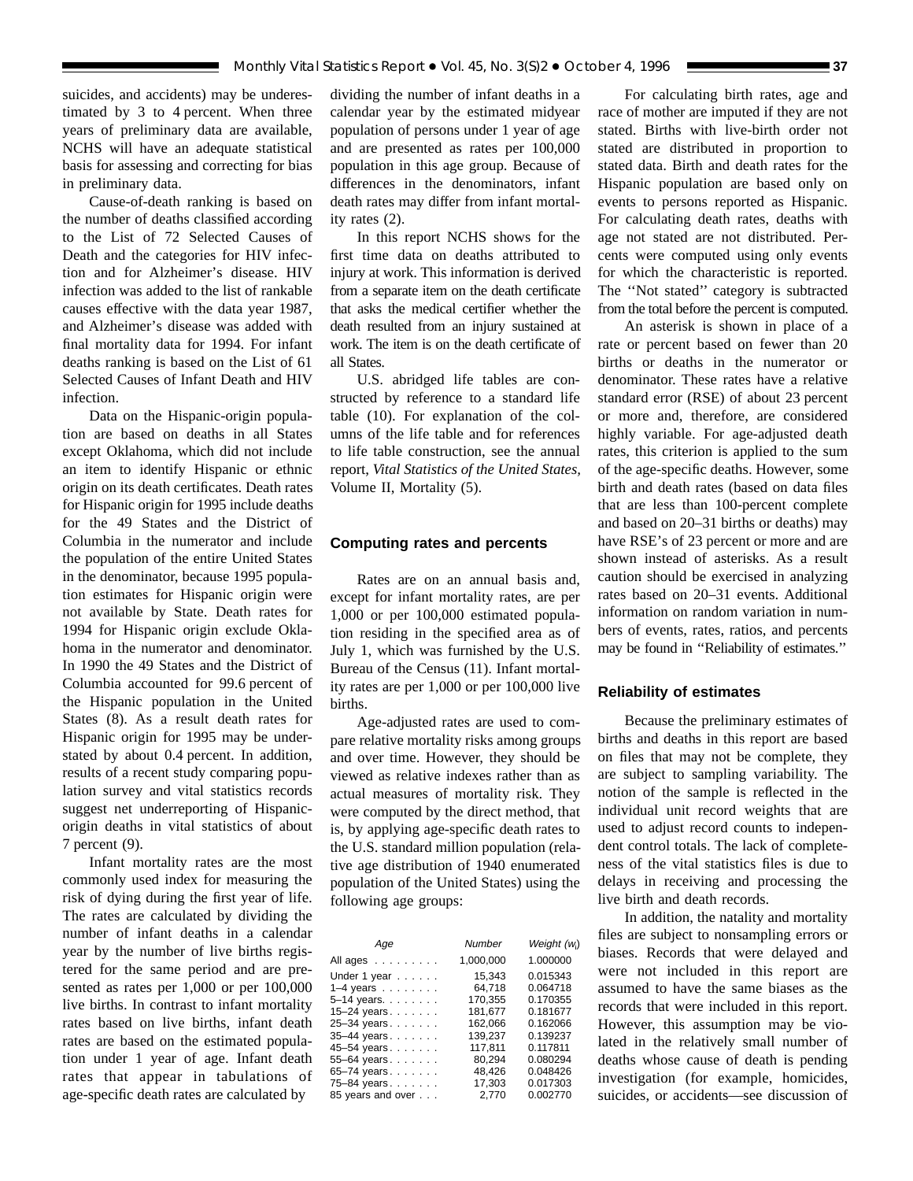suicides, and accidents) may be underestimated by 3 to 4 percent. When three years of preliminary data are available, NCHS will have an adequate statistical basis for assessing and correcting for bias in preliminary data.

Cause-of-death ranking is based on the number of deaths classified according to the List of 72 Selected Causes of Death and the categories for HIV infection and for Alzheimer's disease. HIV infection was added to the list of rankable causes effective with the data year 1987, and Alzheimer's disease was added with final mortality data for 1994. For infant deaths ranking is based on the List of 61 Selected Causes of Infant Death and HIV infection.

Data on the Hispanic-origin population are based on deaths in all States except Oklahoma, which did not include an item to identify Hispanic or ethnic origin on its death certificates. Death rates for Hispanic origin for 1995 include deaths for the 49 States and the District of Columbia in the numerator and include the population of the entire United States in the denominator, because 1995 population estimates for Hispanic origin were not available by State. Death rates for 1994 for Hispanic origin exclude Oklahoma in the numerator and denominator. In 1990 the 49 States and the District of Columbia accounted for 99.6 percent of the Hispanic population in the United States (8). As a result death rates for Hispanic origin for 1995 may be understated by about 0.4 percent. In addition, results of a recent study comparing population survey and vital statistics records suggest net underreporting of Hispanic-origin deaths in vital statistics of about 7 percent (9).

Infant mortality rates are the most commonly used index for measuring the risk of dying during the first year of life. The rates are calculated by dividing the number of infant deaths in a calendar year by the number of live births registered for the same period and are presented as rates per 1,000 or per 100,000 live births. In contrast to infant mortality rates based on live births, infant death rates are based on the estimated population under 1 year of age. Infant death rates that appear in tabulations of age-specific death rates are calculated by dividing the number of infant deaths in a calendar year by the estimated midyear population of persons under 1 year of age and are presented as rates per 100,000 population in this age group. Because of differences in the denominators, infant death rates may differ from infant mortality rates (2).

In this report NCHS shows for the first time data on deaths attributed to injury at work. This information is derived from a separate item on the death certificate that asks the medical certifier whether the death resulted from an injury sustained at work. The item is on the death certificate of all States.

U.S. abridged life tables are constructed by reference to a standard life table (10). For explanation of the columns of the life table and for references to life table construction, see the annual report, *Vital Statistics of the United States*, Volume II, Mortality (5).

### Computing rates and percents

Rates are on an annual basis and, except for infant mortality rates, are per 1,000 or per 100,000 estimated population residing in the specified area as of July 1, which was furnished by the U.S. Bureau of the Census (11). Infant mortality rates are per 1,000 or per 100,000 live births.

Age-adjusted rates are used to compare relative mortality risks among groups and over time. However, they should be viewed as relative indexes rather than as actual measures of mortality risk. They were computed by the direct method, that is, by applying age-specific death rates to the U.S. standard million population (relative age distribution of 1940 enumerated population of the United States) using the following age groups:

| Age | Number | Weight ($w_i$) |
|---|---|---|
| All ages | 1,000,000 | 1.000000 |
| Under 1 year | 15,343 | 0.015343 |
| 1–4 years | 64,718 | 0.064718 |
| 5–14 years | 170,355 | 0.170355 |
| 15–24 years | 181,677 | 0.181677 |
| 25–34 years | 162,066 | 0.162066 |
| 35–44 years | 139,237 | 0.139237 |
| 45–54 years | 117,811 | 0.117811 |
| 55–64 years | 80,294 | 0.080294 |
| 65–74 years | 48,426 | 0.048426 |
| 75–84 years | 17,303 | 0.017303 |
| 85 years and over | 2,770 | 0.002770 |

For calculating birth rates, age and race of mother are imputed if they are not stated. Births with live-birth order not stated are distributed in proportion to stated data. Birth and death rates for the Hispanic population are based only on events to persons reported as Hispanic. For calculating death rates, deaths with age not stated are not distributed. Percents were computed using only events for which the characteristic is reported. The ''Not stated'' category is subtracted from the total before the percent is computed.

An asterisk is shown in place of a rate or percent based on fewer than 20 births or deaths in the numerator or denominator. These rates have a relative standard error (RSE) of about 23 percent or more and, therefore, are considered highly variable. For age-adjusted death rates, this criterion is applied to the sum of the age-specific deaths. However, some birth and death rates (based on data files that are less than 100-percent complete and based on 20–31 births or deaths) may have RSE's of 23 percent or more and are shown instead of asterisks. As a result caution should be exercised in analyzing rates based on 20–31 events. Additional information on random variation in numbers of events, rates, ratios, and percents may be found in ''Reliability of estimates.''

### Reliability of estimates

Because the preliminary estimates of births and deaths in this report are based on files that may not be complete, they are subject to sampling variability. The notion of the sample is reflected in the individual unit record weights that are used to adjust record counts to independent control totals. The lack of completeness of the vital statistics files is due to delays in receiving and processing the live birth and death records.

In addition, the natality and mortality files are subject to nonsampling errors or biases. Records that were delayed and were not included in this report are assumed to have the same biases as the records that were included in this report. However, this assumption may be violated in the relatively small number of deaths whose cause of death is pending investigation (for example, homicides, suicides, or accidents—see discussion of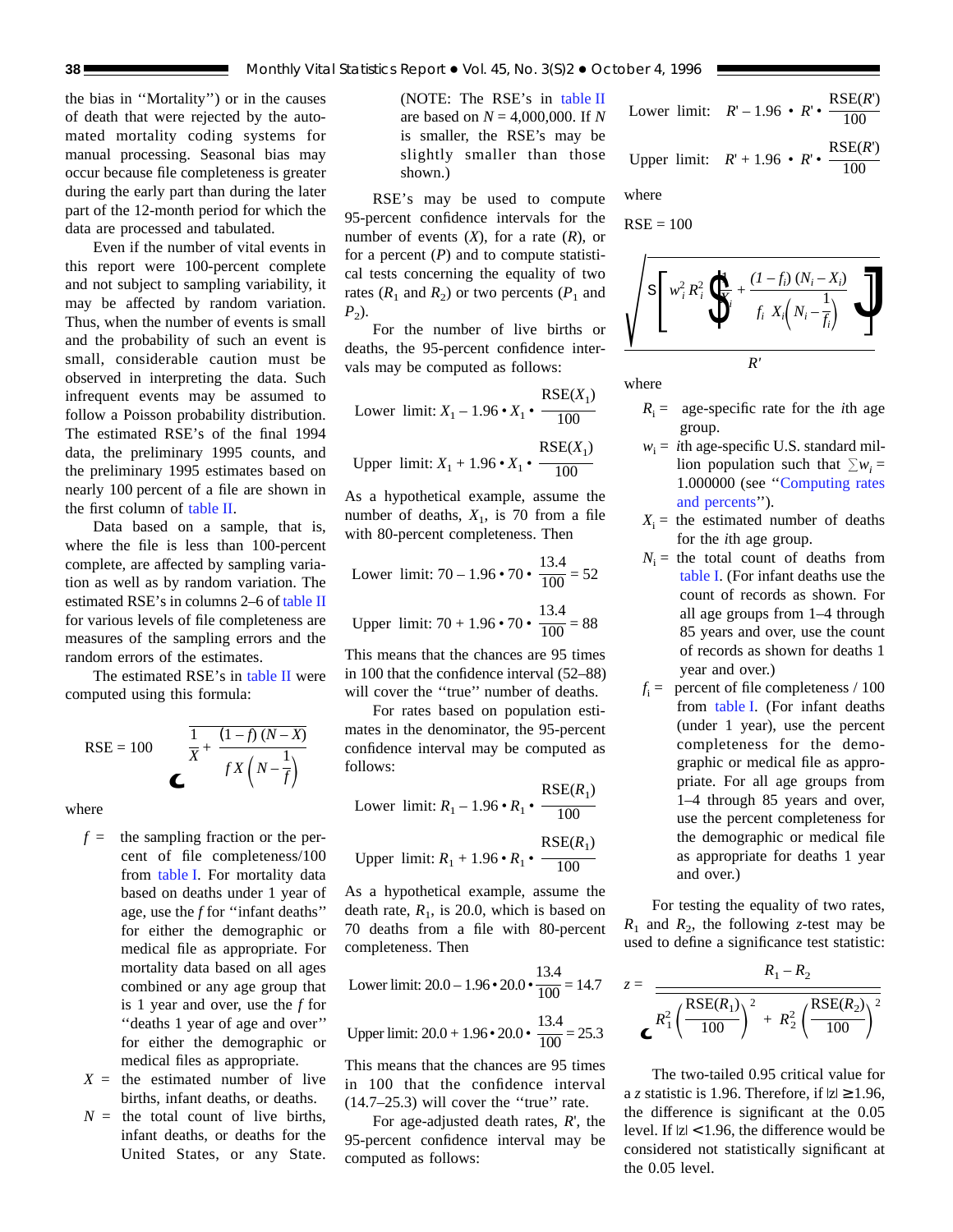the bias in ''Mortality'') or in the causes of death that were rejected by the automated mortality coding systems for manual processing. Seasonal bias may occur because file completeness is greater during the early part than during the later part of the 12-month period for which the data are processed and tabulated.

Even if the number of vital events in this report were 100-percent complete and not subject to sampling variability, it may be affected by random variation. Thus, when the number of events is small and the probability of such an event is small, considerable caution must be observed in interpreting the data. Such infrequent events may be assumed to follow a Poisson probability distribution. The estimated RSE's of the final 1994 data, the preliminary 1995 counts, and the preliminary 1995 estimates based on nearly 100 percent of a file are shown in the first column of table II.

Data based on a sample, that is, where the file is less than 100-percent complete, are affected by sampling variation as well as by random variation. The estimated RSE's in columns 2–6 of table II for various levels of file completeness are measures of the sampling errors and the random errors of the estimates.

The estimated RSE's in table II were computed using this formula:

$$\text{RSE} = 100 \sqrt{\frac{1}{X} + \frac{(1-f)(N-X)}{fX\left(N-\frac{1}{f}\right)}}$$

where

- $f$ = the sampling fraction or the percent of file completeness/100 from table I. For mortality data based on deaths under 1 year of age, use the $f$ for ''infant deaths'' for either the demographic or medical file as appropriate. For mortality data based on all ages combined or any age group that is 1 year and over, use the $f$ for ''deaths 1 year of age and over'' for either the demographic or medical files as appropriate.
- $X$ = the estimated number of live births, infant deaths, or deaths.
- $N$ = the total count of live births, infant deaths, or deaths for the United States, or any State.

(NOTE: The RSE's in table II are based on $N$ = 4,000,000. If $N$ is smaller, the RSE's may be slightly smaller than those shown.)

RSE's may be used to compute 95-percent confidence intervals for the number of events ($X$), for a rate ($R$), or for a percent ($P$) and to compute statistical tests concerning the equality of two rates ($R_1$ and $R_2$) or two percents ($P_1$ and $P_2$).

For the number of live births or deaths, the 95-percent confidence intervals may be computed as follows:

$$\text{Lower limit: } X_1 - 1.96 \cdot X_1 \cdot \frac{\text{RSE}(X_1)}{100}$$

$$\text{Upper limit: } X_1 + 1.96 \cdot X_1 \cdot \frac{\text{RSE}(X_1)}{100}$$

As a hypothetical example, assume the number of deaths, $X_1$, is 70 from a file with 80-percent completeness. Then

$$\text{Lower limit: } 70 - 1.96 \cdot 70 \cdot \frac{13.4}{100} = 52$$

$$\text{Upper limit: } 70 + 1.96 \cdot 70 \cdot \frac{13.4}{100} = 88$$

This means that the chances are 95 times in 100 that the confidence interval (52–88) will cover the ''true'' number of deaths.

For rates based on population estimates in the denominator, the 95-percent confidence interval may be computed as follows:

$$\text{Lower limit: } R_1 - 1.96 \cdot R_1 \cdot \frac{\text{RSE}(R_1)}{100}$$

$$\text{Upper limit: } R_1 + 1.96 \cdot R_1 \cdot \frac{\text{RSE}(R_1)}{100}$$

As a hypothetical example, assume the death rate, $R_1$, is 20.0, which is based on 70 deaths from a file with 80-percent completeness. Then

$$\text{Lower limit: } 20.0 - 1.96 \cdot 20.0 \cdot \frac{13.4}{100} = 14.7$$

$$\text{Upper limit: } 20.0 + 1.96 \cdot 20.0 \cdot \frac{13.4}{100} = 25.3$$

This means that the chances are 95 times in 100 that the confidence interval (14.7–25.3) will cover the ''true'' rate.

For age-adjusted death rates, $R'$, the 95-percent confidence interval may be computed as follows:

$$\text{Lower limit: } R' - 1.96 \cdot R' \cdot \frac{\text{RSE}(R')}{100}$$

$$\text{Upper limit: } R' + 1.96 \cdot R' \cdot \frac{\text{RSE}(R')}{100}$$

where

$$\text{RSE} = 100 \, \frac{\sqrt{\sum \left[ w_i^2 R_i^2 \left\{ \frac{1}{X_i} + \frac{(1-f_i)(N_i - X_i)}{f_i X_i \left(N_i - \frac{1}{f_i}\right)} \right\} \right]}}{R'}$$

where

- $R_i$ = age-specific rate for the $i$th age group.
- $w_i$ = $i$th age-specific U.S. standard million population such that $\sum w_i$ = 1.000000 (see ''Computing rates and percents'').
- $X_i$ = the estimated number of deaths for the $i$th age group.
- $N_i$ = the total count of deaths from table I. (For infant deaths use the count of records as shown. For all age groups from 1–4 through 85 years and over, use the count of records as shown for deaths 1 year and over.)
- $f_i$ = percent of file completeness / 100 from table I. (For infant deaths (under 1 year), use the percent completeness for the demographic or medical file as appropriate. For all age groups from 1–4 through 85 years and over, use the percent completeness for the demographic or medical file as appropriate for deaths 1 year and over.)

For testing the equality of two rates, $R_1$ and $R_2$, the following $z$-test may be used to define a significance test statistic:

$$z = \frac{R_1 - R_2}{\sqrt{R_1^2 \left(\frac{\text{RSE}(R_1)}{100}\right)^2 + R_2^2 \left(\frac{\text{RSE}(R_2)}{100}\right)^2}}$$

The two-tailed 0.95 critical value for a $z$ statistic is 1.96. Therefore, if $|z| \geq 1.96$, the difference is significant at the 0.05 level. If $|z| < 1.96$, the difference would be considered not statistically significant at the 0.05 level.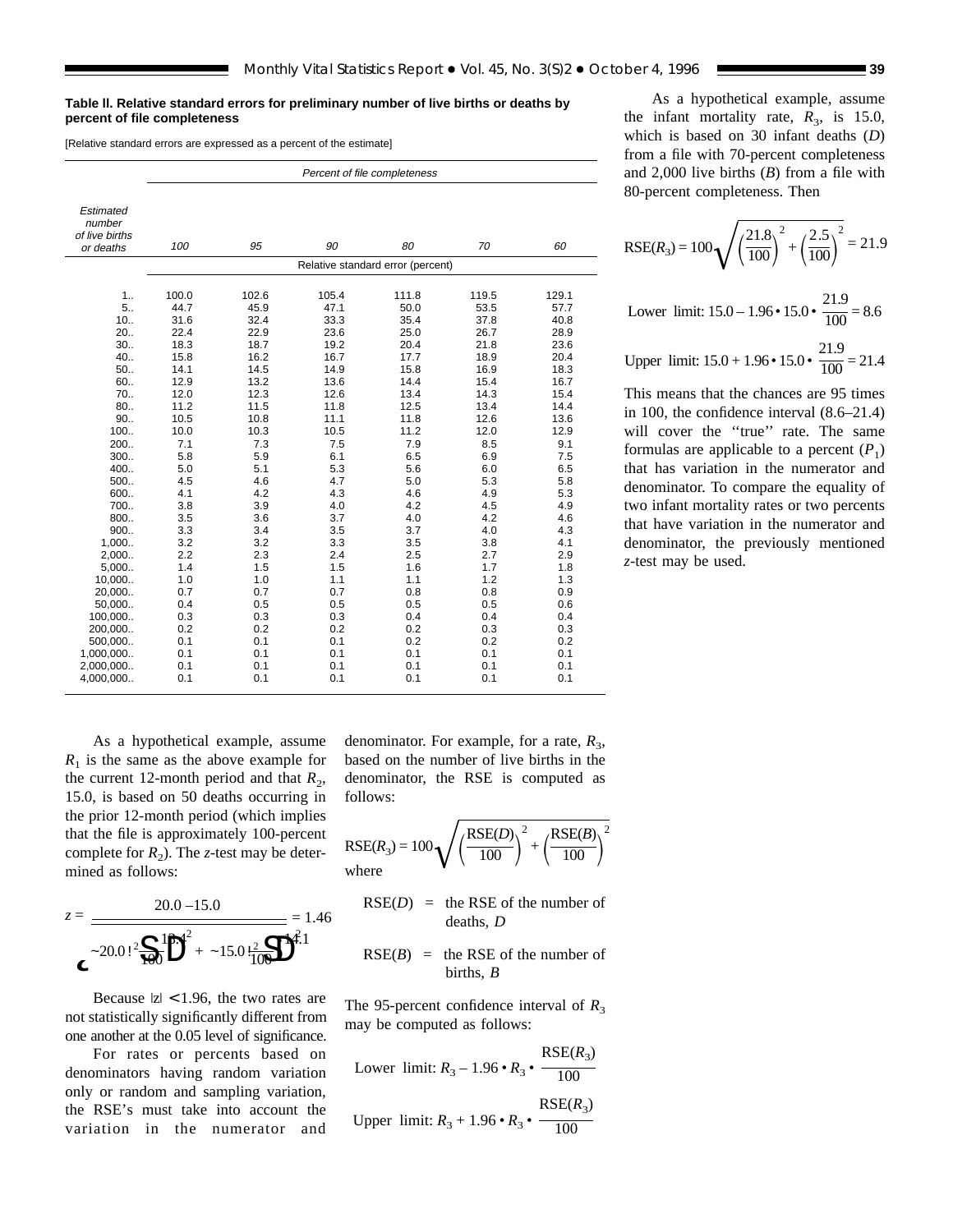**Table II. Relative standard errors for preliminary number of live births or deaths by percent of file completeness**

[Relative standard errors are expressed as a percent of the estimate]

| Estimated number of live births or deaths | Percent of file completeness | | | | | |
|---|---|---|---|---|---|---|
| | 100 | 95 | 90 | 80 | 70 | 60 |
| | Relative standard error (percent) | | | | | |
| 1.. | 100.0 | 102.6 | 105.4 | 111.8 | 119.5 | 129.1 |
| 5.. | 44.7 | 45.9 | 47.1 | 50.0 | 53.5 | 57.7 |
| 10.. | 31.6 | 32.4 | 33.3 | 35.4 | 37.8 | 40.8 |
| 20.. | 22.4 | 22.9 | 23.6 | 25.0 | 26.7 | 28.9 |
| 30.. | 18.3 | 18.7 | 19.2 | 20.4 | 21.8 | 23.6 |
| 40.. | 15.8 | 16.2 | 16.7 | 17.7 | 18.9 | 20.4 |
| 50.. | 14.1 | 14.5 | 14.9 | 15.8 | 16.9 | 18.3 |
| 60.. | 12.9 | 13.2 | 13.6 | 14.4 | 15.4 | 16.7 |
| 70.. | 12.0 | 12.3 | 12.6 | 13.4 | 14.3 | 15.4 |
| 80.. | 11.2 | 11.5 | 11.8 | 12.5 | 13.4 | 14.4 |
| 90.. | 10.5 | 10.8 | 11.1 | 11.8 | 12.6 | 13.6 |
| 100.. | 10.0 | 10.3 | 10.5 | 11.2 | 12.0 | 12.9 |
| 200.. | 7.1 | 7.3 | 7.5 | 7.9 | 8.5 | 9.1 |
| 300.. | 5.8 | 5.9 | 6.1 | 6.5 | 6.9 | 7.5 |
| 400.. | 5.0 | 5.1 | 5.3 | 5.6 | 6.0 | 6.5 |
| 500.. | 4.5 | 4.6 | 4.7 | 5.0 | 5.3 | 5.8 |
| 600.. | 4.1 | 4.2 | 4.3 | 4.6 | 4.9 | 5.3 |
| 700.. | 3.8 | 3.9 | 4.0 | 4.2 | 4.5 | 4.9 |
| 800.. | 3.5 | 3.6 | 3.7 | 4.0 | 4.2 | 4.6 |
| 900.. | 3.3 | 3.4 | 3.5 | 3.7 | 4.0 | 4.3 |
| 1,000.. | 3.2 | 3.2 | 3.3 | 3.5 | 3.8 | 4.1 |
| 2,000.. | 2.2 | 2.3 | 2.4 | 2.5 | 2.7 | 2.9 |
| 5,000.. | 1.4 | 1.5 | 1.5 | 1.6 | 1.7 | 1.8 |
| 10,000.. | 1.0 | 1.0 | 1.1 | 1.1 | 1.2 | 1.3 |
| 20,000.. | 0.7 | 0.7 | 0.7 | 0.8 | 0.8 | 0.9 |
| 50,000.. | 0.4 | 0.5 | 0.5 | 0.5 | 0.5 | 0.6 |
| 100,000.. | 0.3 | 0.3 | 0.3 | 0.4 | 0.4 | 0.4 |
| 200,000.. | 0.2 | 0.2 | 0.2 | 0.2 | 0.3 | 0.3 |
| 500,000.. | 0.1 | 0.1 | 0.1 | 0.2 | 0.2 | 0.2 |
| 1,000,000.. | 0.1 | 0.1 | 0.1 | 0.1 | 0.1 | 0.1 |
| 2,000,000.. | 0.1 | 0.1 | 0.1 | 0.1 | 0.1 | 0.1 |
| 4,000,000.. | 0.1 | 0.1 | 0.1 | 0.1 | 0.1 | 0.1 |

As a hypothetical example, assume $R_1$ is the same as the above example for the current 12-month period and that $R_2$, 15.0, is based on 50 deaths occurring in the prior 12-month period (which implies that the file is approximately 100-percent complete for $R_2$). The $z$-test may be determined as follows:

$$z = \frac{20.0 - 15.0}{\sqrt{(20.0)^2 \left(\frac{18.4}{100}\right)^2 + (15.0)^2 \left(\frac{14.1}{100}\right)^2}} = 1.46$$

Because $|z| < 1.96$, the two rates are not statistically significantly different from one another at the 0.05 level of significance.

For rates or percents based on denominators having random variation only or random and sampling variation, the RSE's must take into account the variation in the numerator and denominator. For example, for a rate, $R_3$, based on the number of live births in the denominator, the RSE is computed as follows:

$$\text{RSE}(R_3) = 100 \sqrt{\left(\frac{\text{RSE}(D)}{100}\right)^2 + \left(\frac{\text{RSE}(B)}{100}\right)^2}$$

where

RSE($D$) = the RSE of the number of deaths, $D$

RSE($B$) = the RSE of the number of births, $B$

The 95-percent confidence interval of $R_3$ may be computed as follows:

$$\text{Lower limit: } R_3 - 1.96 \cdot R_3 \cdot \frac{\text{RSE}(R_3)}{100}$$

$$\text{Upper limit: } R_3 + 1.96 \cdot R_3 \cdot \frac{\text{RSE}(R_3)}{100}$$

As a hypothetical example, assume the infant mortality rate, $R_3$, is 15.0, which is based on 30 infant deaths ($D$) from a file with 70-percent completeness and 2,000 live births ($B$) from a file with 80-percent completeness. Then

$$\text{RSE}(R_3) = 100 \sqrt{\left(\frac{21.8}{100}\right)^2 + \left(\frac{2.5}{100}\right)^2} = 21.9$$

$$\text{Lower limit: } 15.0 - 1.96 \cdot 15.0 \cdot \frac{21.9}{100} = 8.6$$

$$\text{Upper limit: } 15.0 + 1.96 \cdot 15.0 \cdot \frac{21.9}{100} = 21.4$$

This means that the chances are 95 times in 100, the confidence interval (8.6–21.4) will cover the ''true'' rate. The same formulas are applicable to a percent ($P_1$) that has variation in the numerator and denominator. To compare the equality of two infant mortality rates or two percents that have variation in the numerator and denominator, the previously mentioned $z$-test may be used.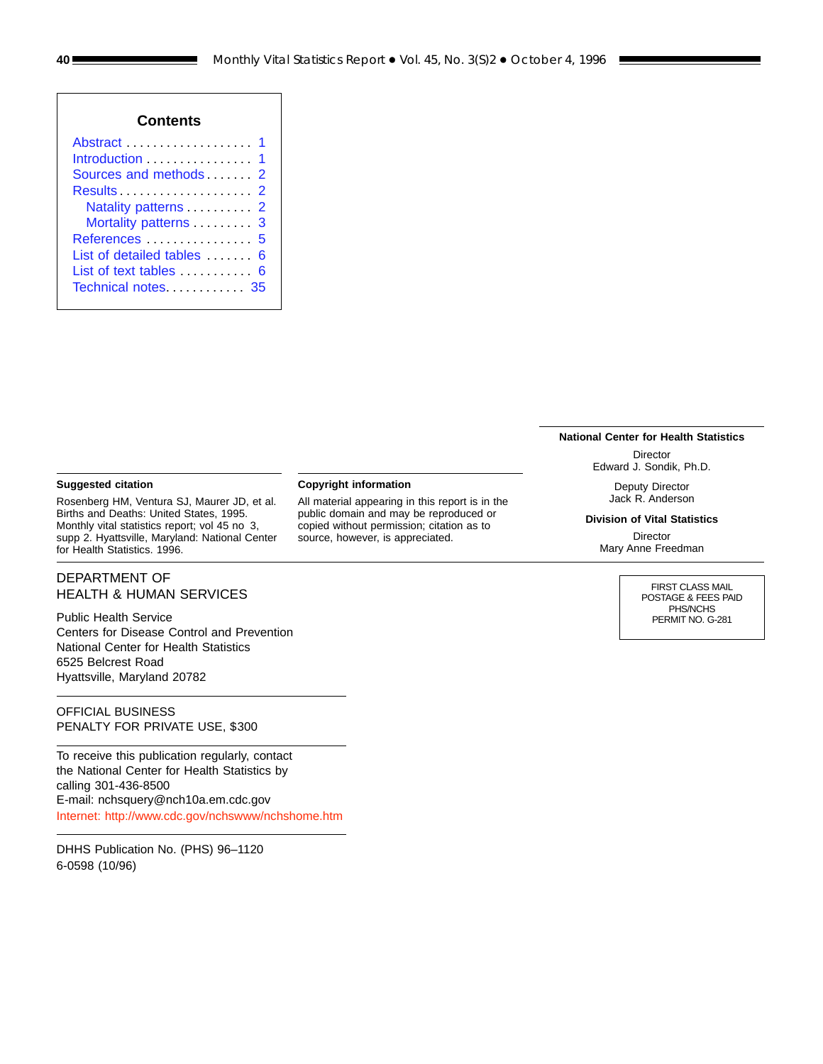## Contents

- Abstract . . . . . . . . . . . . . . . . . . . 1
- Introduction . . . . . . . . . . . . . . . . 1
- Sources and methods . . . . . . . 2
- Results . . . . . . . . . . . . . . . . . . . . 2
  - Natality patterns . . . . . . . . . . 2
  - Mortality patterns . . . . . . . . . 3
- References . . . . . . . . . . . . . . . . 5
- List of detailed tables . . . . . . . 6
- List of text tables . . . . . . . . . . . 6
- Technical notes. . . . . . . . . . . . 35

**Suggested citation**

Rosenberg HM, Ventura SJ, Maurer JD, et al. Births and Deaths: United States, 1995. Monthly vital statistics report; vol 45 no 3, supp 2. Hyattsville, Maryland: National Center for Health Statistics. 1996.

**Copyright information**

All material appearing in this report is in the public domain and may be reproduced or copied without permission; citation as to source, however, is appreciated.

**National Center for Health Statistics**

Director
Edward J. Sondik, Ph.D.

Deputy Director
Jack R. Anderson

**Division of Vital Statistics**

Director
Mary Anne Freedman

DEPARTMENT OF
HEALTH & HUMAN SERVICES

Public Health Service
Centers for Disease Control and Prevention
National Center for Health Statistics
6525 Belcrest Road
Hyattsville, Maryland 20782

OFFICIAL BUSINESS
PENALTY FOR PRIVATE USE, $300

To receive this publication regularly, contact the National Center for Health Statistics by calling 301-436-8500
E-mail: nchsquery@nch10a.em.cdc.gov
Internet: http://www.cdc.gov/nchswww/nchshome.htm

DHHS Publication No. (PHS) 96–1120
6-0598 (10/96)

FIRST CLASS MAIL
POSTAGE & FEES PAID
PHS/NCHS
PERMIT NO. G-281